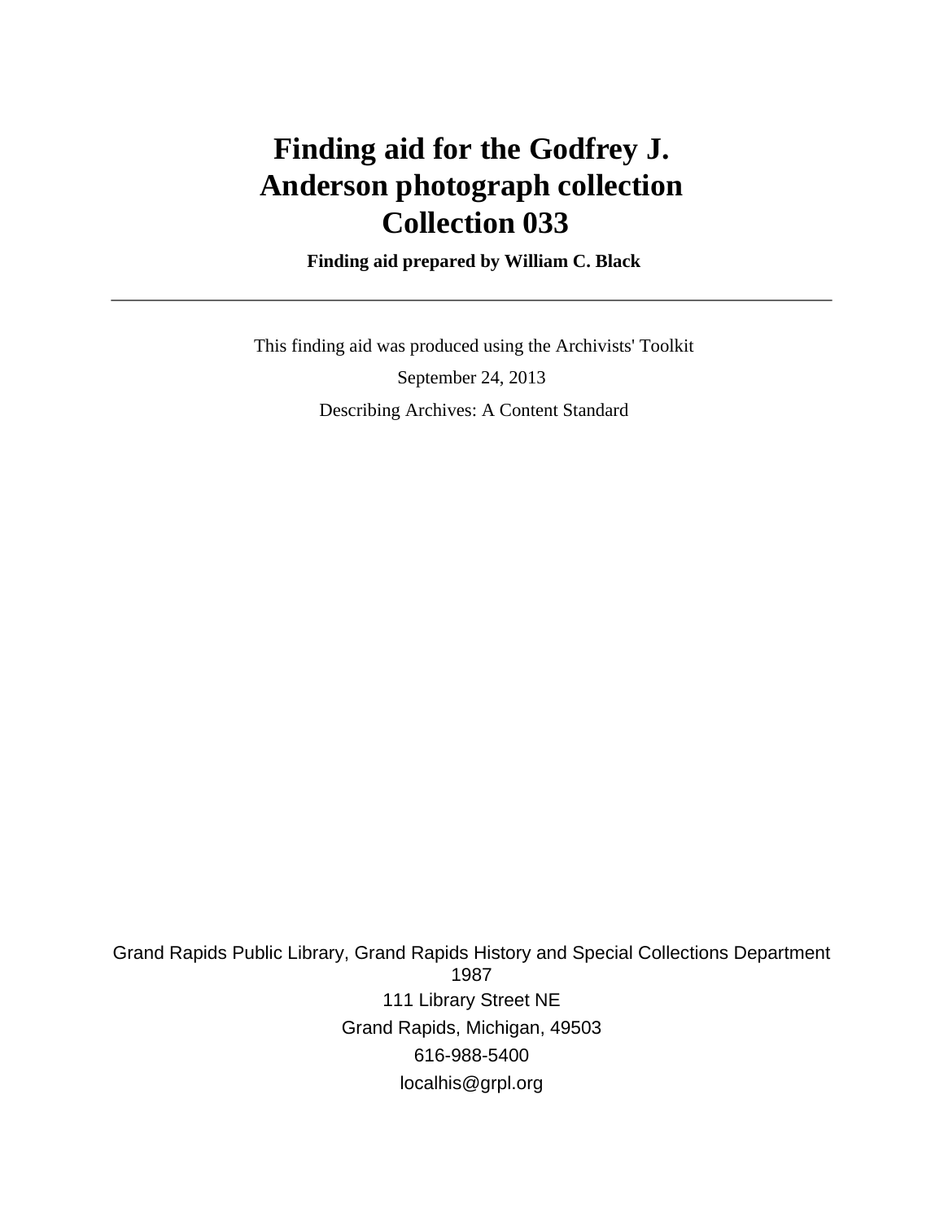# Finding aid for the Godfrey J. Anderson photograph collection
# Collection 033

**Finding aid prepared by William C. Black**

---

This finding aid was produced using the Archivists' Toolkit

September 24, 2013

Describing Archives: A Content Standard

Grand Rapids Public Library, Grand Rapids History and Special Collections Department
1987

111 Library Street NE

Grand Rapids, Michigan, 49503

616-988-5400

localhis@grpl.org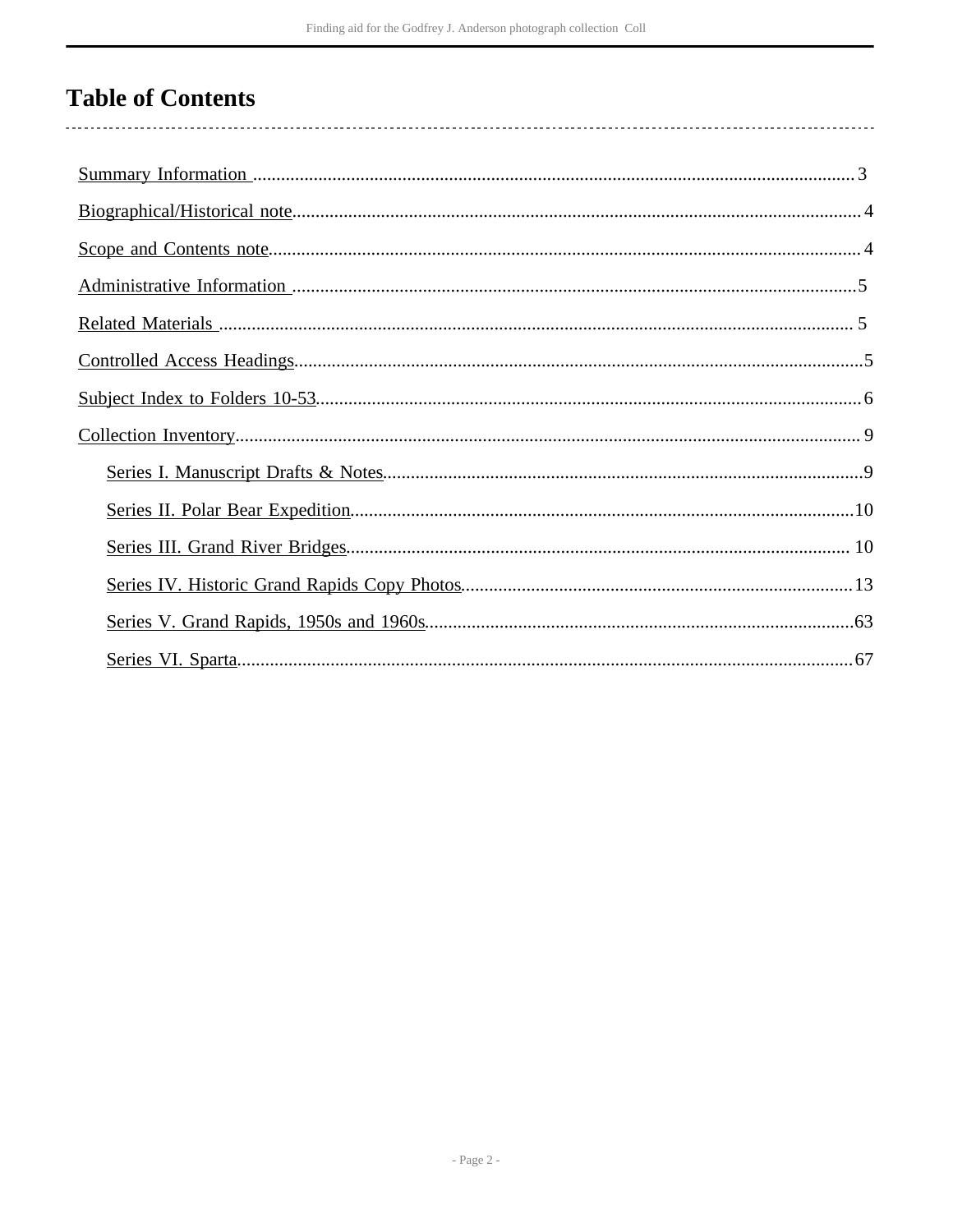# Table of Contents

- Summary Information ... 3
- Biographical/Historical note ... 4
- Scope and Contents note ... 4
- Administrative Information ... 5
- Related Materials ... 5
- Controlled Access Headings ... 5
- Subject Index to Folders 10-53 ... 6
- Collection Inventory ... 9
    - Series I. Manuscript Drafts & Notes ... 9
    - Series II. Polar Bear Expedition ... 10
    - Series III. Grand River Bridges ... 10
    - Series IV. Historic Grand Rapids Copy Photos ... 13
    - Series V. Grand Rapids, 1950s and 1960s ... 63
    - Series VI. Sparta ... 67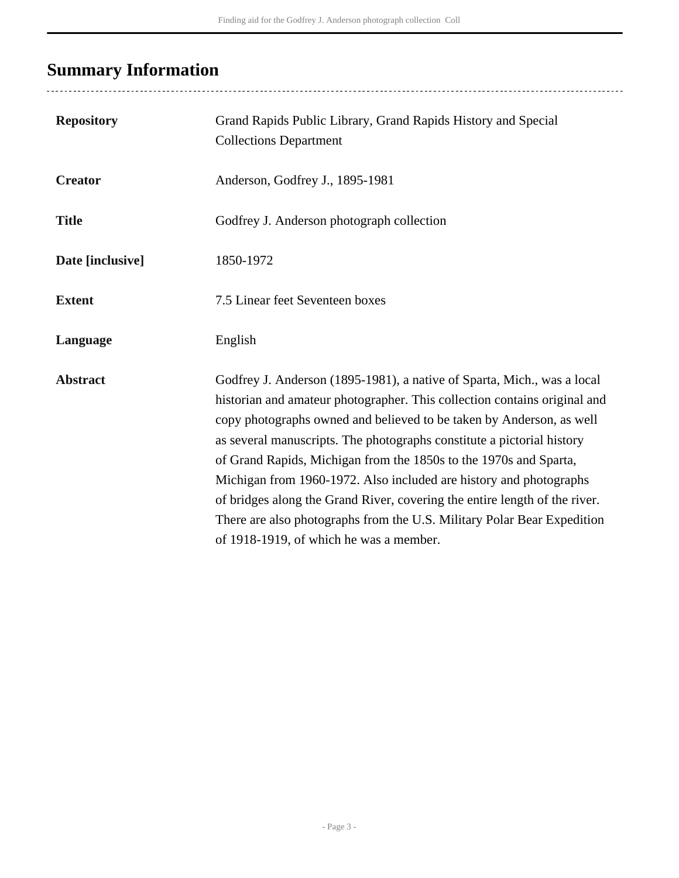## Summary Information

| | |
|---|---|
| **Repository** | Grand Rapids Public Library, Grand Rapids History and Special Collections Department |
| **Creator** | Anderson, Godfrey J., 1895-1981 |
| **Title** | Godfrey J. Anderson photograph collection |
| **Date [inclusive]** | 1850-1972 |
| **Extent** | 7.5 Linear feet Seventeen boxes |
| **Language** | English |
| **Abstract** | Godfrey J. Anderson (1895-1981), a native of Sparta, Mich., was a local historian and amateur photographer. This collection contains original and copy photographs owned and believed to be taken by Anderson, as well as several manuscripts. The photographs constitute a pictorial history of Grand Rapids, Michigan from the 1850s to the 1970s and Sparta, Michigan from 1960-1972. Also included are history and photographs of bridges along the Grand River, covering the entire length of the river. There are also photographs from the U.S. Military Polar Bear Expedition of 1918-1919, of which he was a member. |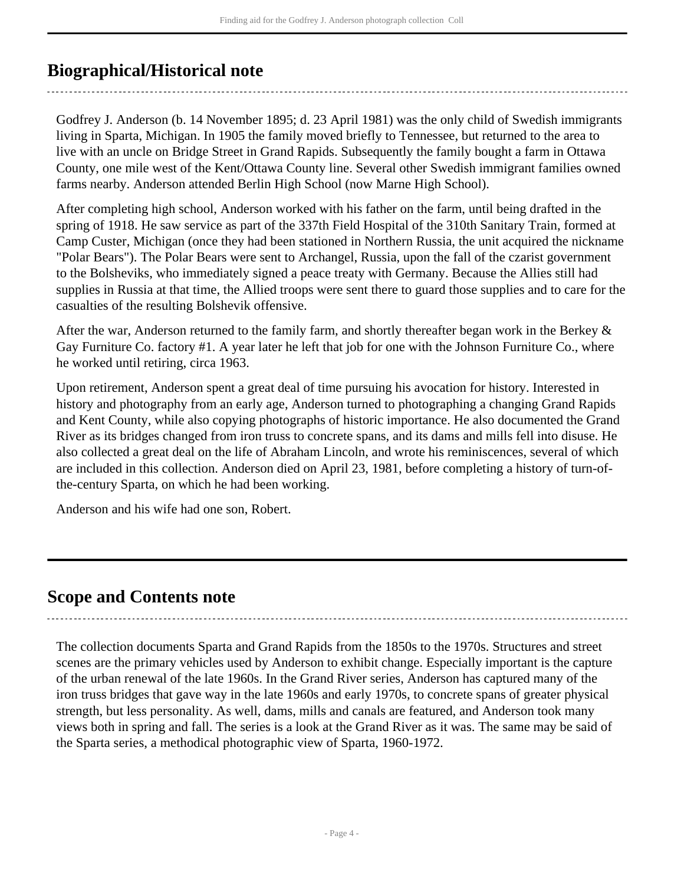## Biographical/Historical note

Godfrey J. Anderson (b. 14 November 1895; d. 23 April 1981) was the only child of Swedish immigrants living in Sparta, Michigan. In 1905 the family moved briefly to Tennessee, but returned to the area to live with an uncle on Bridge Street in Grand Rapids. Subsequently the family bought a farm in Ottawa County, one mile west of the Kent/Ottawa County line. Several other Swedish immigrant families owned farms nearby. Anderson attended Berlin High School (now Marne High School).

After completing high school, Anderson worked with his father on the farm, until being drafted in the spring of 1918. He saw service as part of the 337th Field Hospital of the 310th Sanitary Train, formed at Camp Custer, Michigan (once they had been stationed in Northern Russia, the unit acquired the nickname "Polar Bears"). The Polar Bears were sent to Archangel, Russia, upon the fall of the czarist government to the Bolsheviks, who immediately signed a peace treaty with Germany. Because the Allies still had supplies in Russia at that time, the Allied troops were sent there to guard those supplies and to care for the casualties of the resulting Bolshevik offensive.

After the war, Anderson returned to the family farm, and shortly thereafter began work in the Berkey & Gay Furniture Co. factory #1. A year later he left that job for one with the Johnson Furniture Co., where he worked until retiring, circa 1963.

Upon retirement, Anderson spent a great deal of time pursuing his avocation for history. Interested in history and photography from an early age, Anderson turned to photographing a changing Grand Rapids and Kent County, while also copying photographs of historic importance. He also documented the Grand River as its bridges changed from iron truss to concrete spans, and its dams and mills fell into disuse. He also collected a great deal on the life of Abraham Lincoln, and wrote his reminiscences, several of which are included in this collection. Anderson died on April 23, 1981, before completing a history of turn-of-the-century Sparta, on which he had been working.

Anderson and his wife had one son, Robert.

## Scope and Contents note

The collection documents Sparta and Grand Rapids from the 1850s to the 1970s. Structures and street scenes are the primary vehicles used by Anderson to exhibit change. Especially important is the capture of the urban renewal of the late 1960s. In the Grand River series, Anderson has captured many of the iron truss bridges that gave way in the late 1960s and early 1970s, to concrete spans of greater physical strength, but less personality. As well, dams, mills and canals are featured, and Anderson took many views both in spring and fall. The series is a look at the Grand River as it was. The same may be said of the Sparta series, a methodical photographic view of Sparta, 1960-1972.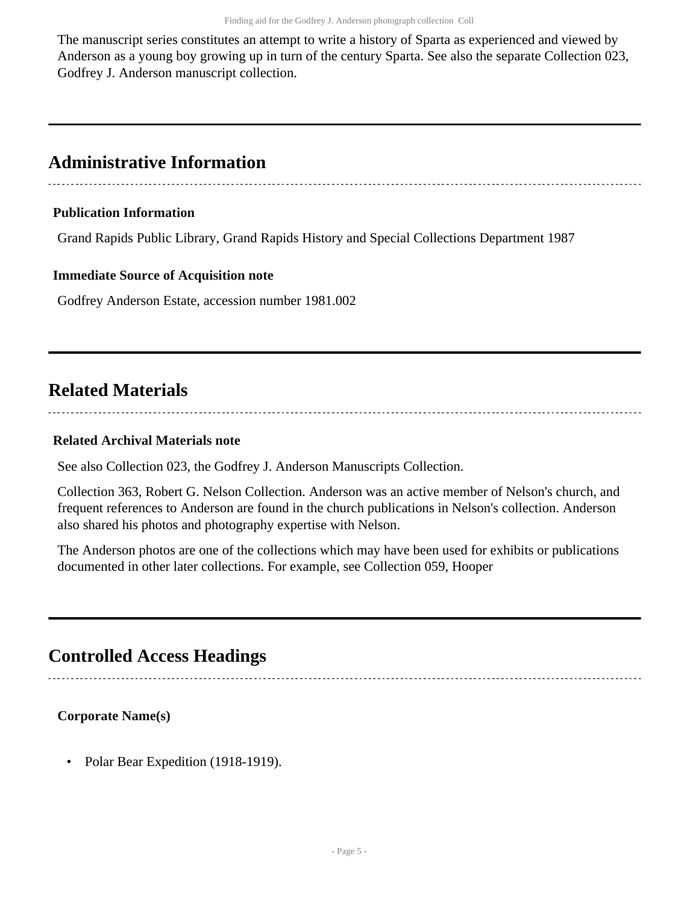The manuscript series constitutes an attempt to write a history of Sparta as experienced and viewed by Anderson as a young boy growing up in turn of the century Sparta. See also the separate Collection 023, Godfrey J. Anderson manuscript collection.

## Administrative Information

### Publication Information

Grand Rapids Public Library, Grand Rapids History and Special Collections Department 1987

### Immediate Source of Acquisition note

Godfrey Anderson Estate, accession number 1981.002

## Related Materials

### Related Archival Materials note

See also Collection 023, the Godfrey J. Anderson Manuscripts Collection.

Collection 363, Robert G. Nelson Collection. Anderson was an active member of Nelson's church, and frequent references to Anderson are found in the church publications in Nelson's collection. Anderson also shared his photos and photography expertise with Nelson.

The Anderson photos are one of the collections which may have been used for exhibits or publications documented in other later collections. For example, see Collection 059, Hooper

## Controlled Access Headings

### Corporate Name(s)

- Polar Bear Expedition (1918-1919).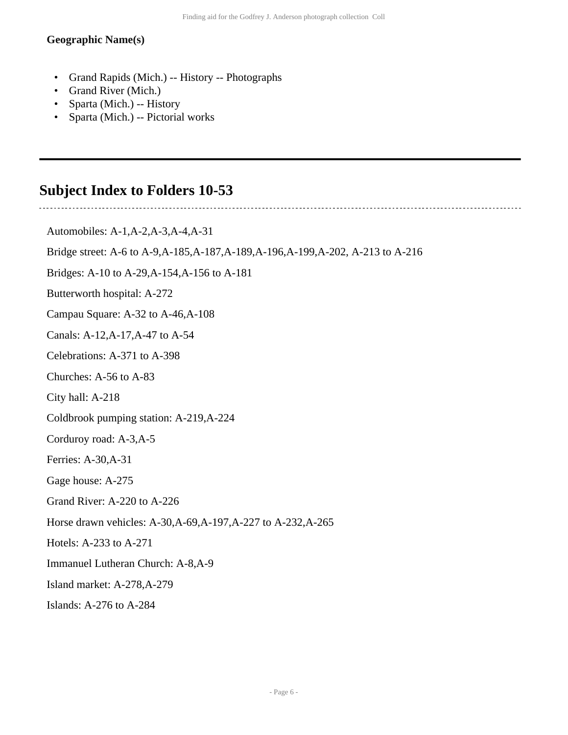**Geographic Name(s)**

- Grand Rapids (Mich.) -- History -- Photographs
- Grand River (Mich.)
- Sparta (Mich.) -- History
- Sparta (Mich.) -- Pictorial works

## Subject Index to Folders 10-53

Automobiles: A-1,A-2,A-3,A-4,A-31

Bridge street: A-6 to A-9,A-185,A-187,A-189,A-196,A-199,A-202, A-213 to A-216

Bridges: A-10 to A-29,A-154,A-156 to A-181

Butterworth hospital: A-272

Campau Square: A-32 to A-46,A-108

Canals: A-12,A-17,A-47 to A-54

Celebrations: A-371 to A-398

Churches: A-56 to A-83

City hall: A-218

Coldbrook pumping station: A-219,A-224

Corduroy road: A-3,A-5

Ferries: A-30,A-31

Gage house: A-275

Grand River: A-220 to A-226

Horse drawn vehicles: A-30,A-69,A-197,A-227 to A-232,A-265

Hotels: A-233 to A-271

Immanuel Lutheran Church: A-8,A-9

Island market: A-278,A-279

Islands: A-276 to A-284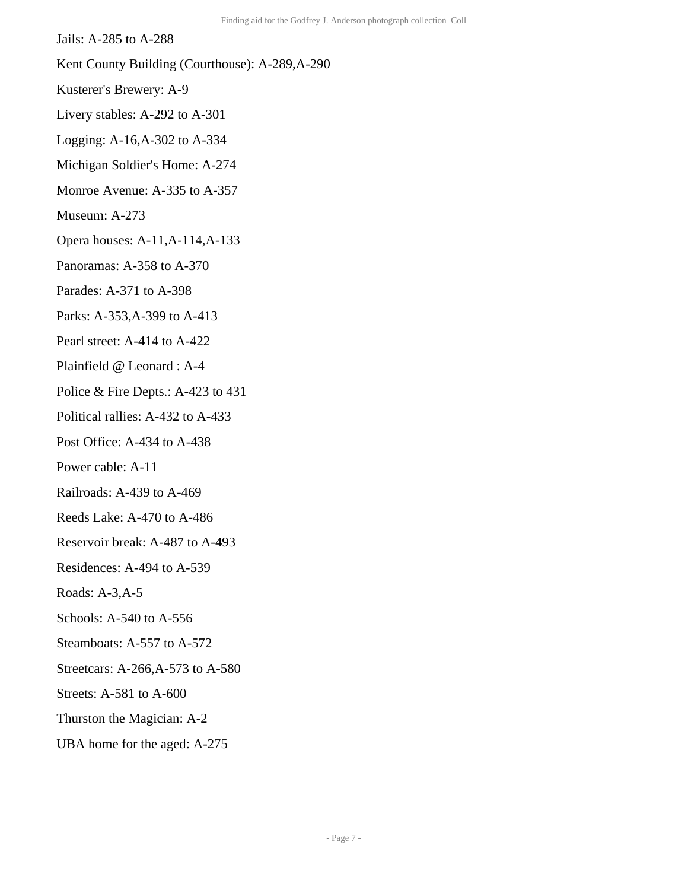Jails: A-285 to A-288

Kent County Building (Courthouse): A-289,A-290

Kusterer's Brewery: A-9

Livery stables: A-292 to A-301

Logging: A-16,A-302 to A-334

Michigan Soldier's Home: A-274

Monroe Avenue: A-335 to A-357

Museum: A-273

Opera houses: A-11,A-114,A-133

Panoramas: A-358 to A-370

Parades: A-371 to A-398

Parks: A-353,A-399 to A-413

Pearl street: A-414 to A-422

Plainfield @ Leonard : A-4

Police & Fire Depts.: A-423 to 431

Political rallies: A-432 to A-433

Post Office: A-434 to A-438

Power cable: A-11

Railroads: A-439 to A-469

Reeds Lake: A-470 to A-486

Reservoir break: A-487 to A-493

Residences: A-494 to A-539

Roads: A-3,A-5

Schools: A-540 to A-556

Steamboats: A-557 to A-572

Streetcars: A-266,A-573 to A-580

Streets: A-581 to A-600

Thurston the Magician: A-2

UBA home for the aged: A-275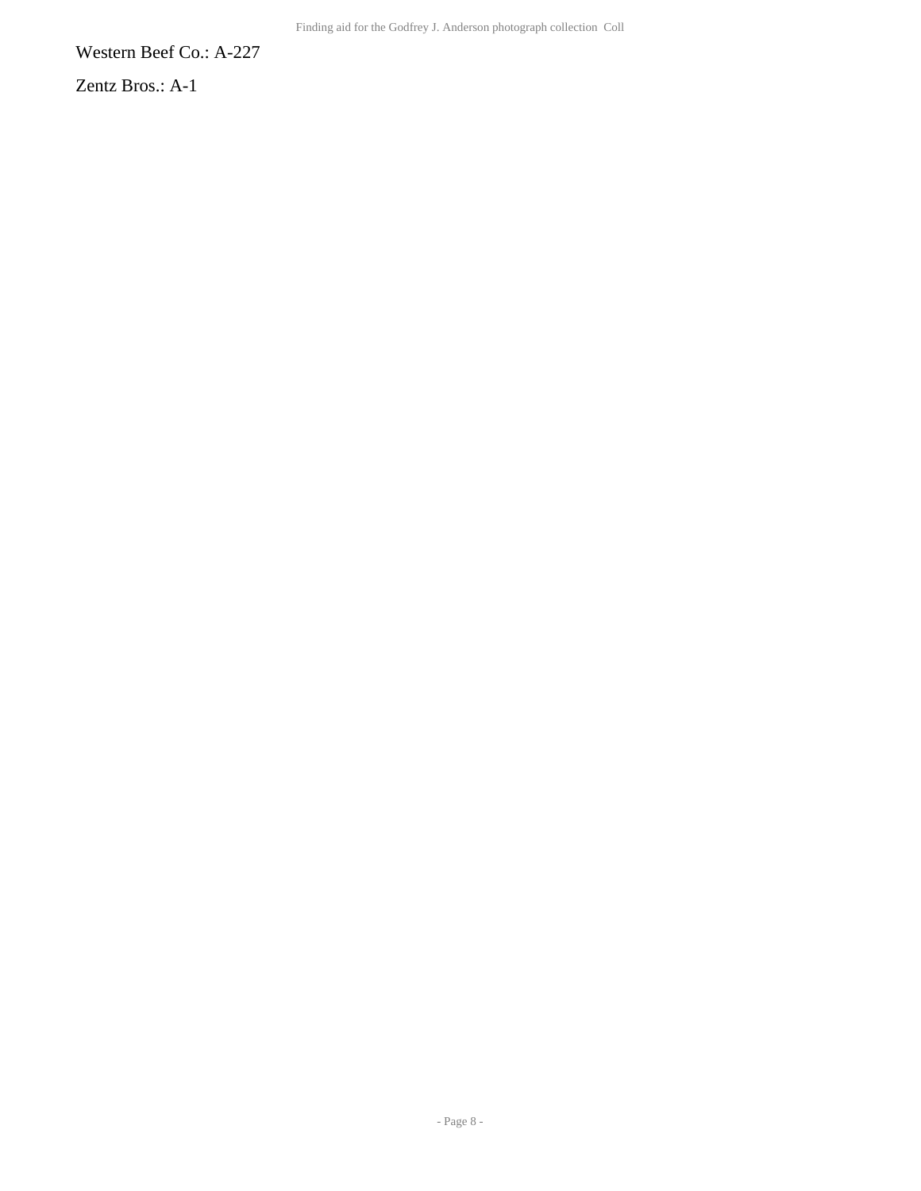Western Beef Co.: A-227

Zentz Bros.: A-1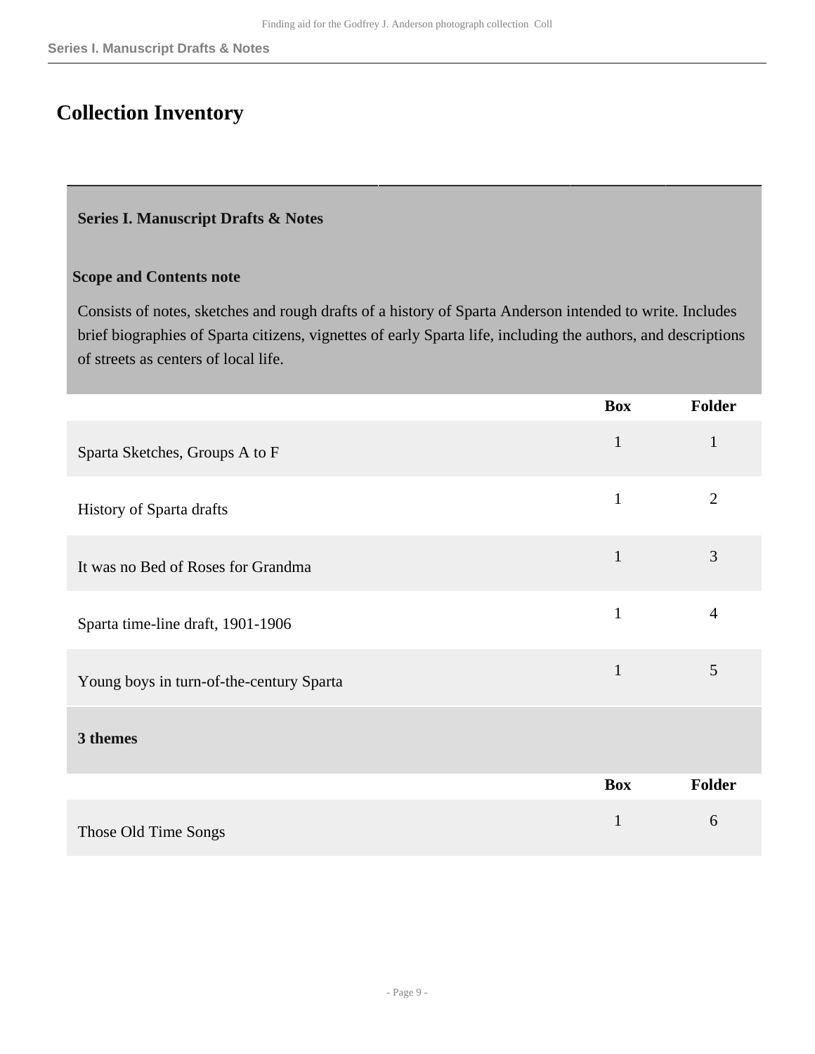# Collection Inventory

## Series I. Manuscript Drafts & Notes

**Scope and Contents note**

Consists of notes, sketches and rough drafts of a history of Sparta Anderson intended to write. Includes brief biographies of Sparta citizens, vignettes of early Sparta life, including the authors, and descriptions of streets as centers of local life.

| | Box | Folder |
|---|---|---|
| Sparta Sketches, Groups A to F | 1 | 1 |
| History of Sparta drafts | 1 | 2 |
| It was no Bed of Roses for Grandma | 1 | 3 |
| Sparta time-line draft, 1901-1906 | 1 | 4 |
| Young boys in turn-of-the-century Sparta | 1 | 5 |

### 3 themes

| | Box | Folder |
|---|---|---|
| Those Old Time Songs | 1 | 6 |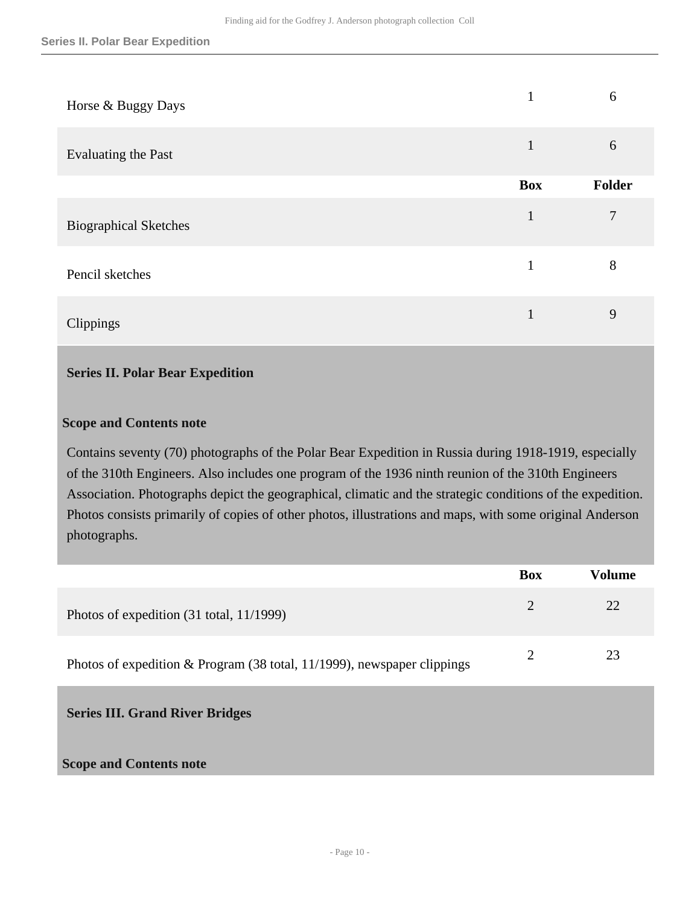| | Box | Folder |
|---|---|---|
| Horse & Buggy Days | 1 | 6 |
| Evaluating the Past | 1 | 6 |

| | Box | Folder |
|---|---|---|
| Biographical Sketches | 1 | 7 |
| Pencil sketches | 1 | 8 |
| Clippings | 1 | 9 |

## Series II. Polar Bear Expedition

### Scope and Contents note

Contains seventy (70) photographs of the Polar Bear Expedition in Russia during 1918-1919, especially of the 310th Engineers. Also includes one program of the 1936 ninth reunion of the 310th Engineers Association. Photographs depict the geographical, climatic and the strategic conditions of the expedition. Photos consists primarily of copies of other photos, illustrations and maps, with some original Anderson photographs.

| | Box | Volume |
|---|---|---|
| Photos of expedition (31 total, 11/1999) | 2 | 22 |
| Photos of expedition & Program (38 total, 11/1999), newspaper clippings | 2 | 23 |

## Series III. Grand River Bridges

### Scope and Contents note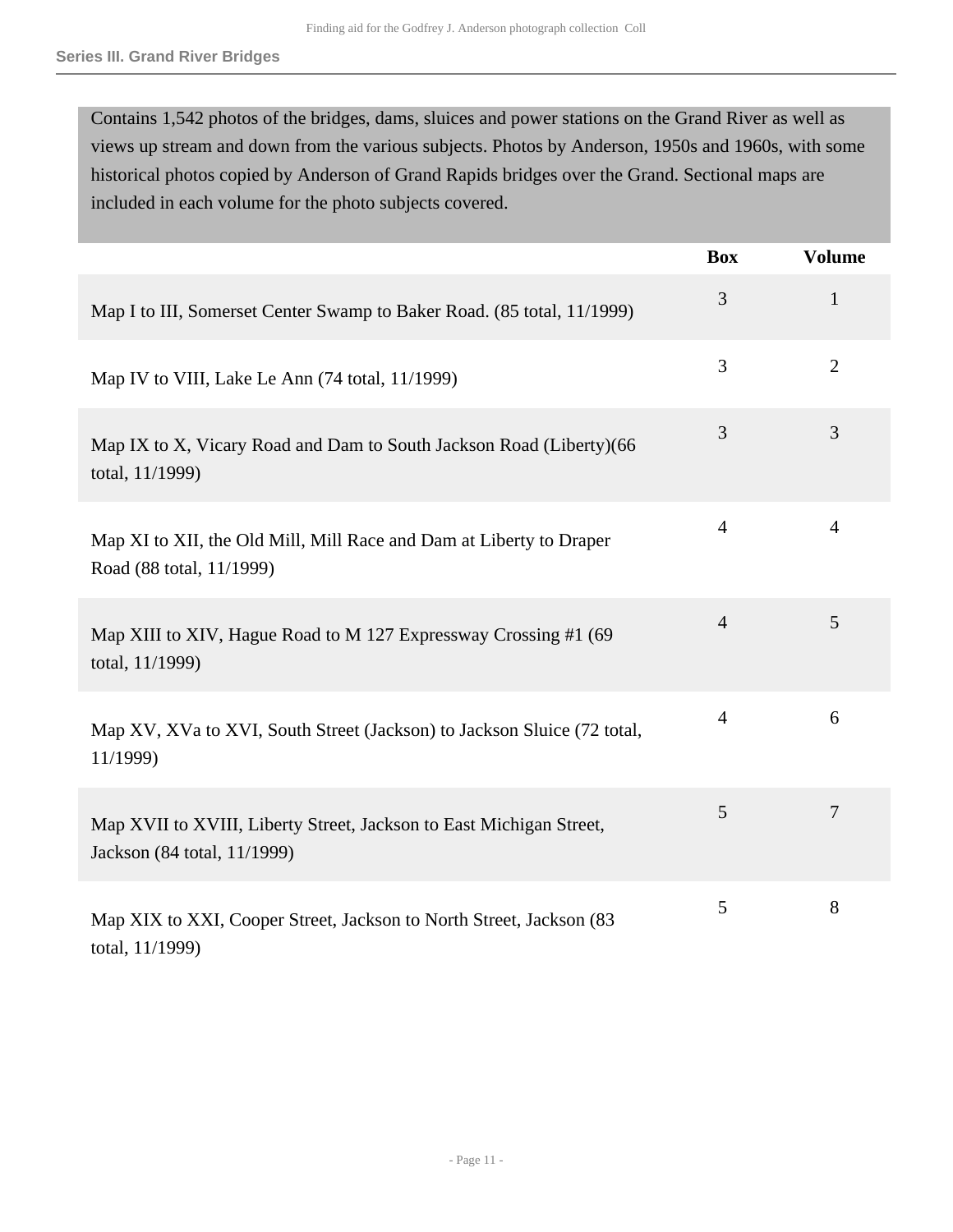## Series III. Grand River Bridges

Contains 1,542 photos of the bridges, dams, sluices and power stations on the Grand River as well as views up stream and down from the various subjects. Photos by Anderson, 1950s and 1960s, with some historical photos copied by Anderson of Grand Rapids bridges over the Grand. Sectional maps are included in each volume for the photo subjects covered.

| | Box | Volume |
|---|---|---|
| Map I to III, Somerset Center Swamp to Baker Road. (85 total, 11/1999) | 3 | 1 |
| Map IV to VIII, Lake Le Ann (74 total, 11/1999) | 3 | 2 |
| Map IX to X, Vicary Road and Dam to South Jackson Road (Liberty)(66 total, 11/1999) | 3 | 3 |
| Map XI to XII, the Old Mill, Mill Race and Dam at Liberty to Draper Road (88 total, 11/1999) | 4 | 4 |
| Map XIII to XIV, Hague Road to M 127 Expressway Crossing #1 (69 total, 11/1999) | 4 | 5 |
| Map XV, XVa to XVI, South Street (Jackson) to Jackson Sluice (72 total, 11/1999) | 4 | 6 |
| Map XVII to XVIII, Liberty Street, Jackson to East Michigan Street, Jackson (84 total, 11/1999) | 5 | 7 |
| Map XIX to XXI, Cooper Street, Jackson to North Street, Jackson (83 total, 11/1999) | 5 | 8 |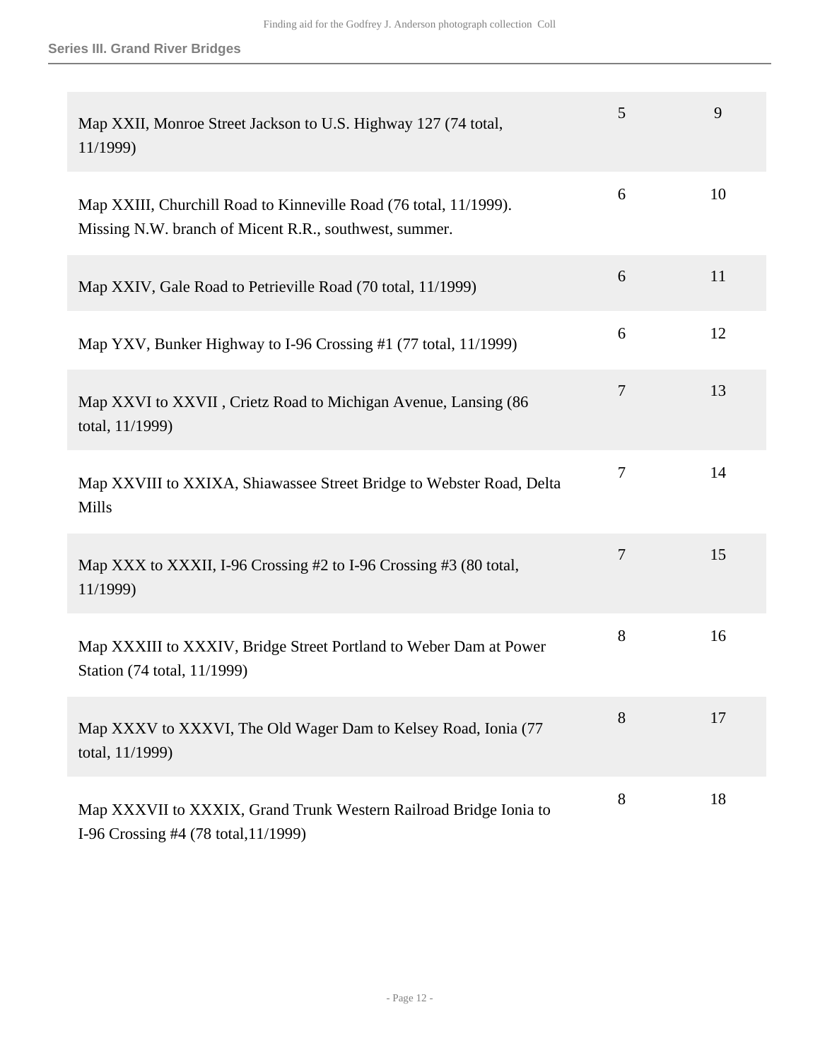| | | |
|---|---|---|
| Map XXII, Monroe Street Jackson to U.S. Highway 127 (74 total, 11/1999) | 5 | 9 |
| Map XXIII, Churchill Road to Kinneville Road (76 total, 11/1999). Missing N.W. branch of Micent R.R., southwest, summer. | 6 | 10 |
| Map XXIV, Gale Road to Petrieville Road (70 total, 11/1999) | 6 | 11 |
| Map YXV, Bunker Highway to I-96 Crossing #1 (77 total, 11/1999) | 6 | 12 |
| Map XXVI to XXVII , Crietz Road to Michigan Avenue, Lansing (86 total, 11/1999) | 7 | 13 |
| Map XXVIII to XXIXA, Shiawassee Street Bridge to Webster Road, Delta Mills | 7 | 14 |
| Map XXX to XXXII, I-96 Crossing #2 to I-96 Crossing #3 (80 total, 11/1999) | 7 | 15 |
| Map XXXIII to XXXIV, Bridge Street Portland to Weber Dam at Power Station (74 total, 11/1999) | 8 | 16 |
| Map XXXV to XXXVI, The Old Wager Dam to Kelsey Road, Ionia (77 total, 11/1999) | 8 | 17 |
| Map XXXVII to XXXIX, Grand Trunk Western Railroad Bridge Ionia to I-96 Crossing #4 (78 total,11/1999) | 8 | 18 |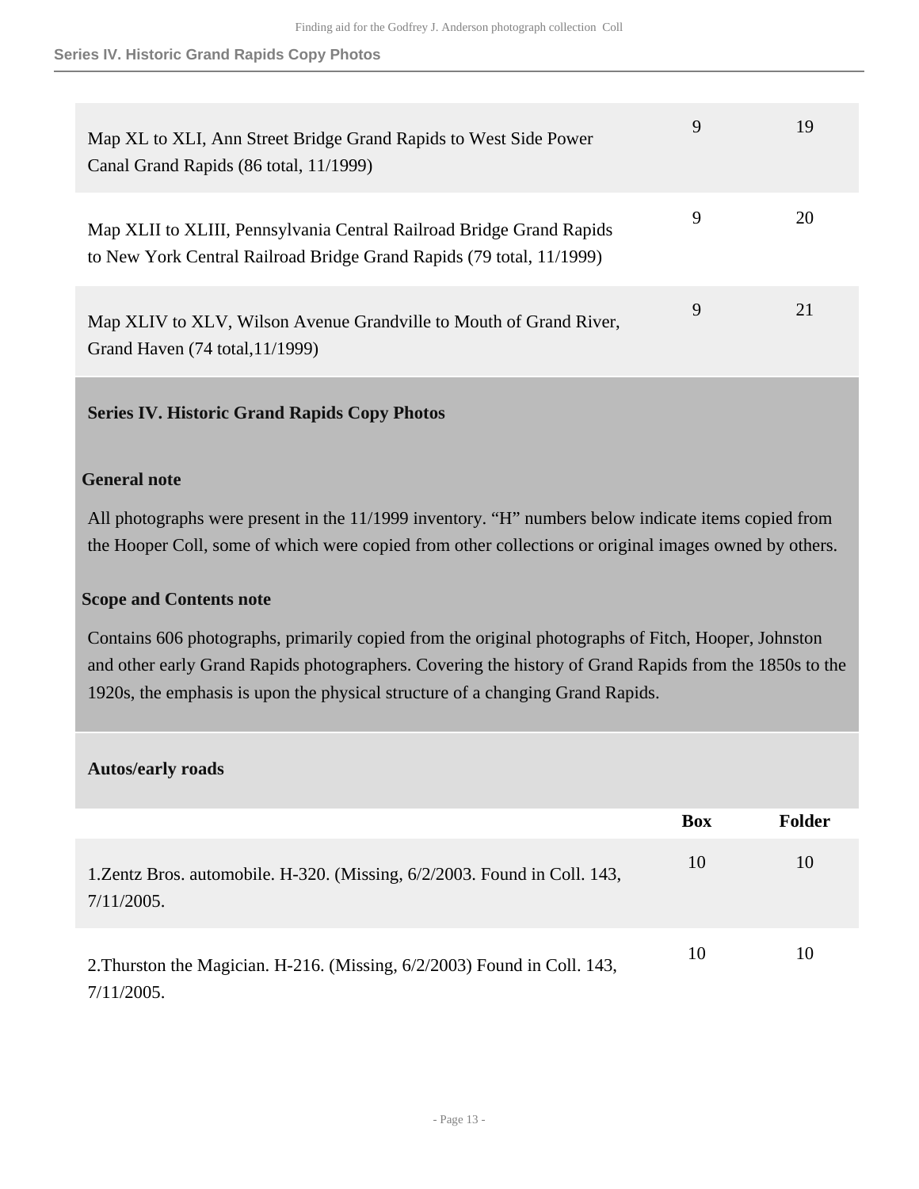| | Box | Folder |
|---|---|---|
| Map XL to XLI, Ann Street Bridge Grand Rapids to West Side Power Canal Grand Rapids (86 total, 11/1999) | 9 | 19 |
| Map XLII to XLIII, Pennsylvania Central Railroad Bridge Grand Rapids to New York Central Railroad Bridge Grand Rapids (79 total, 11/1999) | 9 | 20 |
| Map XLIV to XLV, Wilson Avenue Grandville to Mouth of Grand River, Grand Haven (74 total,11/1999) | 9 | 21 |

## Series IV. Historic Grand Rapids Copy Photos

### General note

All photographs were present in the 11/1999 inventory. “H” numbers below indicate items copied from the Hooper Coll, some of which were copied from other collections or original images owned by others.

### Scope and Contents note

Contains 606 photographs, primarily copied from the original photographs of Fitch, Hooper, Johnston and other early Grand Rapids photographers. Covering the history of Grand Rapids from the 1850s to the 1920s, the emphasis is upon the physical structure of a changing Grand Rapids.

### Autos/early roads

| | Box | Folder |
|---|---|---|
| 1.Zentz Bros. automobile. H-320. (Missing, 6/2/2003. Found in Coll. 143, 7/11/2005. | 10 | 10 |
| 2.Thurston the Magician. H-216. (Missing, 6/2/2003) Found in Coll. 143, 7/11/2005. | 10 | 10 |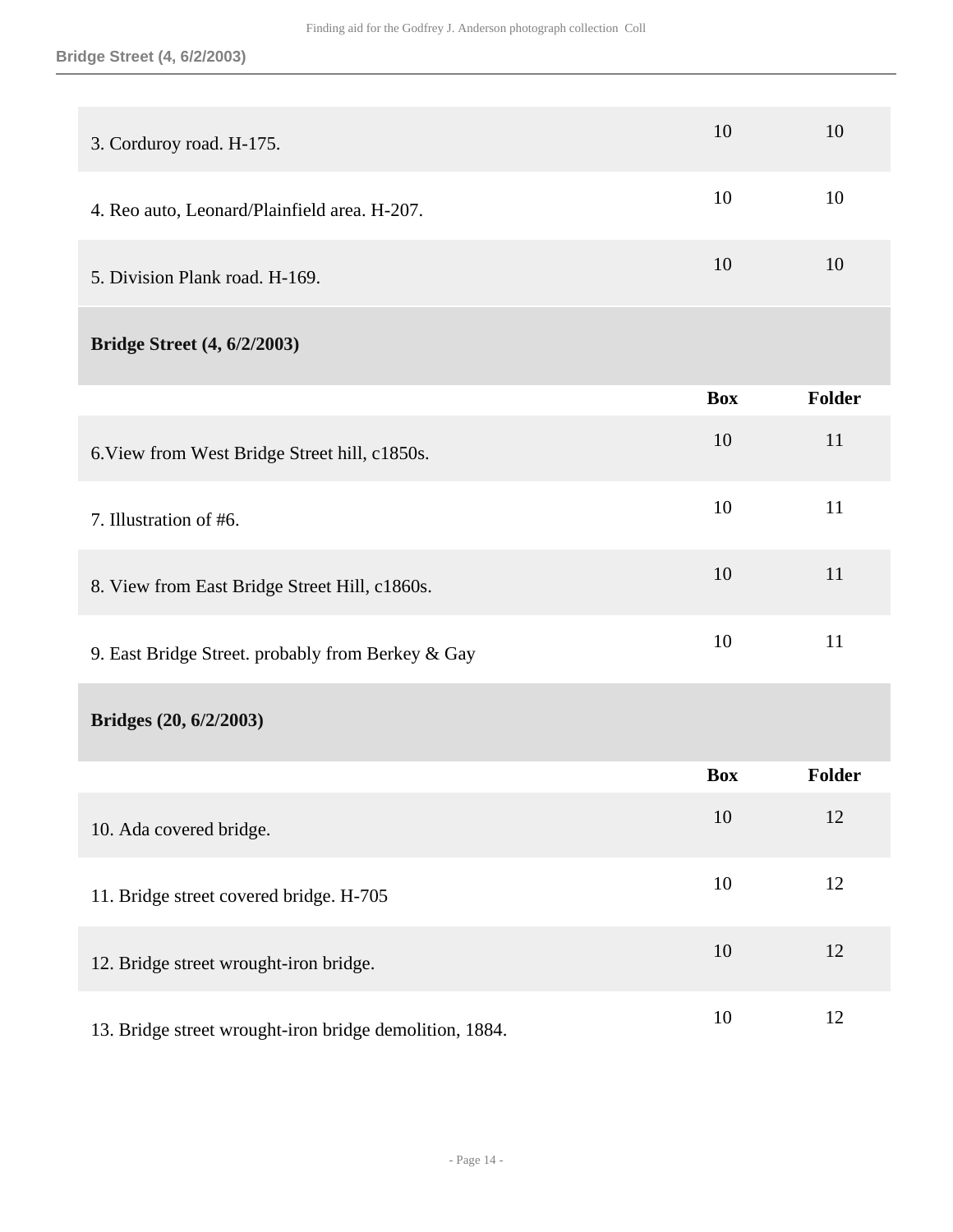| | Box | Folder |
|---|---|---|
| 3. Corduroy road. H-175. | 10 | 10 |
| 4. Reo auto, Leonard/Plainfield area. H-207. | 10 | 10 |
| 5. Division Plank road. H-169. | 10 | 10 |

### Bridge Street (4, 6/2/2003)

| | Box | Folder |
|---|---|---|
| 6.View from West Bridge Street hill, c1850s. | 10 | 11 |
| 7. Illustration of #6. | 10 | 11 |
| 8. View from East Bridge Street Hill, c1860s. | 10 | 11 |
| 9. East Bridge Street. probably from Berkey & Gay | 10 | 11 |

### Bridges (20, 6/2/2003)

| | Box | Folder |
|---|---|---|
| 10. Ada covered bridge. | 10 | 12 |
| 11. Bridge street covered bridge. H-705 | 10 | 12 |
| 12. Bridge street wrought-iron bridge. | 10 | 12 |
| 13. Bridge street wrought-iron bridge demolition, 1884. | 10 | 12 |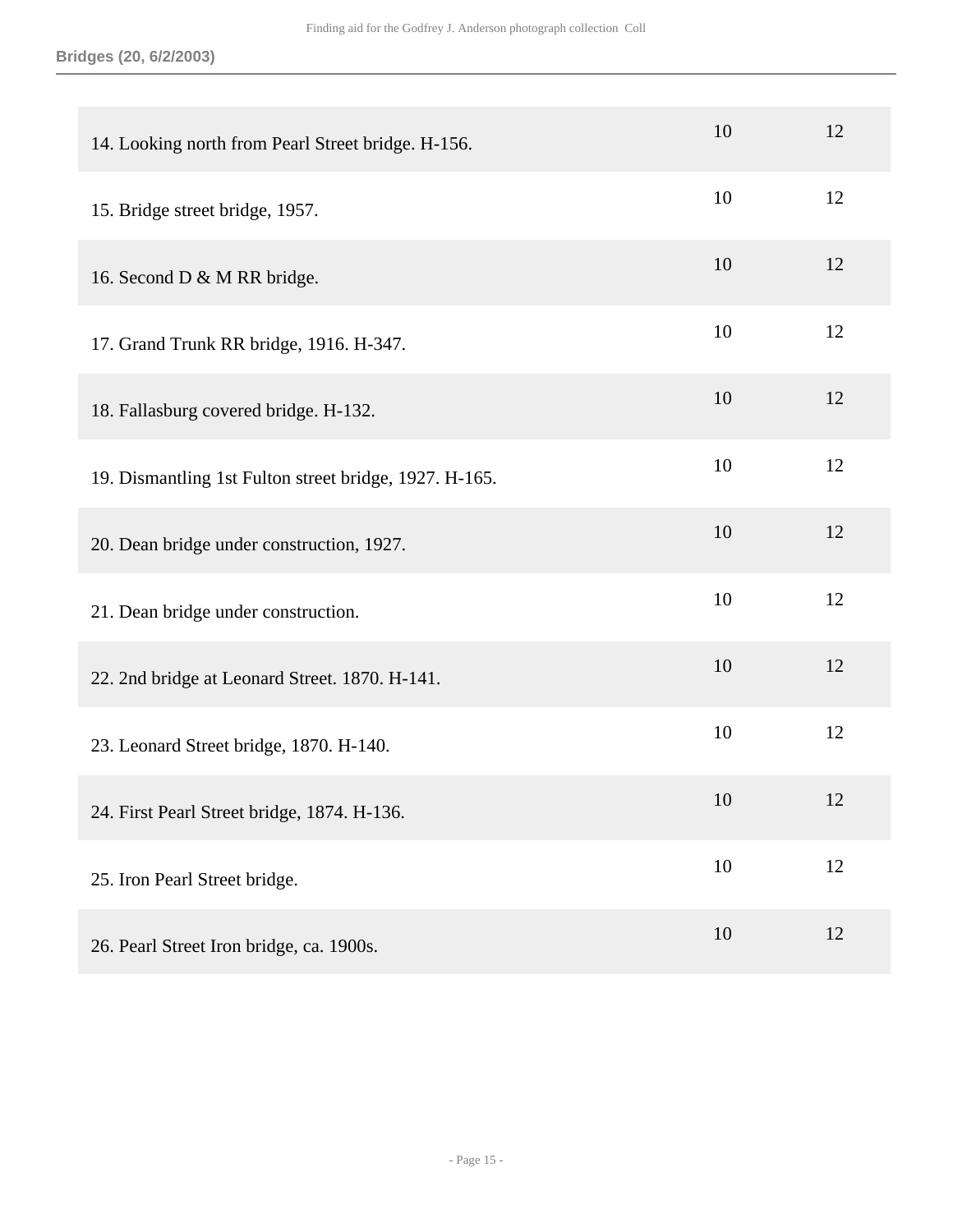| | | |
|---|---|---|
| 14. Looking north from Pearl Street bridge. H-156. | 10 | 12 |
| 15. Bridge street bridge, 1957. | 10 | 12 |
| 16. Second D & M RR bridge. | 10 | 12 |
| 17. Grand Trunk RR bridge, 1916. H-347. | 10 | 12 |
| 18. Fallasburg covered bridge. H-132. | 10 | 12 |
| 19. Dismantling 1st Fulton street bridge, 1927. H-165. | 10 | 12 |
| 20. Dean bridge under construction, 1927. | 10 | 12 |
| 21. Dean bridge under construction. | 10 | 12 |
| 22. 2nd bridge at Leonard Street. 1870. H-141. | 10 | 12 |
| 23. Leonard Street bridge, 1870. H-140. | 10 | 12 |
| 24. First Pearl Street bridge, 1874. H-136. | 10 | 12 |
| 25. Iron Pearl Street bridge. | 10 | 12 |
| 26. Pearl Street Iron bridge, ca. 1900s. | 10 | 12 |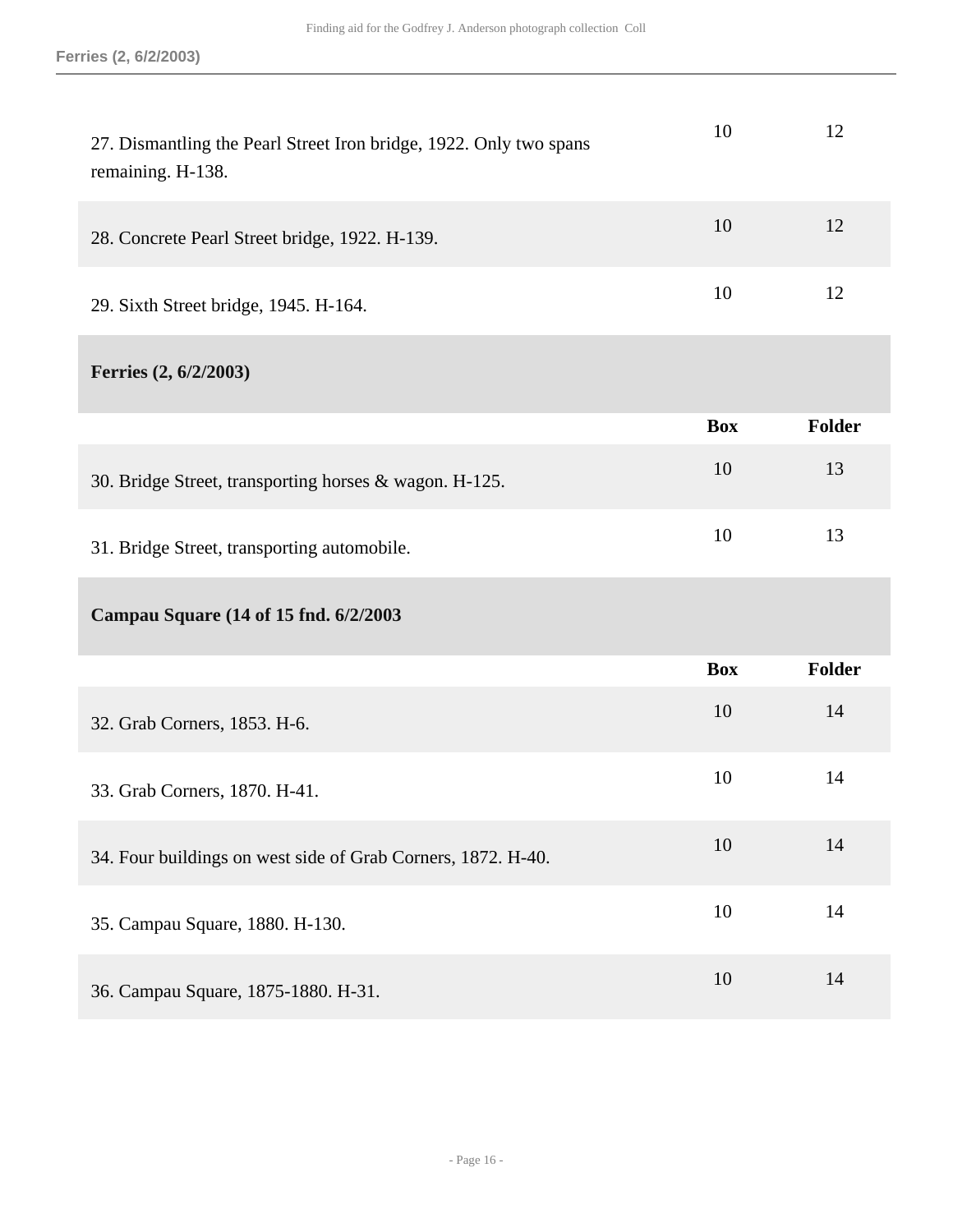| | Box | Folder |
|---|---|---|
| 27. Dismantling the Pearl Street Iron bridge, 1922. Only two spans remaining. H-138. | 10 | 12 |
| 28. Concrete Pearl Street bridge, 1922. H-139. | 10 | 12 |
| 29. Sixth Street bridge, 1945. H-164. | 10 | 12 |

### Ferries (2, 6/2/2003)

| | Box | Folder |
|---|---|---|
| 30. Bridge Street, transporting horses & wagon. H-125. | 10 | 13 |
| 31. Bridge Street, transporting automobile. | 10 | 13 |

### Campau Square (14 of 15 fnd. 6/2/2003

| | Box | Folder |
|---|---|---|
| 32. Grab Corners, 1853. H-6. | 10 | 14 |
| 33. Grab Corners, 1870. H-41. | 10 | 14 |
| 34. Four buildings on west side of Grab Corners, 1872. H-40. | 10 | 14 |
| 35. Campau Square, 1880. H-130. | 10 | 14 |
| 36. Campau Square, 1875-1880. H-31. | 10 | 14 |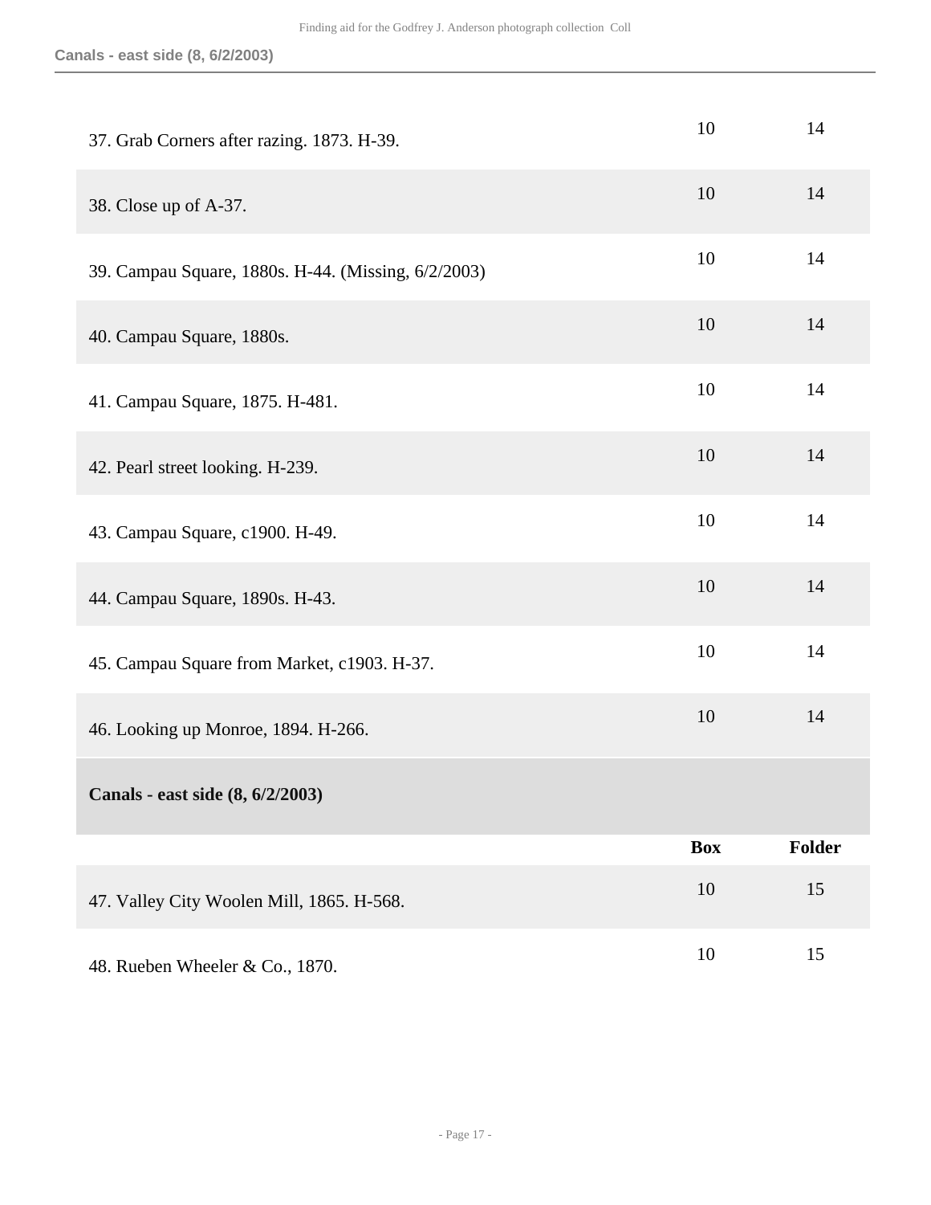| | Box | Folder |
|---|---|---|
| 37. Grab Corners after razing. 1873. H-39. | 10 | 14 |
| 38. Close up of A-37. | 10 | 14 |
| 39. Campau Square, 1880s. H-44. (Missing, 6/2/2003) | 10 | 14 |
| 40. Campau Square, 1880s. | 10 | 14 |
| 41. Campau Square, 1875. H-481. | 10 | 14 |
| 42. Pearl street looking. H-239. | 10 | 14 |
| 43. Campau Square, c1900. H-49. | 10 | 14 |
| 44. Campau Square, 1890s. H-43. | 10 | 14 |
| 45. Campau Square from Market, c1903. H-37. | 10 | 14 |
| 46. Looking up Monroe, 1894. H-266. | 10 | 14 |

**Canals - east side (8, 6/2/2003)**

| | Box | Folder |
|---|---|---|
| 47. Valley City Woolen Mill, 1865. H-568. | 10 | 15 |
| 48. Rueben Wheeler & Co., 1870. | 10 | 15 |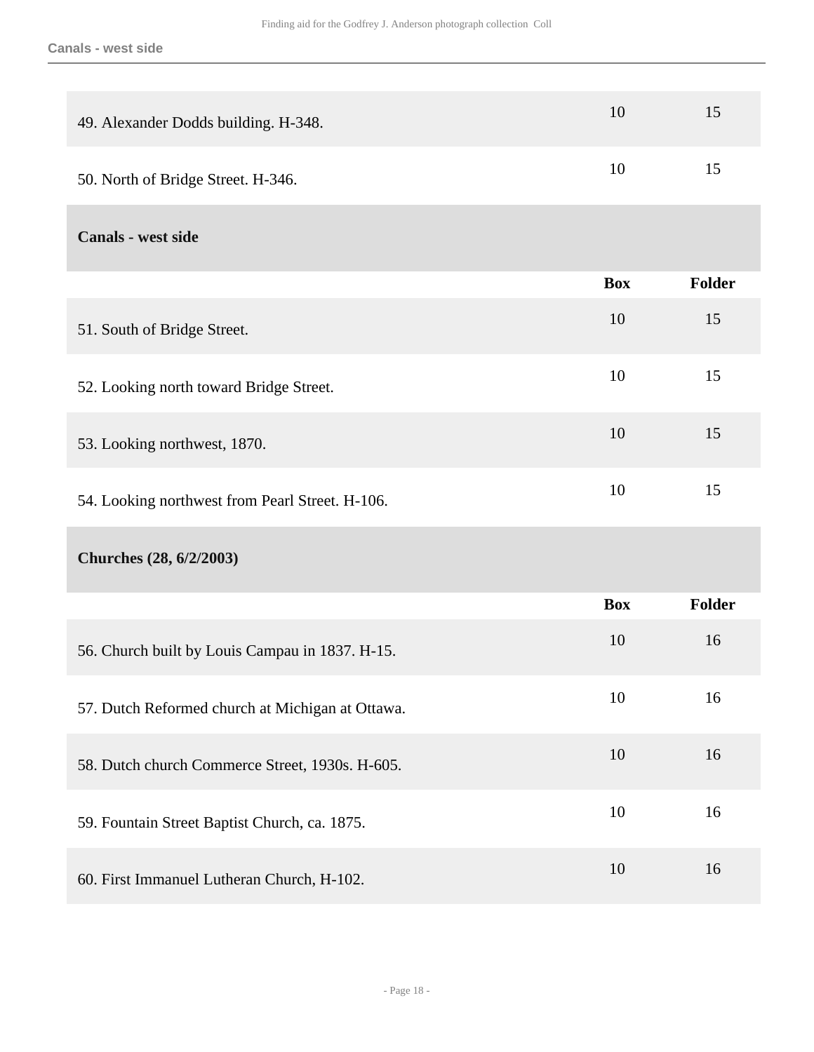| | Box | Folder |
|---|---|---|
| 49. Alexander Dodds building. H-348. | 10 | 15 |
| 50. North of Bridge Street. H-346. | 10 | 15 |

### Canals - west side

| | Box | Folder |
|---|---|---|
| 51. South of Bridge Street. | 10 | 15 |
| 52. Looking north toward Bridge Street. | 10 | 15 |
| 53. Looking northwest, 1870. | 10 | 15 |
| 54. Looking northwest from Pearl Street. H-106. | 10 | 15 |

### Churches (28, 6/2/2003)

| | Box | Folder |
|---|---|---|
| 56. Church built by Louis Campau in 1837. H-15. | 10 | 16 |
| 57. Dutch Reformed church at Michigan at Ottawa. | 10 | 16 |
| 58. Dutch church Commerce Street, 1930s. H-605. | 10 | 16 |
| 59. Fountain Street Baptist Church, ca. 1875. | 10 | 16 |
| 60. First Immanuel Lutheran Church, H-102. | 10 | 16 |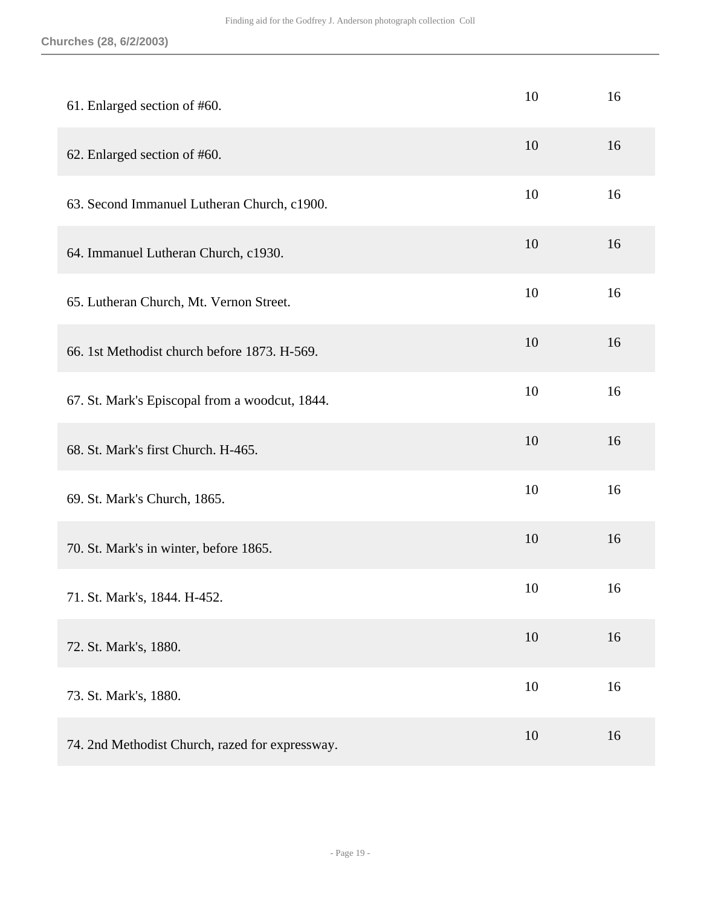| | | |
|---|---|---|
| 61. Enlarged section of #60. | 10 | 16 |
| 62. Enlarged section of #60. | 10 | 16 |
| 63. Second Immanuel Lutheran Church, c1900. | 10 | 16 |
| 64. Immanuel Lutheran Church, c1930. | 10 | 16 |
| 65. Lutheran Church, Mt. Vernon Street. | 10 | 16 |
| 66. 1st Methodist church before 1873. H-569. | 10 | 16 |
| 67. St. Mark's Episcopal from a woodcut, 1844. | 10 | 16 |
| 68. St. Mark's first Church. H-465. | 10 | 16 |
| 69. St. Mark's Church, 1865. | 10 | 16 |
| 70. St. Mark's in winter, before 1865. | 10 | 16 |
| 71. St. Mark's, 1844. H-452. | 10 | 16 |
| 72. St. Mark's, 1880. | 10 | 16 |
| 73. St. Mark's, 1880. | 10 | 16 |
| 74. 2nd Methodist Church, razed for expressway. | 10 | 16 |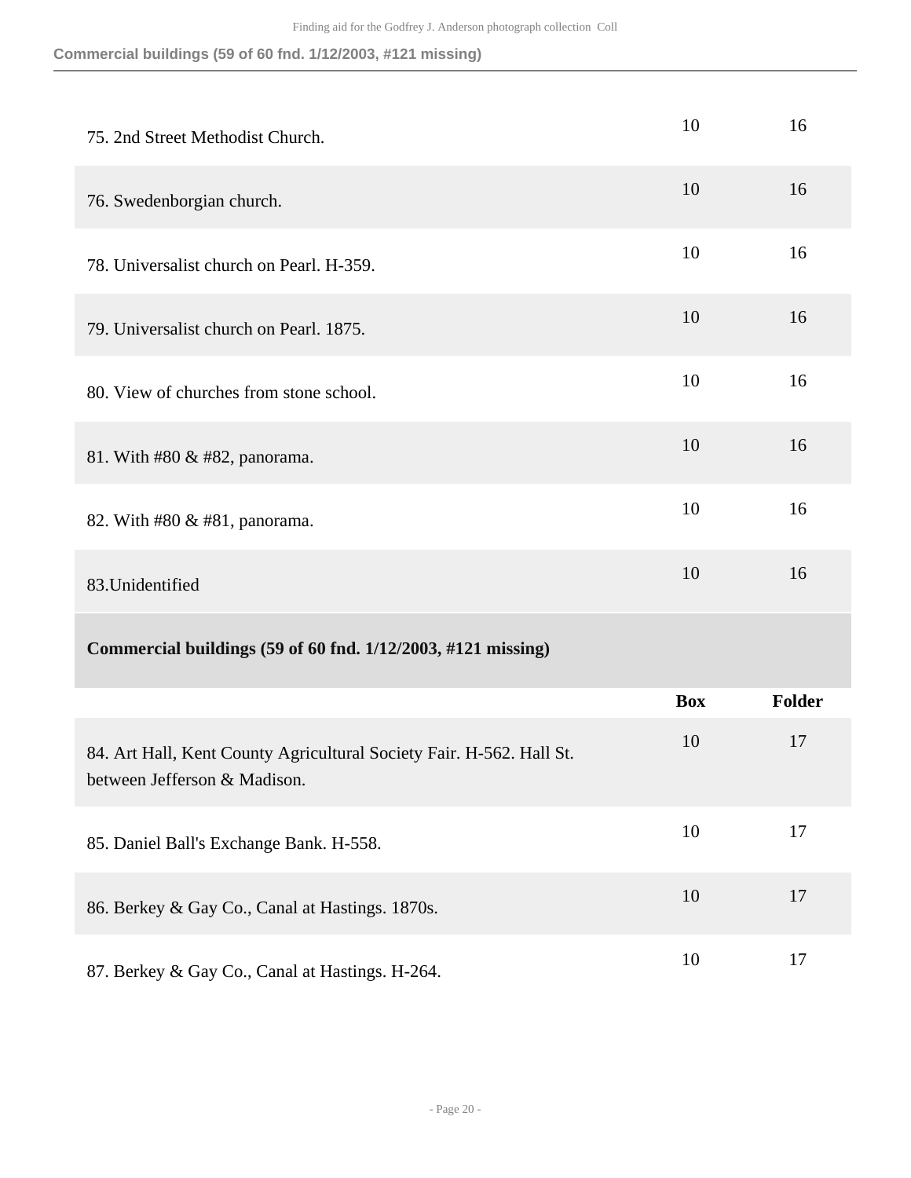| | Box | Folder |
|---|---|---|
| 75. 2nd Street Methodist Church. | 10 | 16 |
| 76. Swedenborgian church. | 10 | 16 |
| 78. Universalist church on Pearl. H-359. | 10 | 16 |
| 79. Universalist church on Pearl. 1875. | 10 | 16 |
| 80. View of churches from stone school. | 10 | 16 |
| 81. With #80 & #82, panorama. | 10 | 16 |
| 82. With #80 & #81, panorama. | 10 | 16 |
| 83.Unidentified | 10 | 16 |

### Commercial buildings (59 of 60 fnd. 1/12/2003, #121 missing)

| | Box | Folder |
|---|---|---|
| 84. Art Hall, Kent County Agricultural Society Fair. H-562. Hall St. between Jefferson & Madison. | 10 | 17 |
| 85. Daniel Ball's Exchange Bank. H-558. | 10 | 17 |
| 86. Berkey & Gay Co., Canal at Hastings. 1870s. | 10 | 17 |
| 87. Berkey & Gay Co., Canal at Hastings. H-264. | 10 | 17 |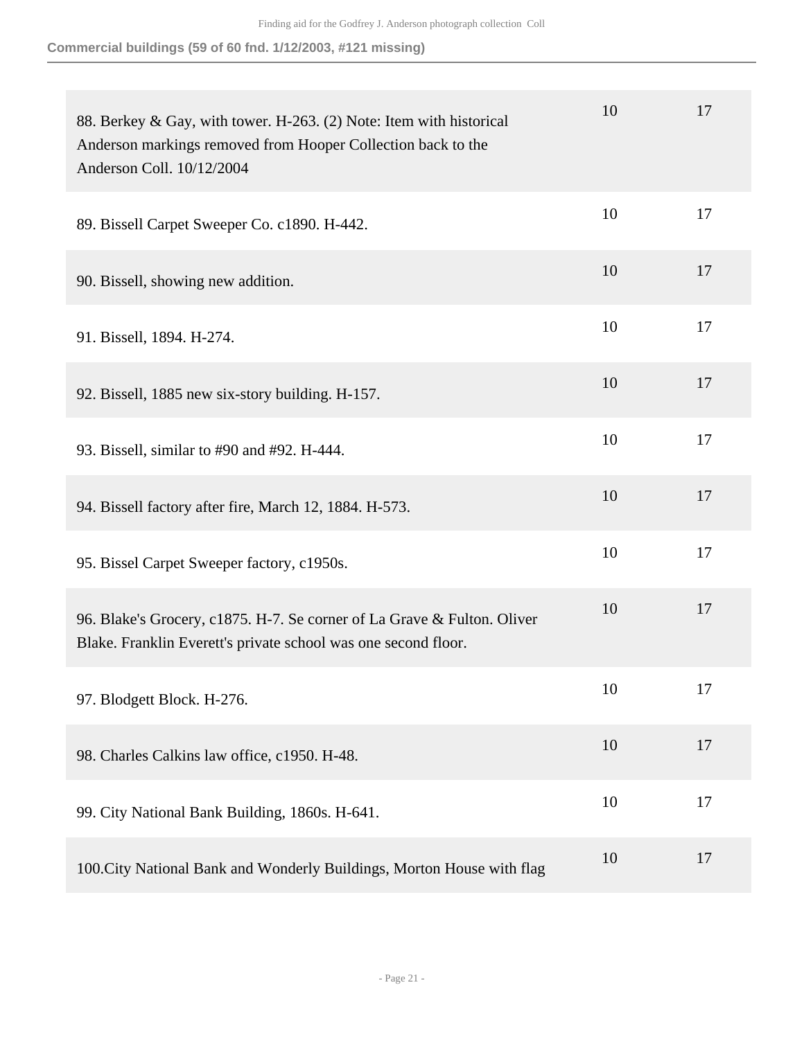## Commercial buildings (59 of 60 fnd. 1/12/2003, #121 missing)

| | | |
|---|---|---|
| 88. Berkey & Gay, with tower. H-263. (2) Note: Item with historical Anderson markings removed from Hooper Collection back to the Anderson Coll. 10/12/2004 | 10 | 17 |
| 89. Bissell Carpet Sweeper Co. c1890. H-442. | 10 | 17 |
| 90. Bissell, showing new addition. | 10 | 17 |
| 91. Bissell, 1894. H-274. | 10 | 17 |
| 92. Bissell, 1885 new six-story building. H-157. | 10 | 17 |
| 93. Bissell, similar to #90 and #92. H-444. | 10 | 17 |
| 94. Bissell factory after fire, March 12, 1884. H-573. | 10 | 17 |
| 95. Bissel Carpet Sweeper factory, c1950s. | 10 | 17 |
| 96. Blake's Grocery, c1875. H-7. Se corner of La Grave & Fulton. Oliver Blake. Franklin Everett's private school was one second floor. | 10 | 17 |
| 97. Blodgett Block. H-276. | 10 | 17 |
| 98. Charles Calkins law office, c1950. H-48. | 10 | 17 |
| 99. City National Bank Building, 1860s. H-641. | 10 | 17 |
| 100.City National Bank and Wonderly Buildings, Morton House with flag | 10 | 17 |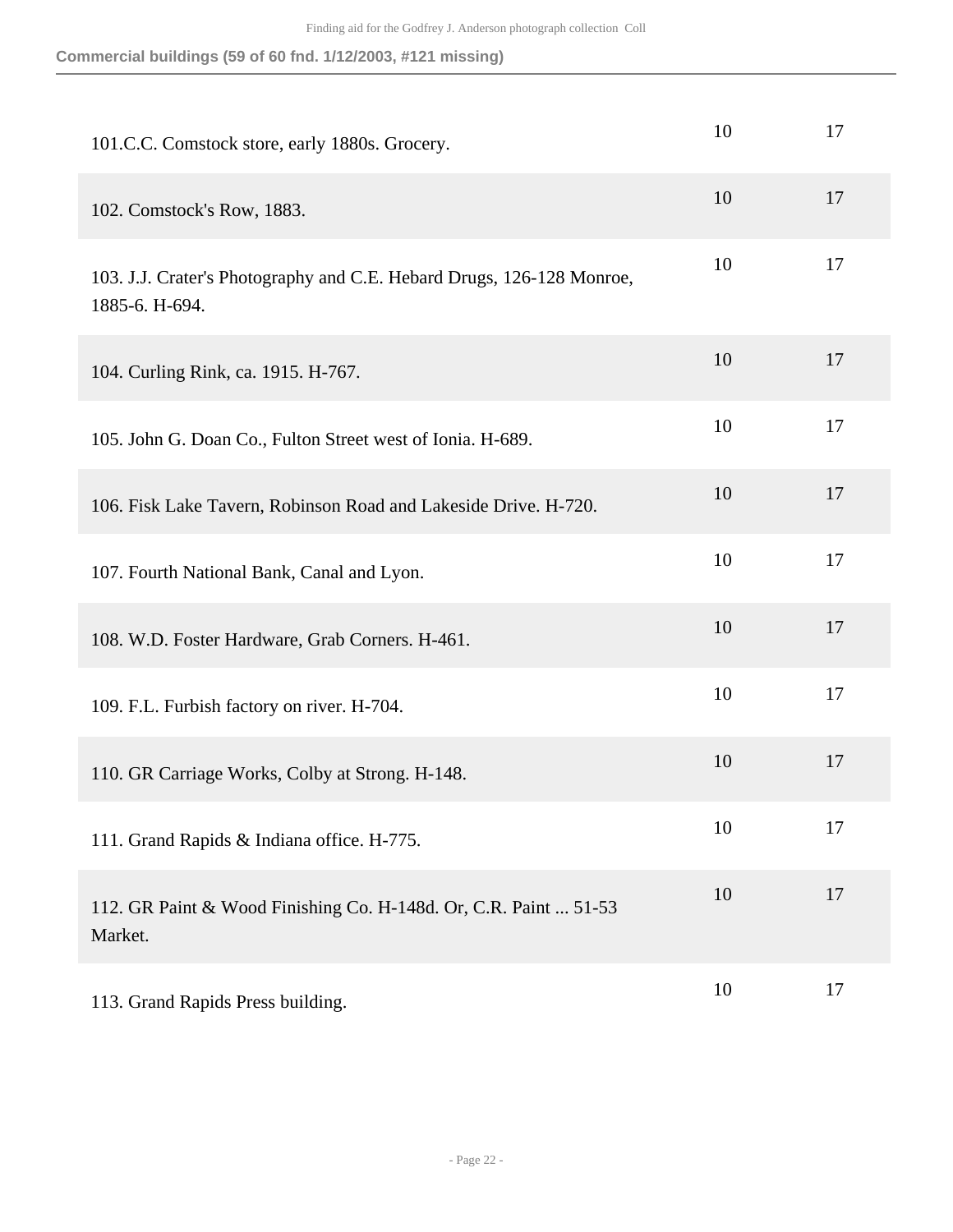**Commercial buildings (59 of 60 fnd. 1/12/2003, #121 missing)**

| | | |
|---|---|---|
| 101.C.C. Comstock store, early 1880s. Grocery. | 10 | 17 |
| 102. Comstock's Row, 1883. | 10 | 17 |
| 103. J.J. Crater's Photography and C.E. Hebard Drugs, 126-128 Monroe, 1885-6. H-694. | 10 | 17 |
| 104. Curling Rink, ca. 1915. H-767. | 10 | 17 |
| 105. John G. Doan Co., Fulton Street west of Ionia. H-689. | 10 | 17 |
| 106. Fisk Lake Tavern, Robinson Road and Lakeside Drive. H-720. | 10 | 17 |
| 107. Fourth National Bank, Canal and Lyon. | 10 | 17 |
| 108. W.D. Foster Hardware, Grab Corners. H-461. | 10 | 17 |
| 109. F.L. Furbish factory on river. H-704. | 10 | 17 |
| 110. GR Carriage Works, Colby at Strong. H-148. | 10 | 17 |
| 111. Grand Rapids & Indiana office. H-775. | 10 | 17 |
| 112. GR Paint & Wood Finishing Co. H-148d. Or, C.R. Paint ... 51-53 Market. | 10 | 17 |
| 113. Grand Rapids Press building. | 10 | 17 |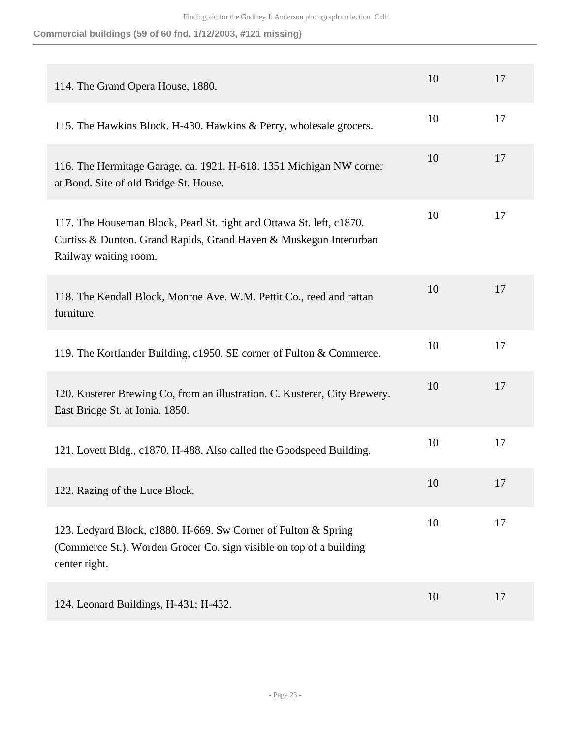**Commercial buildings (59 of 60 fnd. 1/12/2003, #121 missing)**

| | | |
|---|---|---|
| 114. The Grand Opera House, 1880. | 10 | 17 |
| 115. The Hawkins Block. H-430. Hawkins & Perry, wholesale grocers. | 10 | 17 |
| 116. The Hermitage Garage, ca. 1921. H-618. 1351 Michigan NW corner at Bond. Site of old Bridge St. House. | 10 | 17 |
| 117. The Houseman Block, Pearl St. right and Ottawa St. left, c1870. Curtiss & Dunton. Grand Rapids, Grand Haven & Muskegon Interurban Railway waiting room. | 10 | 17 |
| 118. The Kendall Block, Monroe Ave. W.M. Pettit Co., reed and rattan furniture. | 10 | 17 |
| 119. The Kortlander Building, c1950. SE corner of Fulton & Commerce. | 10 | 17 |
| 120. Kusterer Brewing Co, from an illustration. C. Kusterer, City Brewery. East Bridge St. at Ionia. 1850. | 10 | 17 |
| 121. Lovett Bldg., c1870. H-488. Also called the Goodspeed Building. | 10 | 17 |
| 122. Razing of the Luce Block. | 10 | 17 |
| 123. Ledyard Block, c1880. H-669. Sw Corner of Fulton & Spring (Commerce St.). Worden Grocer Co. sign visible on top of a building center right. | 10 | 17 |
| 124. Leonard Buildings, H-431; H-432. | 10 | 17 |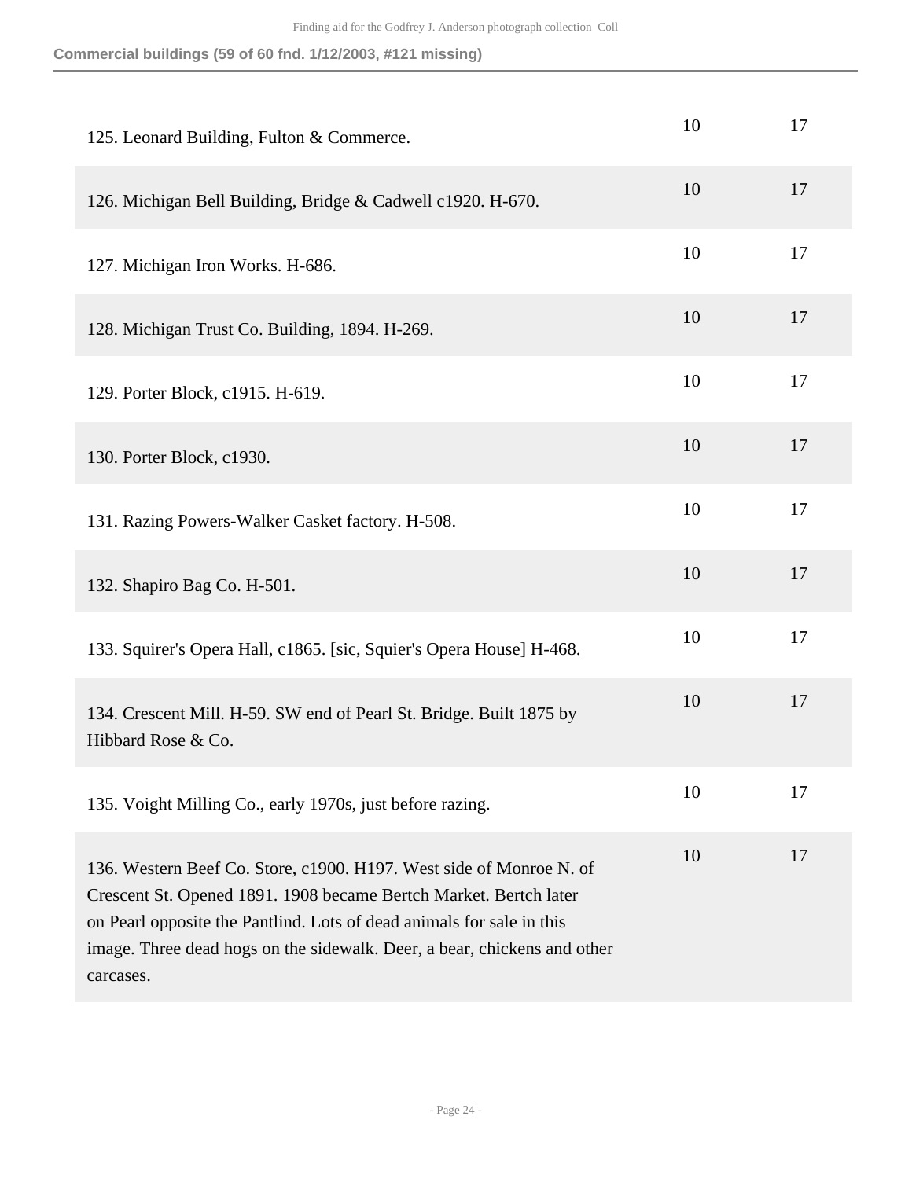**Commercial buildings (59 of 60 fnd. 1/12/2003, #121 missing)**

| | | |
|---|---|---|
| 125. Leonard Building, Fulton & Commerce. | 10 | 17 |
| 126. Michigan Bell Building, Bridge & Cadwell c1920. H-670. | 10 | 17 |
| 127. Michigan Iron Works. H-686. | 10 | 17 |
| 128. Michigan Trust Co. Building, 1894. H-269. | 10 | 17 |
| 129. Porter Block, c1915. H-619. | 10 | 17 |
| 130. Porter Block, c1930. | 10 | 17 |
| 131. Razing Powers-Walker Casket factory. H-508. | 10 | 17 |
| 132. Shapiro Bag Co. H-501. | 10 | 17 |
| 133. Squirer's Opera Hall, c1865. [sic, Squier's Opera House] H-468. | 10 | 17 |
| 134. Crescent Mill. H-59. SW end of Pearl St. Bridge. Built 1875 by Hibbard Rose & Co. | 10 | 17 |
| 135. Voight Milling Co., early 1970s, just before razing. | 10 | 17 |
| 136. Western Beef Co. Store, c1900. H197. West side of Monroe N. of Crescent St. Opened 1891. 1908 became Bertch Market. Bertch later on Pearl opposite the Pantlind. Lots of dead animals for sale in this image. Three dead hogs on the sidewalk. Deer, a bear, chickens and other carcases. | 10 | 17 |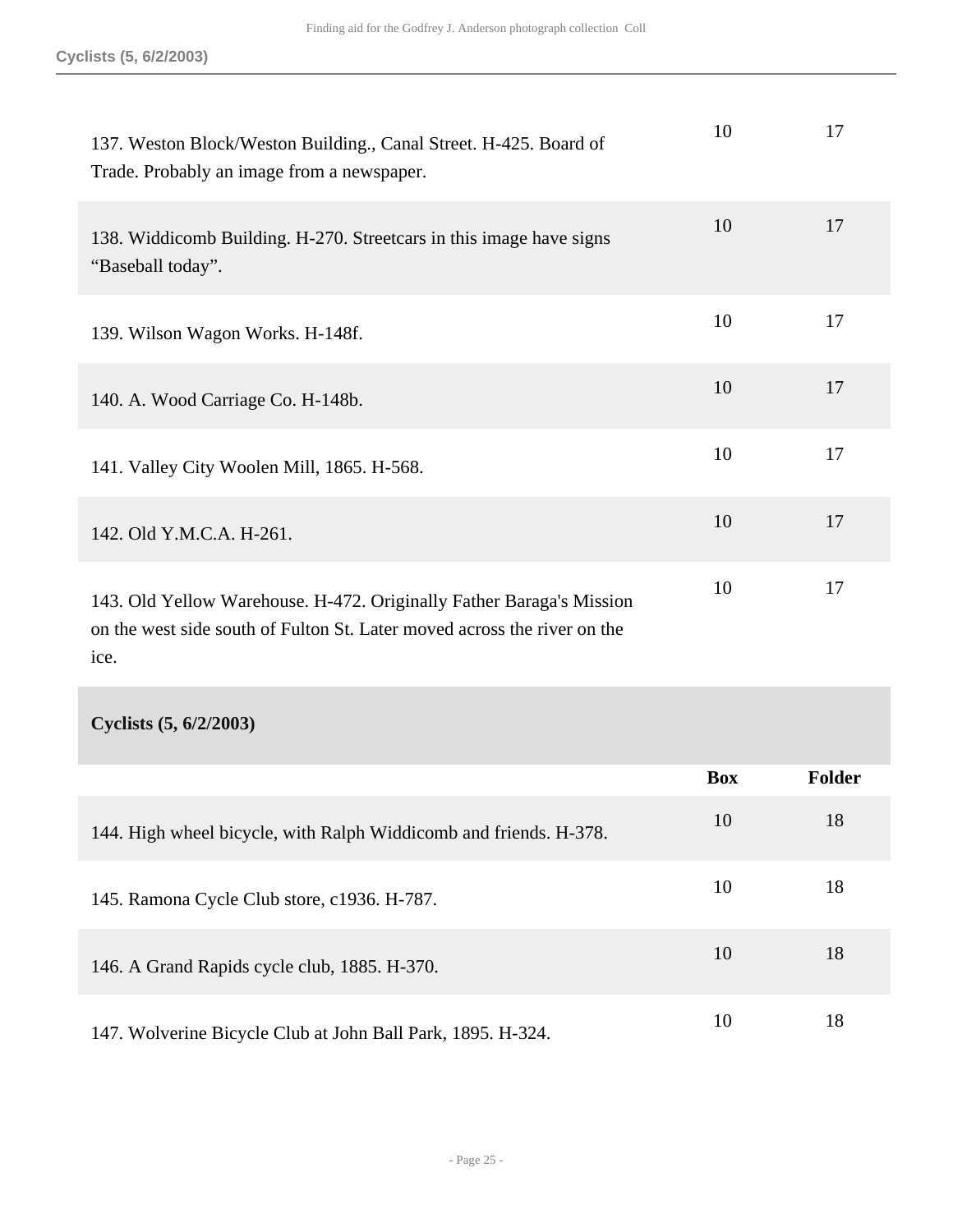| | Box | Folder |
|---|---|---|
| 137. Weston Block/Weston Building., Canal Street. H-425. Board of Trade. Probably an image from a newspaper. | 10 | 17 |
| 138. Widdicomb Building. H-270. Streetcars in this image have signs “Baseball today”. | 10 | 17 |
| 139. Wilson Wagon Works. H-148f. | 10 | 17 |
| 140. A. Wood Carriage Co. H-148b. | 10 | 17 |
| 141. Valley City Woolen Mill, 1865. H-568. | 10 | 17 |
| 142. Old Y.M.C.A. H-261. | 10 | 17 |
| 143. Old Yellow Warehouse. H-472. Originally Father Baraga's Mission on the west side south of Fulton St. Later moved across the river on the ice. | 10 | 17 |

### Cyclists (5, 6/2/2003)

| | Box | Folder |
|---|---|---|
| 144. High wheel bicycle, with Ralph Widdicomb and friends. H-378. | 10 | 18 |
| 145. Ramona Cycle Club store, c1936. H-787. | 10 | 18 |
| 146. A Grand Rapids cycle club, 1885. H-370. | 10 | 18 |
| 147. Wolverine Bicycle Club at John Ball Park, 1895. H-324. | 10 | 18 |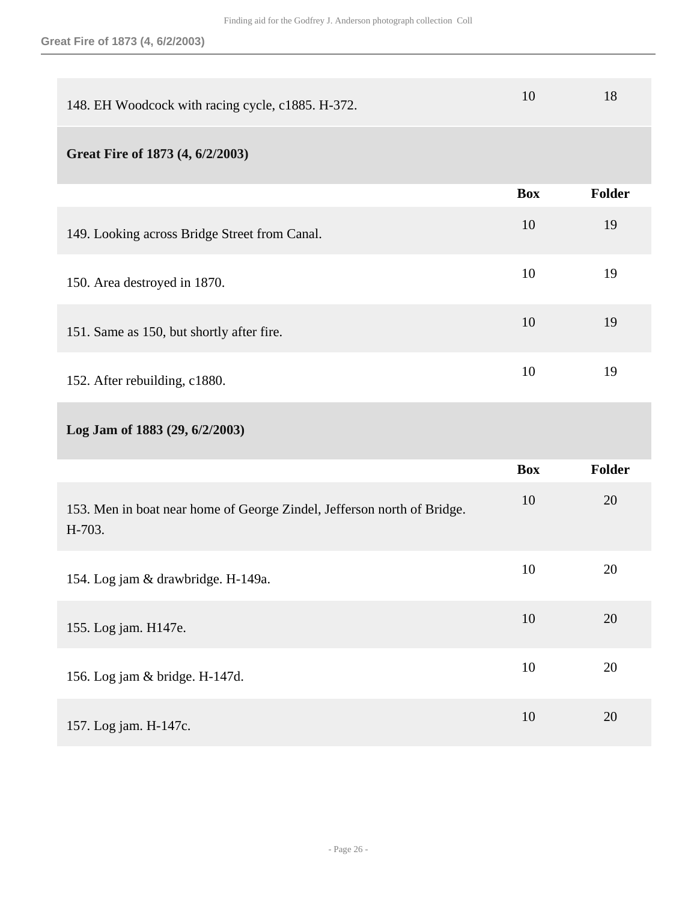| | Box | Folder |
|---|---|---|
| 148. EH Woodcock with racing cycle, c1885. H-372. | 10 | 18 |

### Great Fire of 1873 (4, 6/2/2003)

| | Box | Folder |
|---|---|---|
| 149. Looking across Bridge Street from Canal. | 10 | 19 |
| 150. Area destroyed in 1870. | 10 | 19 |
| 151. Same as 150, but shortly after fire. | 10 | 19 |
| 152. After rebuilding, c1880. | 10 | 19 |

### Log Jam of 1883 (29, 6/2/2003)

| | Box | Folder |
|---|---|---|
| 153. Men in boat near home of George Zindel, Jefferson north of Bridge. H-703. | 10 | 20 |
| 154. Log jam & drawbridge. H-149a. | 10 | 20 |
| 155. Log jam. H147e. | 10 | 20 |
| 156. Log jam & bridge. H-147d. | 10 | 20 |
| 157. Log jam. H-147c. | 10 | 20 |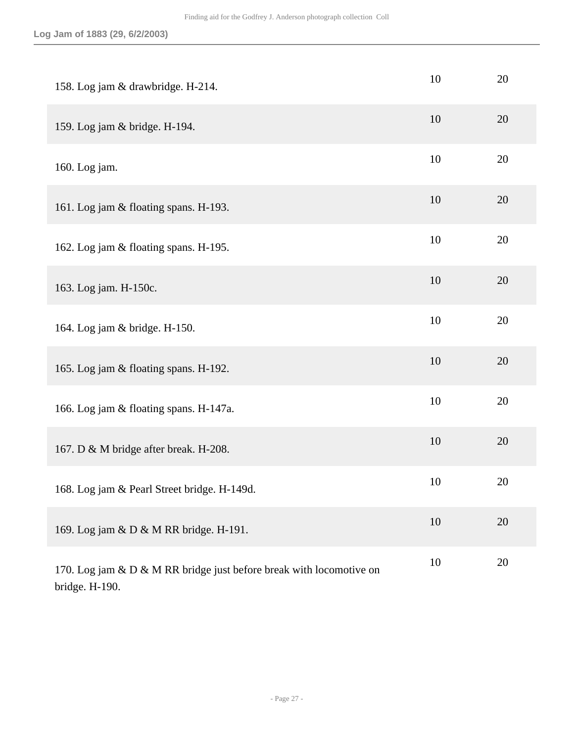| | | |
|---|---|---|
| 158. Log jam & drawbridge. H-214. | 10 | 20 |
| 159. Log jam & bridge. H-194. | 10 | 20 |
| 160. Log jam. | 10 | 20 |
| 161. Log jam & floating spans. H-193. | 10 | 20 |
| 162. Log jam & floating spans. H-195. | 10 | 20 |
| 163. Log jam. H-150c. | 10 | 20 |
| 164. Log jam & bridge. H-150. | 10 | 20 |
| 165. Log jam & floating spans. H-192. | 10 | 20 |
| 166. Log jam & floating spans. H-147a. | 10 | 20 |
| 167. D & M bridge after break. H-208. | 10 | 20 |
| 168. Log jam & Pearl Street bridge. H-149d. | 10 | 20 |
| 169. Log jam & D & M RR bridge. H-191. | 10 | 20 |
| 170. Log jam & D & M RR bridge just before break with locomotive on bridge. H-190. | 10 | 20 |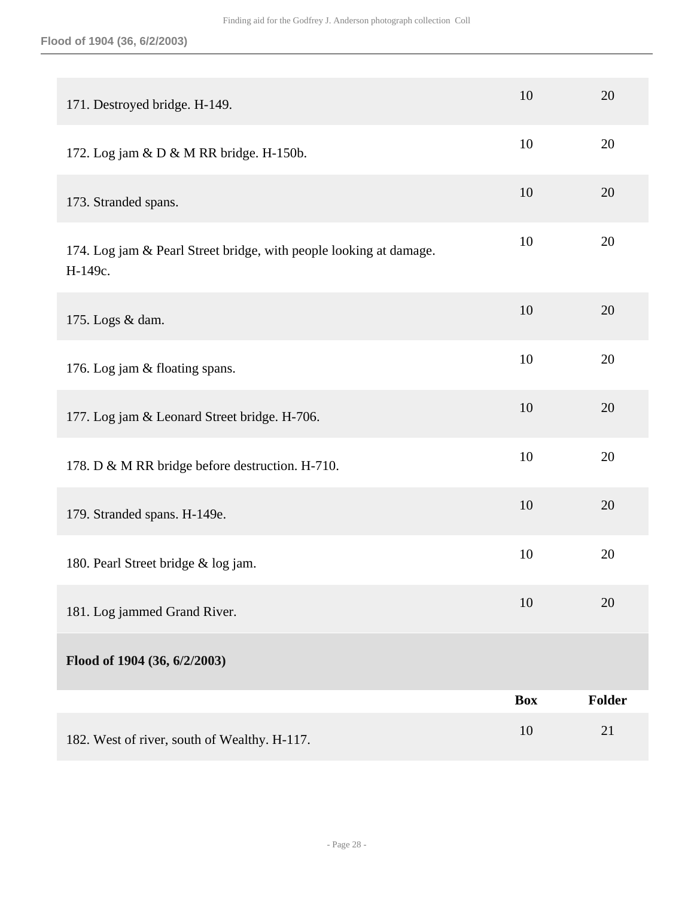| | Box | Folder |
|---|---|---|
| 171. Destroyed bridge. H-149. | 10 | 20 |
| 172. Log jam & D & M RR bridge. H-150b. | 10 | 20 |
| 173. Stranded spans. | 10 | 20 |
| 174. Log jam & Pearl Street bridge, with people looking at damage. H-149c. | 10 | 20 |
| 175. Logs & dam. | 10 | 20 |
| 176. Log jam & floating spans. | 10 | 20 |
| 177. Log jam & Leonard Street bridge. H-706. | 10 | 20 |
| 178. D & M RR bridge before destruction. H-710. | 10 | 20 |
| 179. Stranded spans. H-149e. | 10 | 20 |
| 180. Pearl Street bridge & log jam. | 10 | 20 |
| 181. Log jammed Grand River. | 10 | 20 |

**Flood of 1904 (36, 6/2/2003)**

| | Box | Folder |
|---|---|---|
| 182. West of river, south of Wealthy. H-117. | 10 | 21 |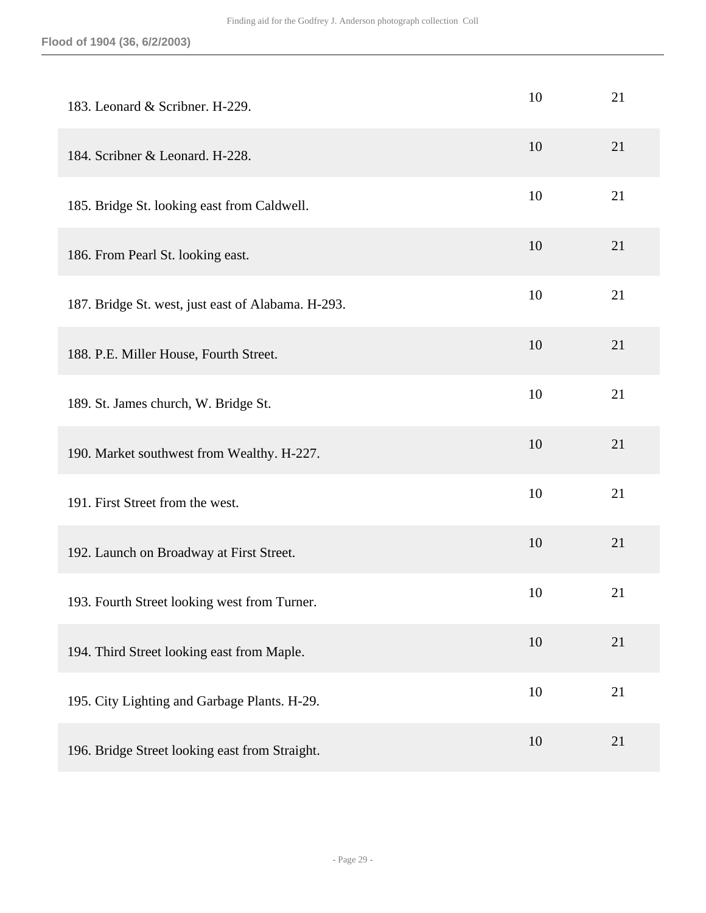| | | |
|---|---|---|
| 183. Leonard & Scribner. H-229. | 10 | 21 |
| 184. Scribner & Leonard. H-228. | 10 | 21 |
| 185. Bridge St. looking east from Caldwell. | 10 | 21 |
| 186. From Pearl St. looking east. | 10 | 21 |
| 187. Bridge St. west, just east of Alabama. H-293. | 10 | 21 |
| 188. P.E. Miller House, Fourth Street. | 10 | 21 |
| 189. St. James church, W. Bridge St. | 10 | 21 |
| 190. Market southwest from Wealthy. H-227. | 10 | 21 |
| 191. First Street from the west. | 10 | 21 |
| 192. Launch on Broadway at First Street. | 10 | 21 |
| 193. Fourth Street looking west from Turner. | 10 | 21 |
| 194. Third Street looking east from Maple. | 10 | 21 |
| 195. City Lighting and Garbage Plants. H-29. | 10 | 21 |
| 196. Bridge Street looking east from Straight. | 10 | 21 |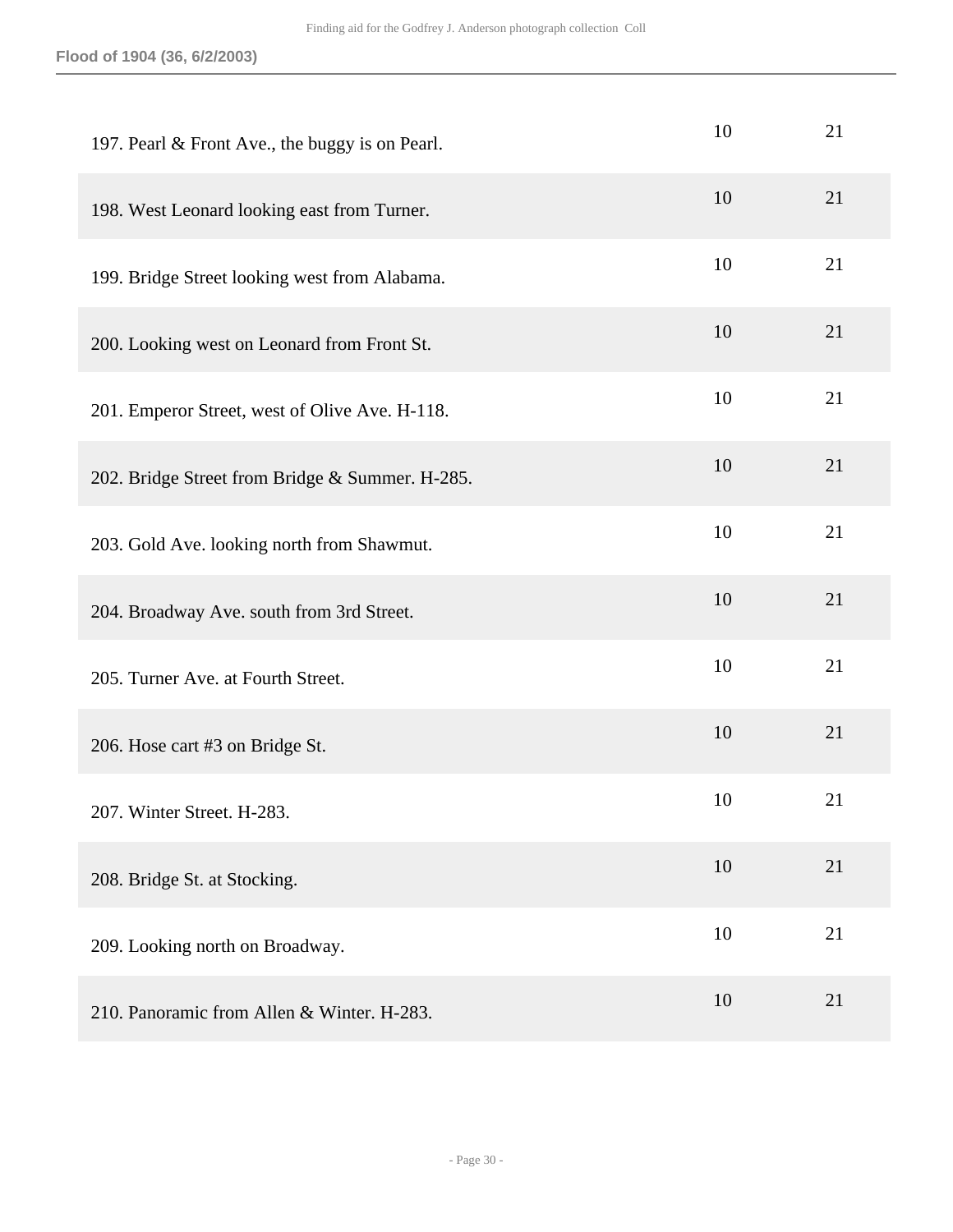| | | |
|---|---|---|
| 197. Pearl & Front Ave., the buggy is on Pearl. | 10 | 21 |
| 198. West Leonard looking east from Turner. | 10 | 21 |
| 199. Bridge Street looking west from Alabama. | 10 | 21 |
| 200. Looking west on Leonard from Front St. | 10 | 21 |
| 201. Emperor Street, west of Olive Ave. H-118. | 10 | 21 |
| 202. Bridge Street from Bridge & Summer. H-285. | 10 | 21 |
| 203. Gold Ave. looking north from Shawmut. | 10 | 21 |
| 204. Broadway Ave. south from 3rd Street. | 10 | 21 |
| 205. Turner Ave. at Fourth Street. | 10 | 21 |
| 206. Hose cart #3 on Bridge St. | 10 | 21 |
| 207. Winter Street. H-283. | 10 | 21 |
| 208. Bridge St. at Stocking. | 10 | 21 |
| 209. Looking north on Broadway. | 10 | 21 |
| 210. Panoramic from Allen & Winter. H-283. | 10 | 21 |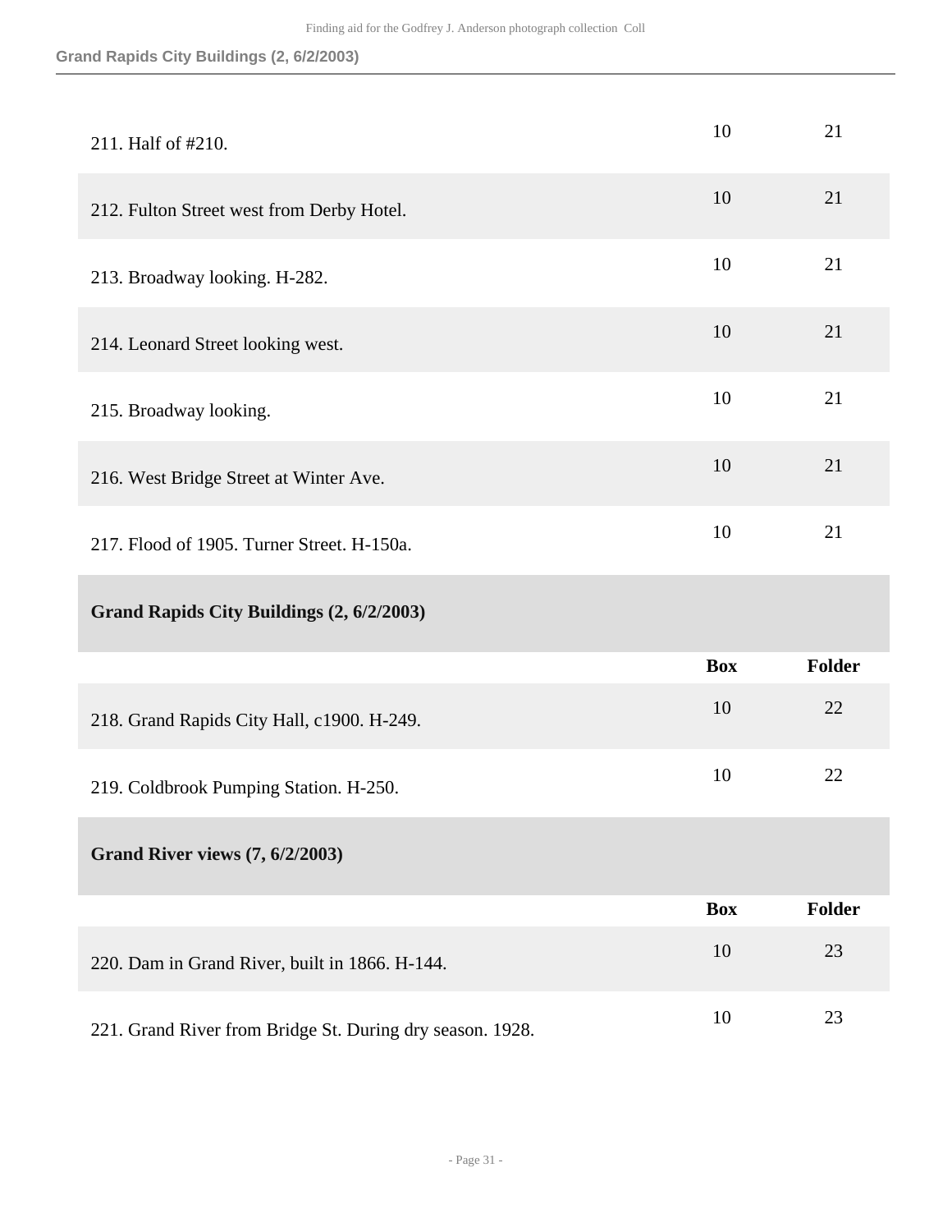| | Box | Folder |
|---|---|---|
| 211. Half of #210. | 10 | 21 |
| 212. Fulton Street west from Derby Hotel. | 10 | 21 |
| 213. Broadway looking. H-282. | 10 | 21 |
| 214. Leonard Street looking west. | 10 | 21 |
| 215. Broadway looking. | 10 | 21 |
| 216. West Bridge Street at Winter Ave. | 10 | 21 |
| 217. Flood of 1905. Turner Street. H-150a. | 10 | 21 |

**Grand Rapids City Buildings (2, 6/2/2003)**

| | Box | Folder |
|---|---|---|
| 218. Grand Rapids City Hall, c1900. H-249. | 10 | 22 |
| 219. Coldbrook Pumping Station. H-250. | 10 | 22 |

**Grand River views (7, 6/2/2003)**

| | Box | Folder |
|---|---|---|
| 220. Dam in Grand River, built in 1866. H-144. | 10 | 23 |
| 221. Grand River from Bridge St. During dry season. 1928. | 10 | 23 |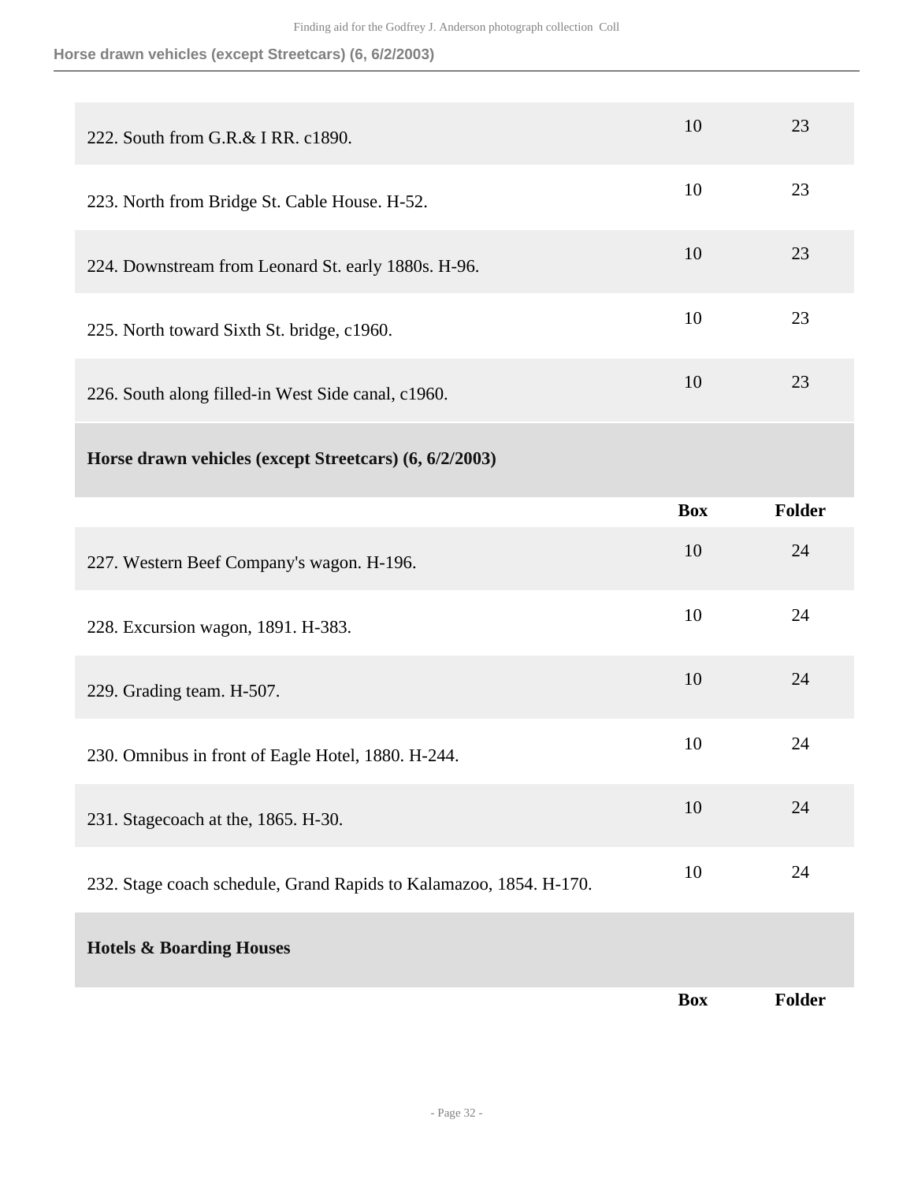| | Box | Folder |
|---|---|---|
| 222. South from G.R.& I RR. c1890. | 10 | 23 |
| 223. North from Bridge St. Cable House. H-52. | 10 | 23 |
| 224. Downstream from Leonard St. early 1880s. H-96. | 10 | 23 |
| 225. North toward Sixth St. bridge, c1960. | 10 | 23 |
| 226. South along filled-in West Side canal, c1960. | 10 | 23 |

### Horse drawn vehicles (except Streetcars) (6, 6/2/2003)

| | Box | Folder |
|---|---|---|
| 227. Western Beef Company's wagon. H-196. | 10 | 24 |
| 228. Excursion wagon, 1891. H-383. | 10 | 24 |
| 229. Grading team. H-507. | 10 | 24 |
| 230. Omnibus in front of Eagle Hotel, 1880. H-244. | 10 | 24 |
| 231. Stagecoach at the, 1865. H-30. | 10 | 24 |
| 232. Stage coach schedule, Grand Rapids to Kalamazoo, 1854. H-170. | 10 | 24 |

### Hotels & Boarding Houses

| | Box | Folder |
|---|---|---|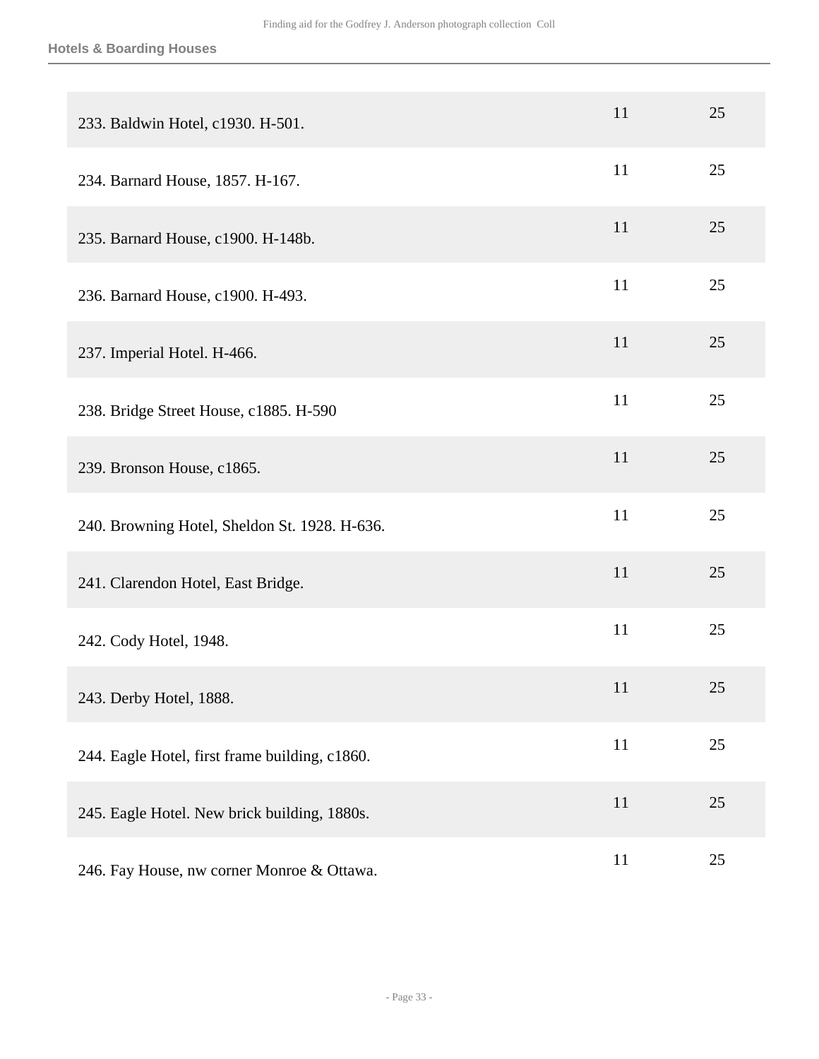## Hotels & Boarding Houses

| | | |
|---|---|---|
| 233. Baldwin Hotel, c1930. H-501. | 11 | 25 |
| 234. Barnard House, 1857. H-167. | 11 | 25 |
| 235. Barnard House, c1900. H-148b. | 11 | 25 |
| 236. Barnard House, c1900. H-493. | 11 | 25 |
| 237. Imperial Hotel. H-466. | 11 | 25 |
| 238. Bridge Street House, c1885. H-590 | 11 | 25 |
| 239. Bronson House, c1865. | 11 | 25 |
| 240. Browning Hotel, Sheldon St. 1928. H-636. | 11 | 25 |
| 241. Clarendon Hotel, East Bridge. | 11 | 25 |
| 242. Cody Hotel, 1948. | 11 | 25 |
| 243. Derby Hotel, 1888. | 11 | 25 |
| 244. Eagle Hotel, first frame building, c1860. | 11 | 25 |
| 245. Eagle Hotel. New brick building, 1880s. | 11 | 25 |
| 246. Fay House, nw corner Monroe & Ottawa. | 11 | 25 |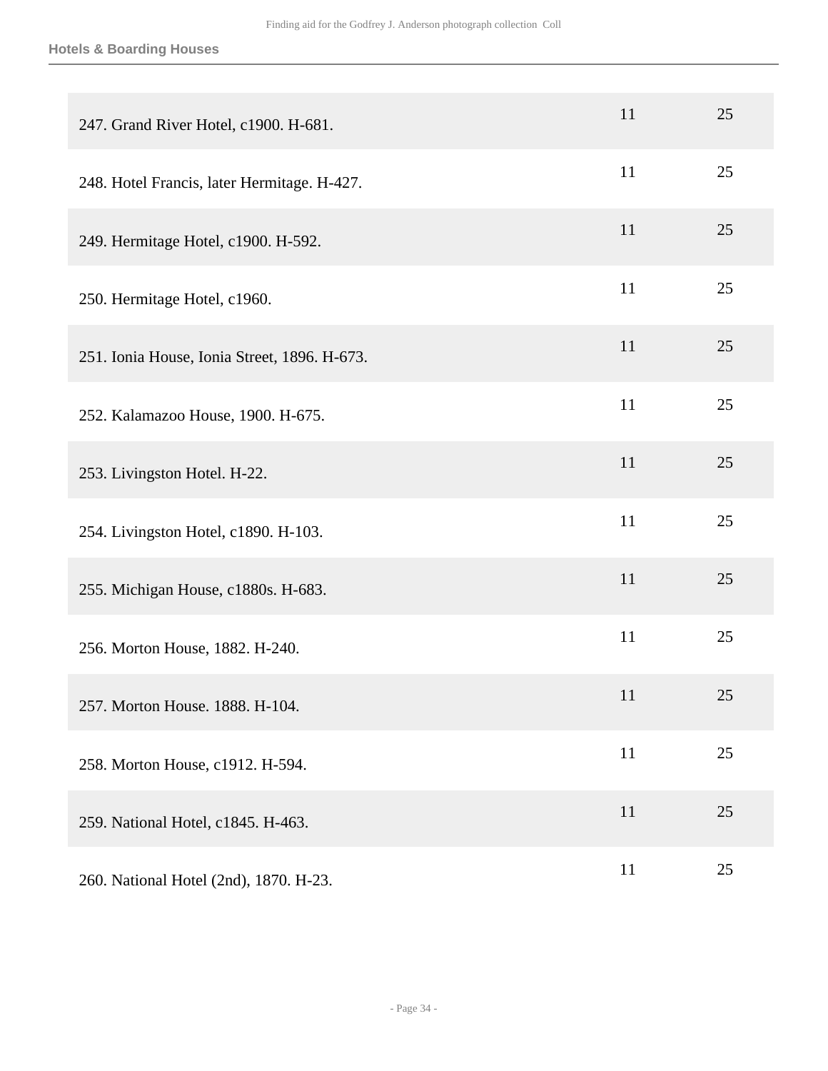Hotels & Boarding Houses

| | | |
|---|---|---|
| 247. Grand River Hotel, c1900. H-681. | 11 | 25 |
| 248. Hotel Francis, later Hermitage. H-427. | 11 | 25 |
| 249. Hermitage Hotel, c1900. H-592. | 11 | 25 |
| 250. Hermitage Hotel, c1960. | 11 | 25 |
| 251. Ionia House, Ionia Street, 1896. H-673. | 11 | 25 |
| 252. Kalamazoo House, 1900. H-675. | 11 | 25 |
| 253. Livingston Hotel. H-22. | 11 | 25 |
| 254. Livingston Hotel, c1890. H-103. | 11 | 25 |
| 255. Michigan House, c1880s. H-683. | 11 | 25 |
| 256. Morton House, 1882. H-240. | 11 | 25 |
| 257. Morton House. 1888. H-104. | 11 | 25 |
| 258. Morton House, c1912. H-594. | 11 | 25 |
| 259. National Hotel, c1845. H-463. | 11 | 25 |
| 260. National Hotel (2nd), 1870. H-23. | 11 | 25 |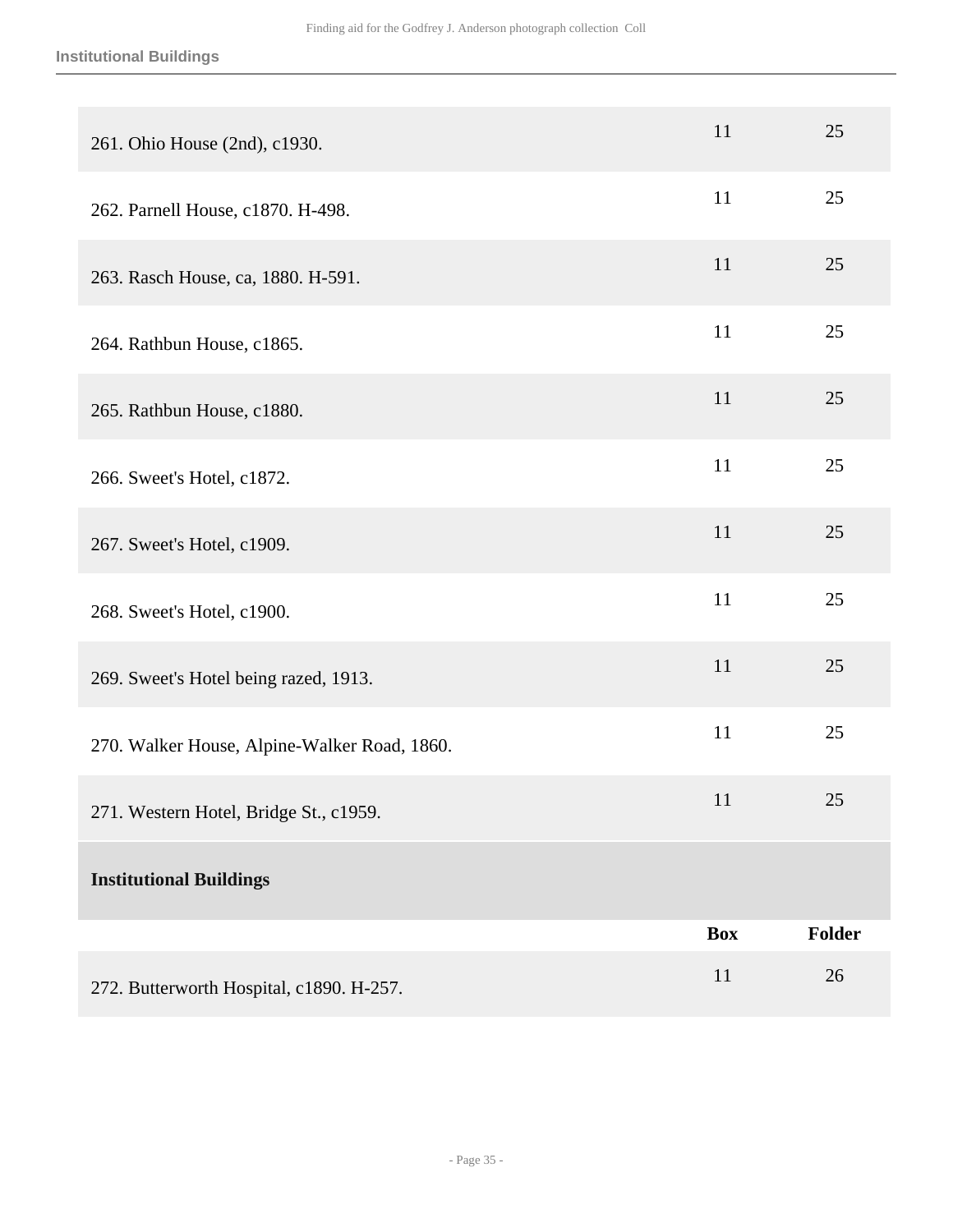| | Box | Folder |
|---|---|---|
| 261. Ohio House (2nd), c1930. | 11 | 25 |
| 262. Parnell House, c1870. H-498. | 11 | 25 |
| 263. Rasch House, ca, 1880. H-591. | 11 | 25 |
| 264. Rathbun House, c1865. | 11 | 25 |
| 265. Rathbun House, c1880. | 11 | 25 |
| 266. Sweet's Hotel, c1872. | 11 | 25 |
| 267. Sweet's Hotel, c1909. | 11 | 25 |
| 268. Sweet's Hotel, c1900. | 11 | 25 |
| 269. Sweet's Hotel being razed, 1913. | 11 | 25 |
| 270. Walker House, Alpine-Walker Road, 1860. | 11 | 25 |
| 271. Western Hotel, Bridge St., c1959. | 11 | 25 |

**Institutional Buildings**

| | Box | Folder |
|---|---|---|
| 272. Butterworth Hospital, c1890. H-257. | 11 | 26 |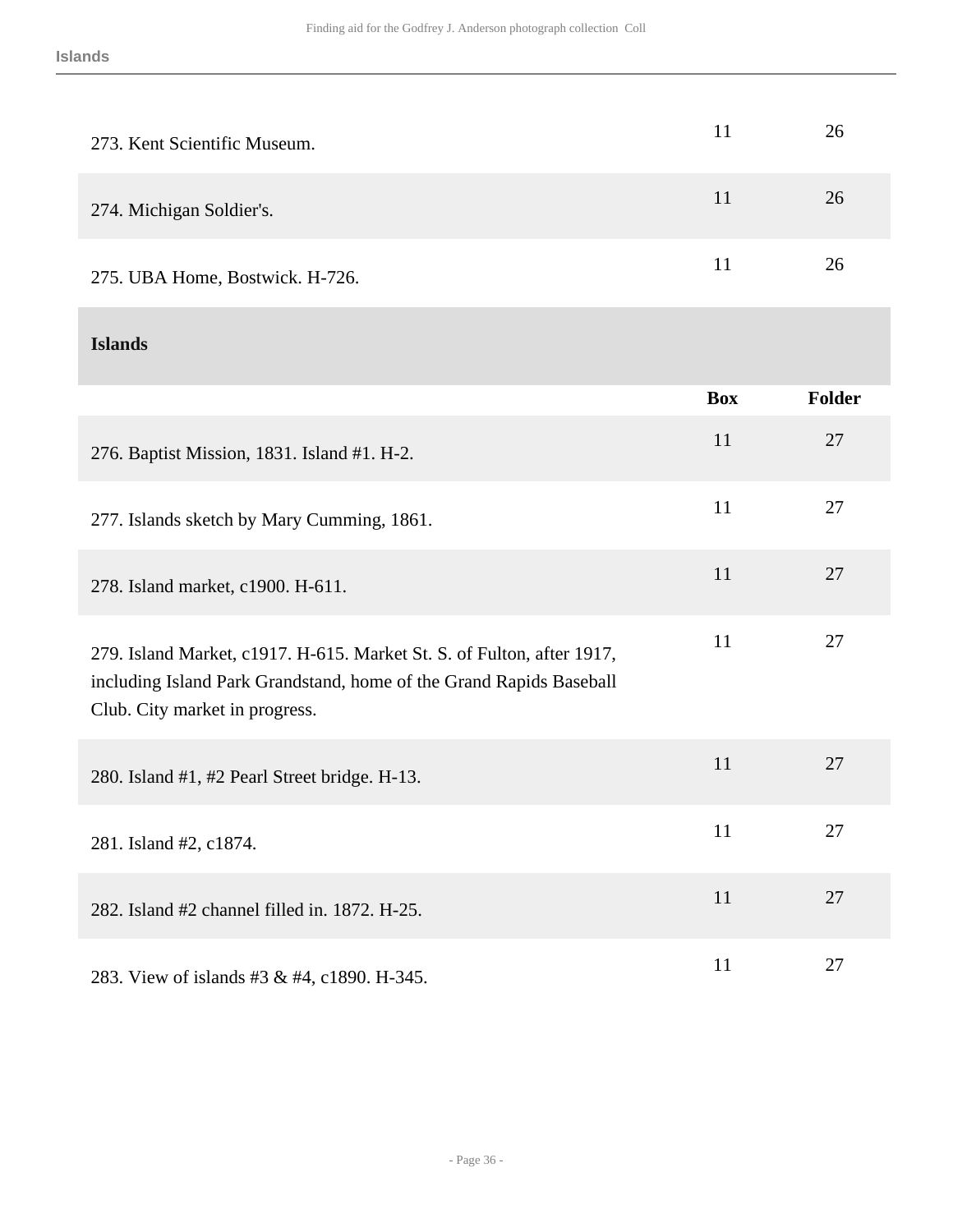| | Box | Folder |
|---|---|---|
| 273. Kent Scientific Museum. | 11 | 26 |
| 274. Michigan Soldier's. | 11 | 26 |
| 275. UBA Home, Bostwick. H-726. | 11 | 26 |

## Islands

| | Box | Folder |
|---|---|---|
| 276. Baptist Mission, 1831. Island #1. H-2. | 11 | 27 |
| 277. Islands sketch by Mary Cumming, 1861. | 11 | 27 |
| 278. Island market, c1900. H-611. | 11 | 27 |
| 279. Island Market, c1917. H-615. Market St. S. of Fulton, after 1917, including Island Park Grandstand, home of the Grand Rapids Baseball Club. City market in progress. | 11 | 27 |
| 280. Island #1, #2 Pearl Street bridge. H-13. | 11 | 27 |
| 281. Island #2, c1874. | 11 | 27 |
| 282. Island #2 channel filled in. 1872. H-25. | 11 | 27 |
| 283. View of islands #3 & #4, c1890. H-345. | 11 | 27 |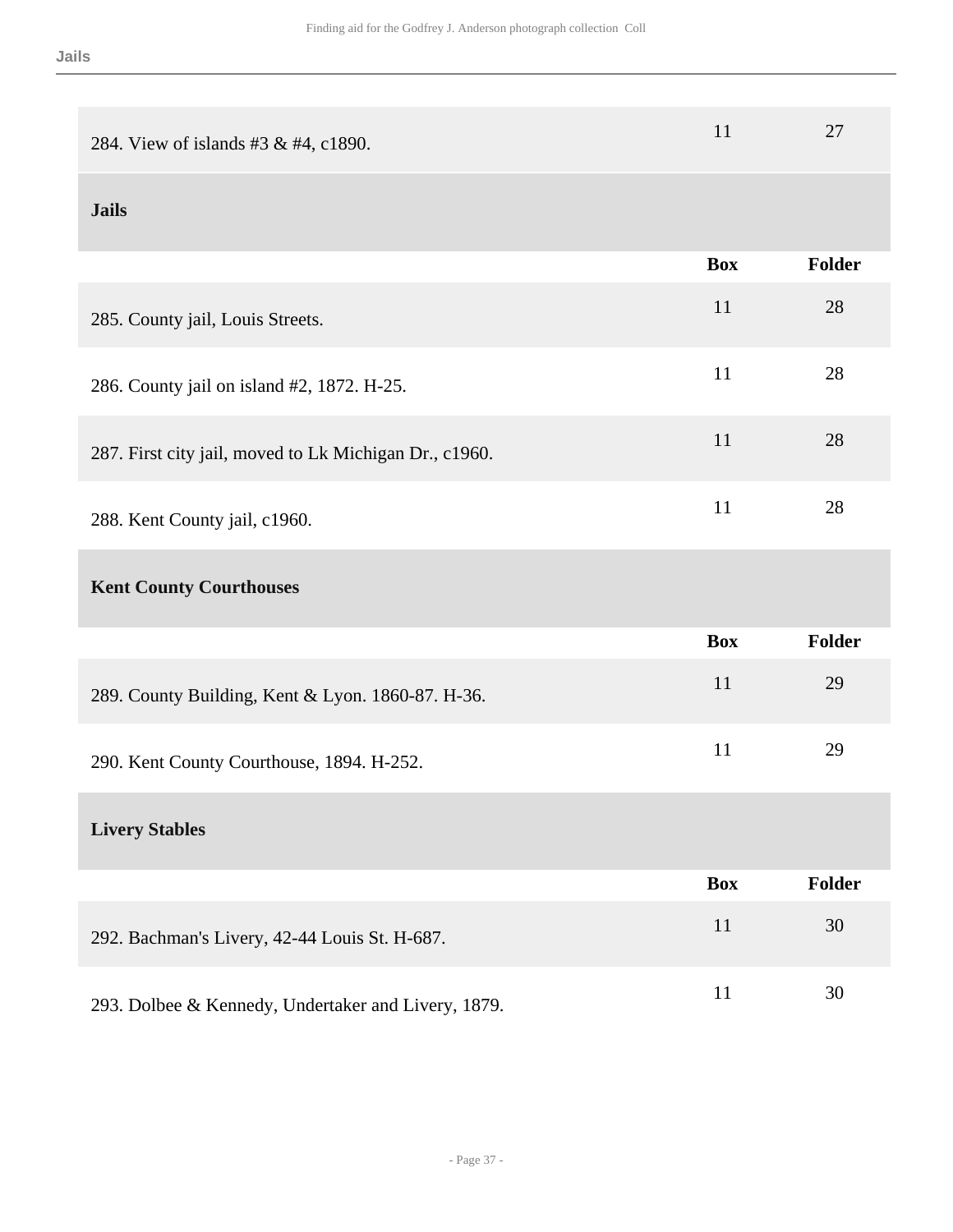| | Box | Folder |
|---|---|---|
| 284. View of islands #3 & #4, c1890. | 11 | 27 |

### Jails

| | Box | Folder |
|---|---|---|
| 285. County jail, Louis Streets. | 11 | 28 |
| 286. County jail on island #2, 1872. H-25. | 11 | 28 |
| 287. First city jail, moved to Lk Michigan Dr., c1960. | 11 | 28 |
| 288. Kent County jail, c1960. | 11 | 28 |

### Kent County Courthouses

| | Box | Folder |
|---|---|---|
| 289. County Building, Kent & Lyon. 1860-87. H-36. | 11 | 29 |
| 290. Kent County Courthouse, 1894. H-252. | 11 | 29 |

### Livery Stables

| | Box | Folder |
|---|---|---|
| 292. Bachman's Livery, 42-44 Louis St. H-687. | 11 | 30 |
| 293. Dolbee & Kennedy, Undertaker and Livery, 1879. | 11 | 30 |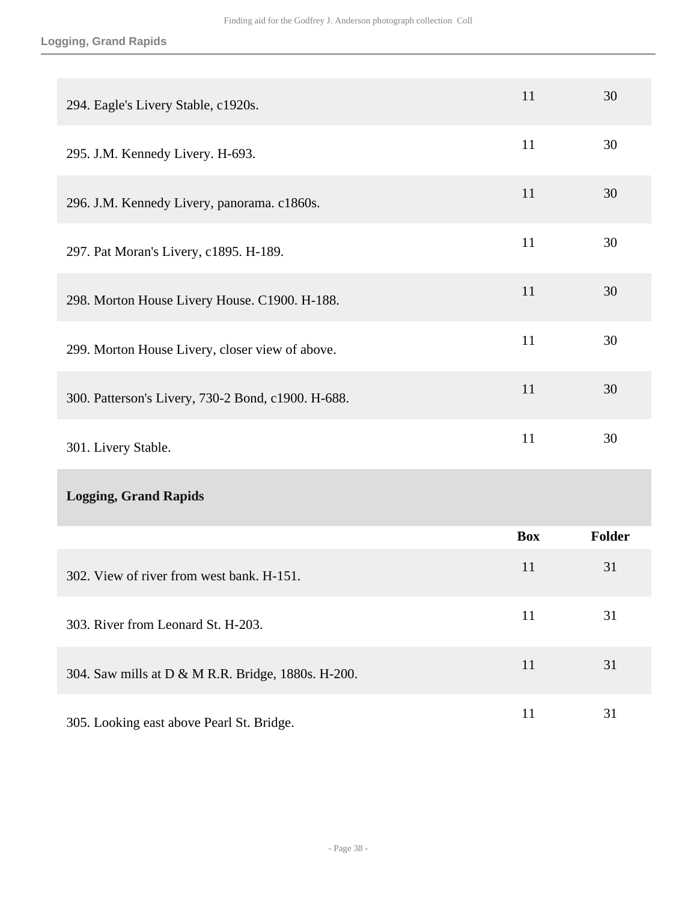| | Box | Folder |
|---|---|---|
| 294. Eagle's Livery Stable, c1920s. | 11 | 30 |
| 295. J.M. Kennedy Livery. H-693. | 11 | 30 |
| 296. J.M. Kennedy Livery, panorama. c1860s. | 11 | 30 |
| 297. Pat Moran's Livery, c1895. H-189. | 11 | 30 |
| 298. Morton House Livery House. C1900. H-188. | 11 | 30 |
| 299. Morton House Livery, closer view of above. | 11 | 30 |
| 300. Patterson's Livery, 730-2 Bond, c1900. H-688. | 11 | 30 |
| 301. Livery Stable. | 11 | 30 |

### Logging, Grand Rapids

| | Box | Folder |
|---|---|---|
| 302. View of river from west bank. H-151. | 11 | 31 |
| 303. River from Leonard St. H-203. | 11 | 31 |
| 304. Saw mills at D & M R.R. Bridge, 1880s. H-200. | 11 | 31 |
| 305. Looking east above Pearl St. Bridge. | 11 | 31 |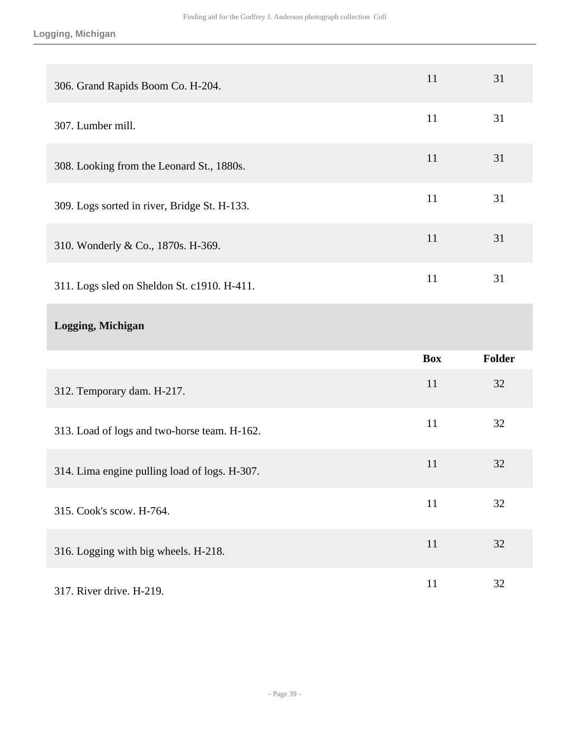| | Box | Folder |
|---|---|---|
| 306. Grand Rapids Boom Co. H-204. | 11 | 31 |
| 307. Lumber mill. | 11 | 31 |
| 308. Looking from the Leonard St., 1880s. | 11 | 31 |
| 309. Logs sorted in river, Bridge St. H-133. | 11 | 31 |
| 310. Wonderly & Co., 1870s. H-369. | 11 | 31 |
| 311. Logs sled on Sheldon St. c1910. H-411. | 11 | 31 |

### Logging, Michigan

| | Box | Folder |
|---|---|---|
| 312. Temporary dam. H-217. | 11 | 32 |
| 313. Load of logs and two-horse team. H-162. | 11 | 32 |
| 314. Lima engine pulling load of logs. H-307. | 11 | 32 |
| 315. Cook's scow. H-764. | 11 | 32 |
| 316. Logging with big wheels. H-218. | 11 | 32 |
| 317. River drive. H-219. | 11 | 32 |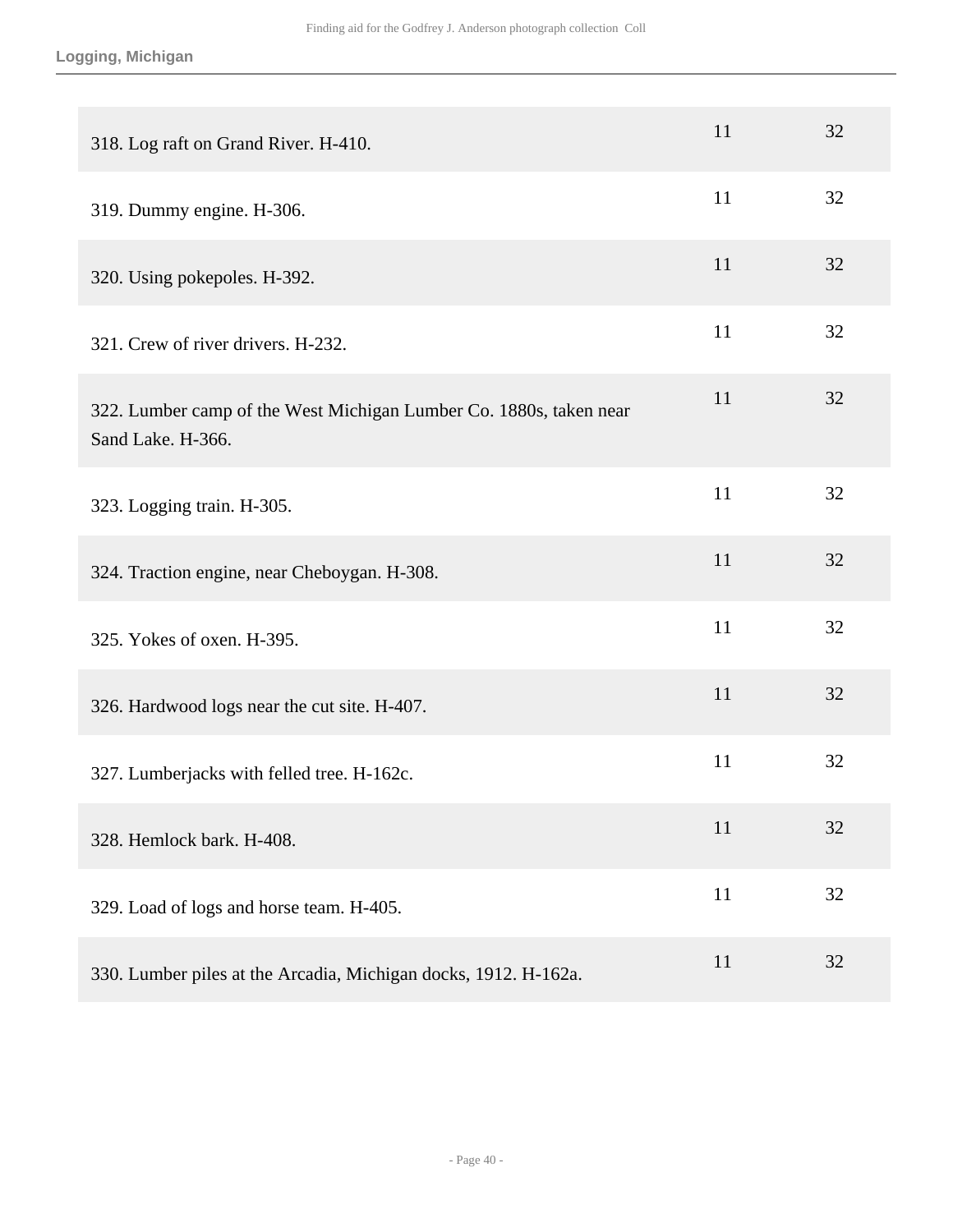| | | |
|---|---|---|
| 318. Log raft on Grand River. H-410. | 11 | 32 |
| 319. Dummy engine. H-306. | 11 | 32 |
| 320. Using pokepoles. H-392. | 11 | 32 |
| 321. Crew of river drivers. H-232. | 11 | 32 |
| 322. Lumber camp of the West Michigan Lumber Co. 1880s, taken near Sand Lake. H-366. | 11 | 32 |
| 323. Logging train. H-305. | 11 | 32 |
| 324. Traction engine, near Cheboygan. H-308. | 11 | 32 |
| 325. Yokes of oxen. H-395. | 11 | 32 |
| 326. Hardwood logs near the cut site. H-407. | 11 | 32 |
| 327. Lumberjacks with felled tree. H-162c. | 11 | 32 |
| 328. Hemlock bark. H-408. | 11 | 32 |
| 329. Load of logs and horse team. H-405. | 11 | 32 |
| 330. Lumber piles at the Arcadia, Michigan docks, 1912. H-162a. | 11 | 32 |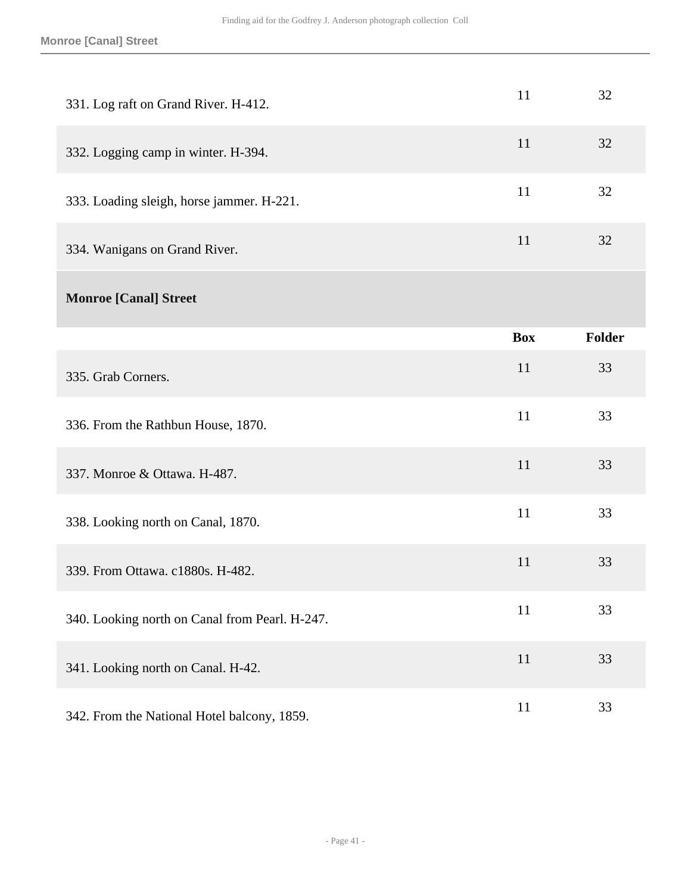| | Box | Folder |
|---|---|---|
| 331. Log raft on Grand River. H-412. | 11 | 32 |
| 332. Logging camp in winter. H-394. | 11 | 32 |
| 333. Loading sleigh, horse jammer. H-221. | 11 | 32 |
| 334. Wanigans on Grand River. | 11 | 32 |

### Monroe [Canal] Street

| | Box | Folder |
|---|---|---|
| 335. Grab Corners. | 11 | 33 |
| 336. From the Rathbun House, 1870. | 11 | 33 |
| 337. Monroe & Ottawa. H-487. | 11 | 33 |
| 338. Looking north on Canal, 1870. | 11 | 33 |
| 339. From Ottawa. c1880s. H-482. | 11 | 33 |
| 340. Looking north on Canal from Pearl. H-247. | 11 | 33 |
| 341. Looking north on Canal. H-42. | 11 | 33 |
| 342. From the National Hotel balcony, 1859. | 11 | 33 |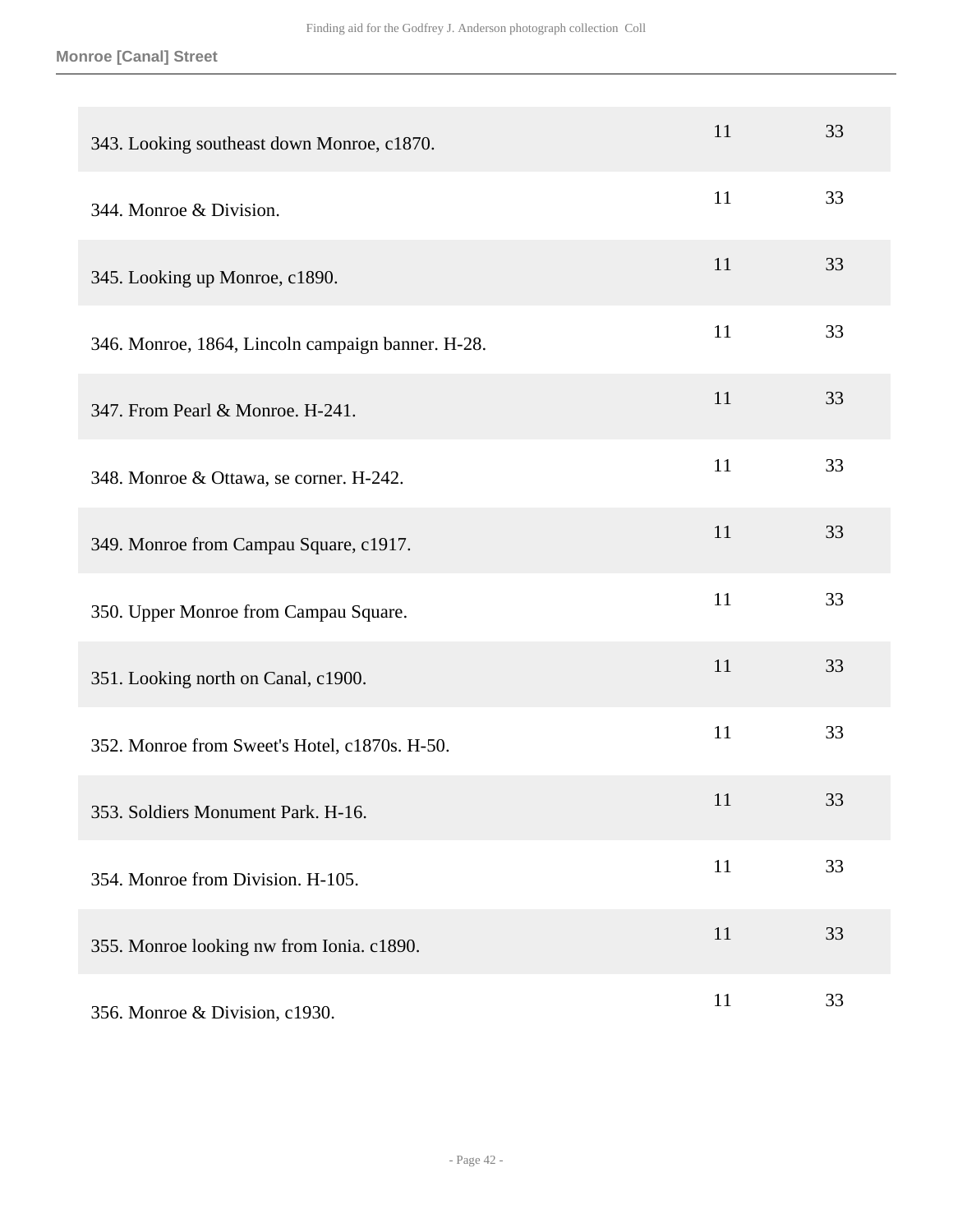## Monroe [Canal] Street

| | | |
|---|---|---|
| 343. Looking southeast down Monroe, c1870. | 11 | 33 |
| 344. Monroe & Division. | 11 | 33 |
| 345. Looking up Monroe, c1890. | 11 | 33 |
| 346. Monroe, 1864, Lincoln campaign banner. H-28. | 11 | 33 |
| 347. From Pearl & Monroe. H-241. | 11 | 33 |
| 348. Monroe & Ottawa, se corner. H-242. | 11 | 33 |
| 349. Monroe from Campau Square, c1917. | 11 | 33 |
| 350. Upper Monroe from Campau Square. | 11 | 33 |
| 351. Looking north on Canal, c1900. | 11 | 33 |
| 352. Monroe from Sweet's Hotel, c1870s. H-50. | 11 | 33 |
| 353. Soldiers Monument Park. H-16. | 11 | 33 |
| 354. Monroe from Division. H-105. | 11 | 33 |
| 355. Monroe looking nw from Ionia. c1890. | 11 | 33 |
| 356. Monroe & Division, c1930. | 11 | 33 |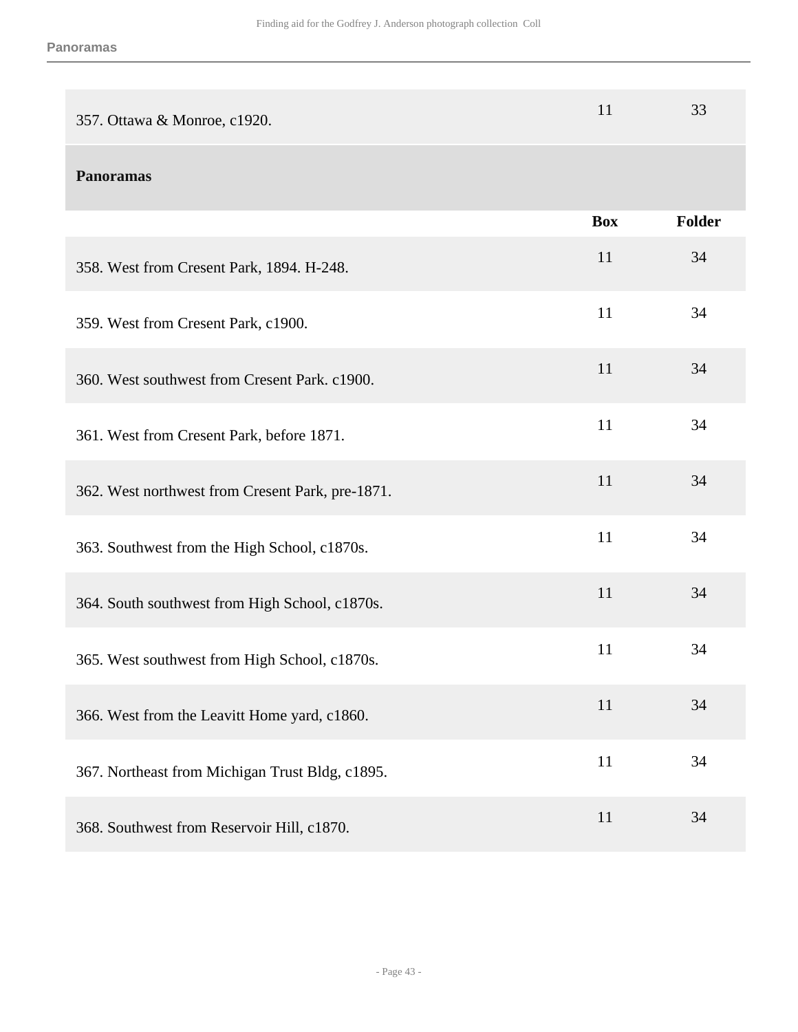| | | |
|---|---|---|
| 357. Ottawa & Monroe, c1920. | 11 | 33 |

## Panoramas

| | Box | Folder |
|---|---|---|
| 358. West from Cresent Park, 1894. H-248. | 11 | 34 |
| 359. West from Cresent Park, c1900. | 11 | 34 |
| 360. West southwest from Cresent Park. c1900. | 11 | 34 |
| 361. West from Cresent Park, before 1871. | 11 | 34 |
| 362. West northwest from Cresent Park, pre-1871. | 11 | 34 |
| 363. Southwest from the High School, c1870s. | 11 | 34 |
| 364. South southwest from High School, c1870s. | 11 | 34 |
| 365. West southwest from High School, c1870s. | 11 | 34 |
| 366. West from the Leavitt Home yard, c1860. | 11 | 34 |
| 367. Northeast from Michigan Trust Bldg, c1895. | 11 | 34 |
| 368. Southwest from Reservoir Hill, c1870. | 11 | 34 |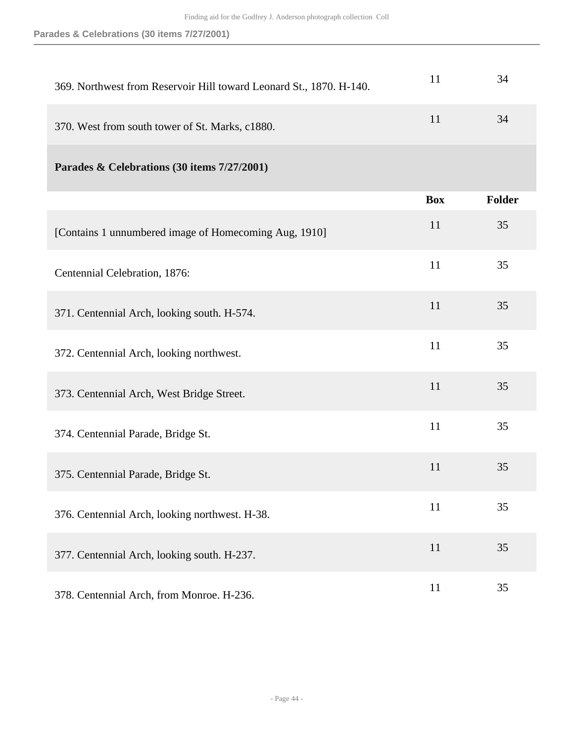| | Box | Folder |
|---|---|---|
| 369. Northwest from Reservoir Hill toward Leonard St., 1870. H-140. | 11 | 34 |
| 370. West from south tower of St. Marks, c1880. | 11 | 34 |

### Parades & Celebrations (30 items 7/27/2001)

| | Box | Folder |
|---|---|---|
| [Contains 1 unnumbered image of Homecoming Aug, 1910] | 11 | 35 |
| Centennial Celebration, 1876: | 11 | 35 |
| 371. Centennial Arch, looking south. H-574. | 11 | 35 |
| 372. Centennial Arch, looking northwest. | 11 | 35 |
| 373. Centennial Arch, West Bridge Street. | 11 | 35 |
| 374. Centennial Parade, Bridge St. | 11 | 35 |
| 375. Centennial Parade, Bridge St. | 11 | 35 |
| 376. Centennial Arch, looking northwest. H-38. | 11 | 35 |
| 377. Centennial Arch, looking south. H-237. | 11 | 35 |
| 378. Centennial Arch, from Monroe. H-236. | 11 | 35 |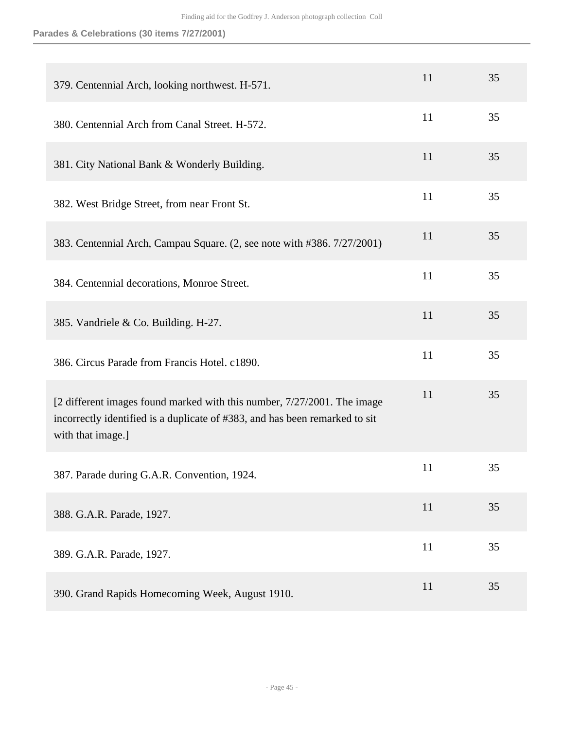**Parades & Celebrations (30 items 7/27/2001)**

| | | |
|---|---|---|
| 379. Centennial Arch, looking northwest. H-571. | 11 | 35 |
| 380. Centennial Arch from Canal Street. H-572. | 11 | 35 |
| 381. City National Bank & Wonderly Building. | 11 | 35 |
| 382. West Bridge Street, from near Front St. | 11 | 35 |
| 383. Centennial Arch, Campau Square. (2, see note with #386. 7/27/2001) | 11 | 35 |
| 384. Centennial decorations, Monroe Street. | 11 | 35 |
| 385. Vandriele & Co. Building. H-27. | 11 | 35 |
| 386. Circus Parade from Francis Hotel. c1890. | 11 | 35 |
| [2 different images found marked with this number, 7/27/2001. The image incorrectly identified is a duplicate of #383, and has been remarked to sit with that image.] | 11 | 35 |
| 387. Parade during G.A.R. Convention, 1924. | 11 | 35 |
| 388. G.A.R. Parade, 1927. | 11 | 35 |
| 389. G.A.R. Parade, 1927. | 11 | 35 |
| 390. Grand Rapids Homecoming Week, August 1910. | 11 | 35 |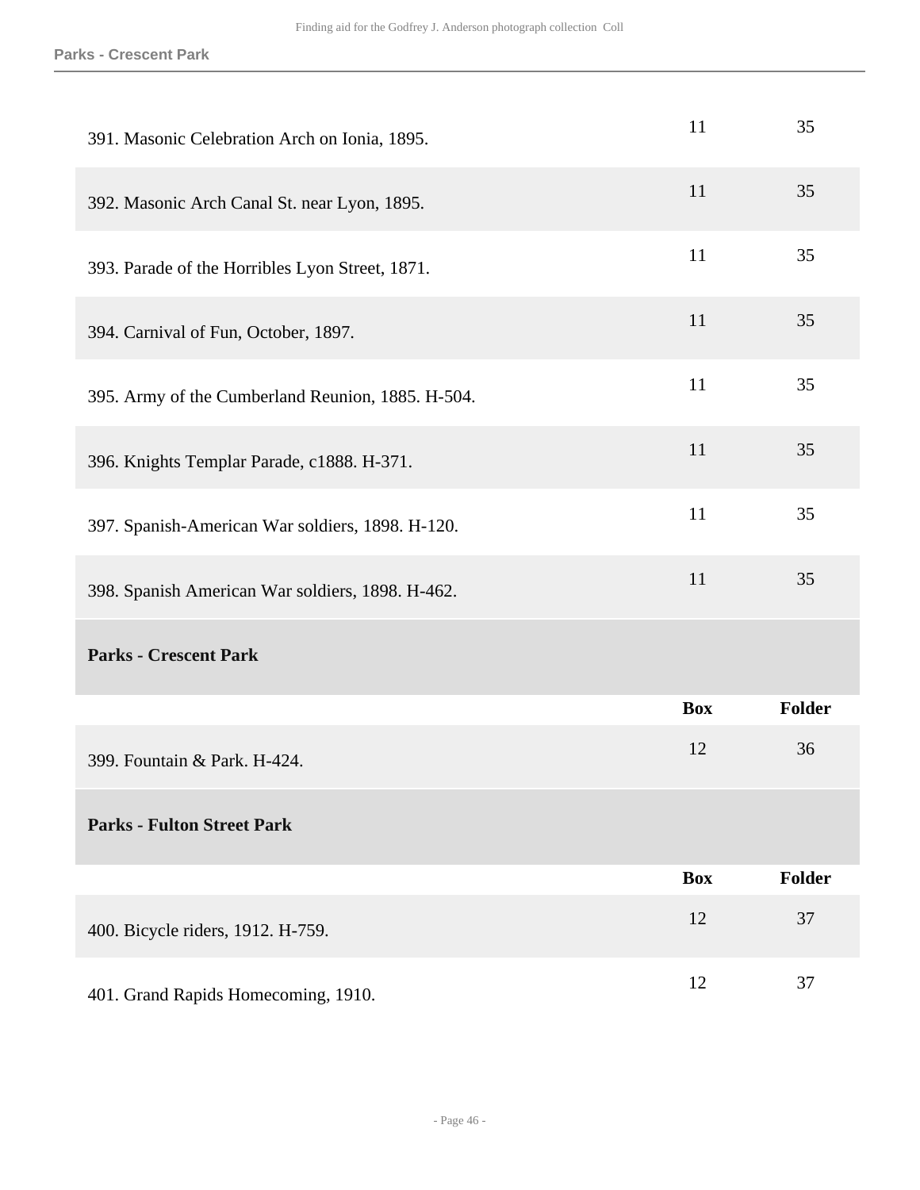| | | |
|---|---|---|
| 391. Masonic Celebration Arch on Ionia, 1895. | 11 | 35 |
| 392. Masonic Arch Canal St. near Lyon, 1895. | 11 | 35 |
| 393. Parade of the Horribles Lyon Street, 1871. | 11 | 35 |
| 394. Carnival of Fun, October, 1897. | 11 | 35 |
| 395. Army of the Cumberland Reunion, 1885. H-504. | 11 | 35 |
| 396. Knights Templar Parade, c1888. H-371. | 11 | 35 |
| 397. Spanish-American War soldiers, 1898. H-120. | 11 | 35 |
| 398. Spanish American War soldiers, 1898. H-462. | 11 | 35 |

### Parks - Crescent Park

| | Box | Folder |
|---|---|---|
| 399. Fountain & Park. H-424. | 12 | 36 |

### Parks - Fulton Street Park

| | Box | Folder |
|---|---|---|
| 400. Bicycle riders, 1912. H-759. | 12 | 37 |
| 401. Grand Rapids Homecoming, 1910. | 12 | 37 |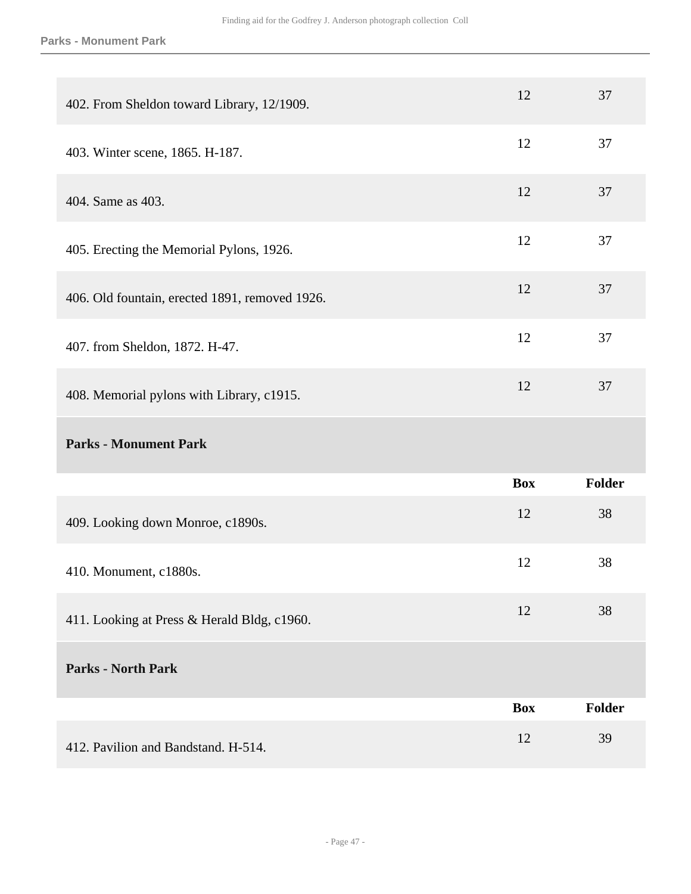| | Box | Folder |
|---|---|---|
| 402. From Sheldon toward Library, 12/1909. | 12 | 37 |
| 403. Winter scene, 1865. H-187. | 12 | 37 |
| 404. Same as 403. | 12 | 37 |
| 405. Erecting the Memorial Pylons, 1926. | 12 | 37 |
| 406. Old fountain, erected 1891, removed 1926. | 12 | 37 |
| 407. from Sheldon, 1872. H-47. | 12 | 37 |
| 408. Memorial pylons with Library, c1915. | 12 | 37 |

**Parks - Monument Park**

| | Box | Folder |
|---|---|---|
| 409. Looking down Monroe, c1890s. | 12 | 38 |
| 410. Monument, c1880s. | 12 | 38 |
| 411. Looking at Press & Herald Bldg, c1960. | 12 | 38 |

**Parks - North Park**

| | Box | Folder |
|---|---|---|
| 412. Pavilion and Bandstand. H-514. | 12 | 39 |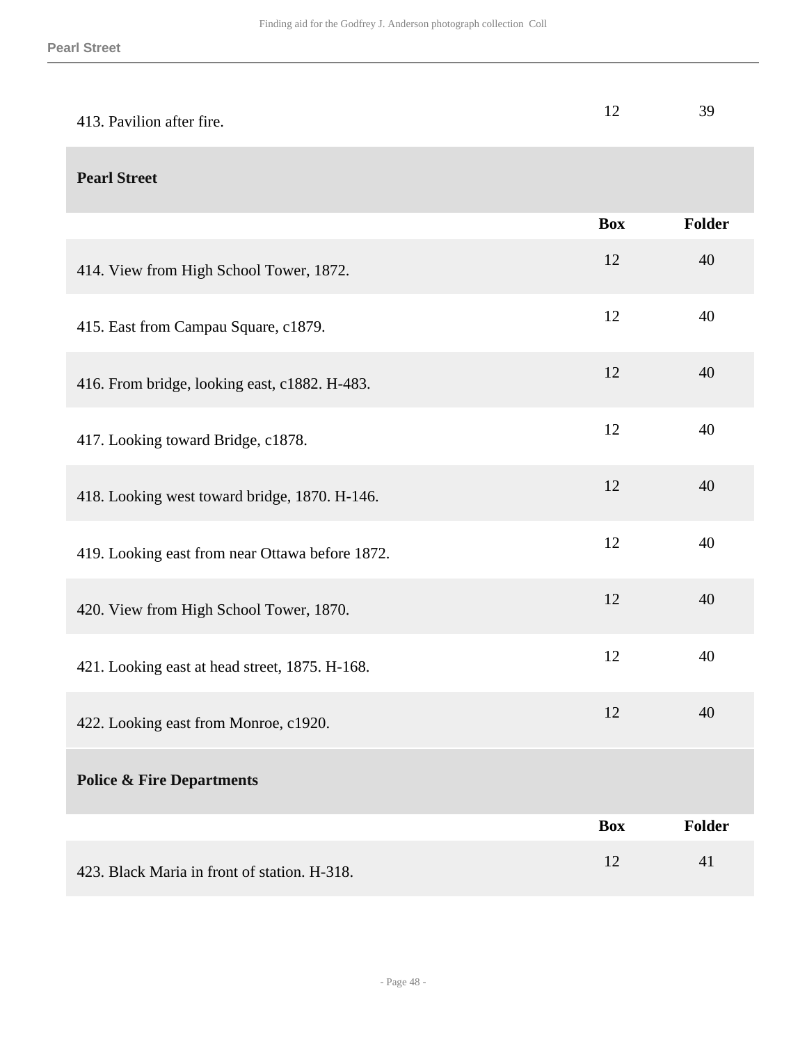| | Box | Folder |
|---|---|---|
| 413. Pavilion after fire. | 12 | 39 |

## Pearl Street

| | Box | Folder |
|---|---|---|
| 414. View from High School Tower, 1872. | 12 | 40 |
| 415. East from Campau Square, c1879. | 12 | 40 |
| 416. From bridge, looking east, c1882. H-483. | 12 | 40 |
| 417. Looking toward Bridge, c1878. | 12 | 40 |
| 418. Looking west toward bridge, 1870. H-146. | 12 | 40 |
| 419. Looking east from near Ottawa before 1872. | 12 | 40 |
| 420. View from High School Tower, 1870. | 12 | 40 |
| 421. Looking east at head street, 1875. H-168. | 12 | 40 |
| 422. Looking east from Monroe, c1920. | 12 | 40 |

## Police & Fire Departments

| | Box | Folder |
|---|---|---|
| 423. Black Maria in front of station. H-318. | 12 | 41 |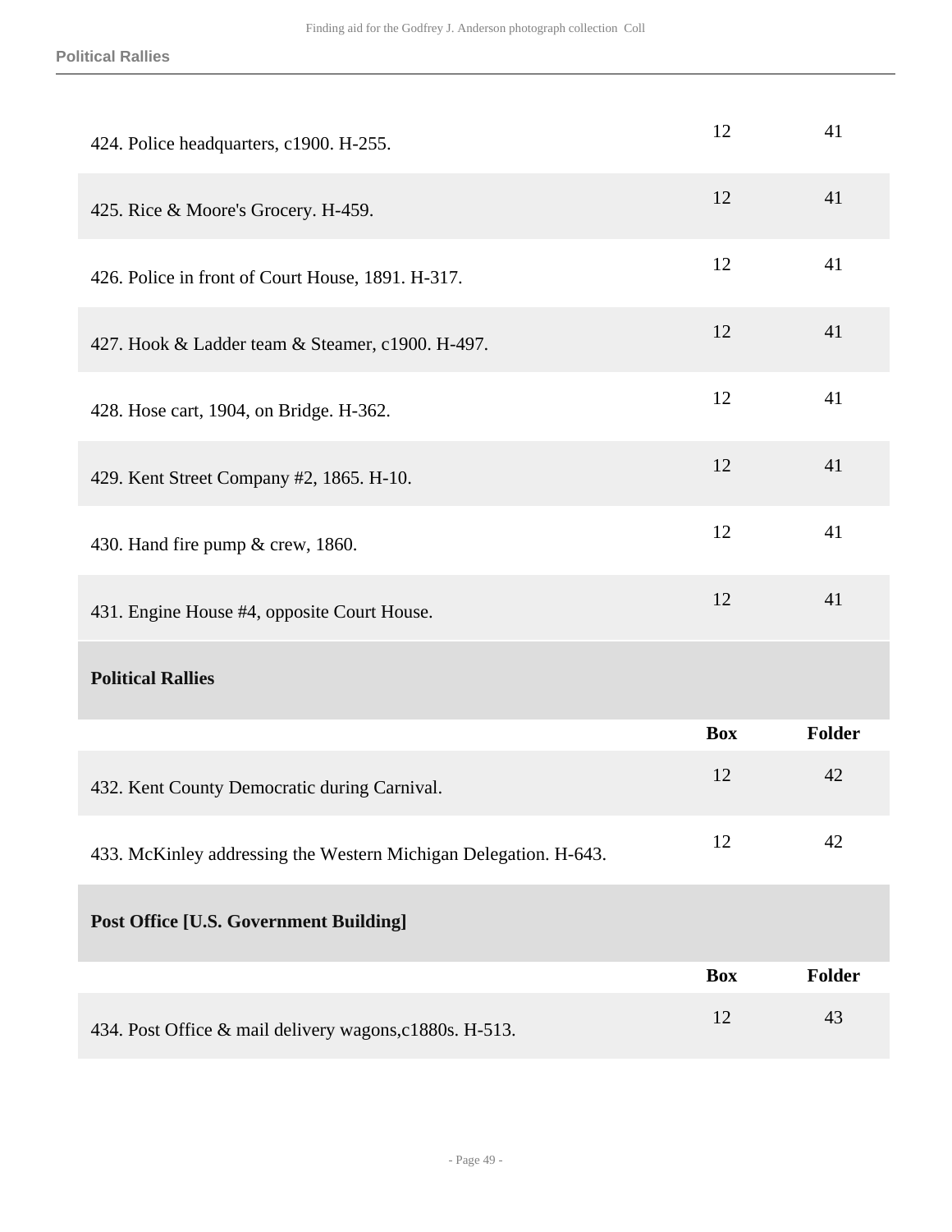| | Box | Folder |
|---|---|---|
| 424. Police headquarters, c1900. H-255. | 12 | 41 |
| 425. Rice & Moore's Grocery. H-459. | 12 | 41 |
| 426. Police in front of Court House, 1891. H-317. | 12 | 41 |
| 427. Hook & Ladder team & Steamer, c1900. H-497. | 12 | 41 |
| 428. Hose cart, 1904, on Bridge. H-362. | 12 | 41 |
| 429. Kent Street Company #2, 1865. H-10. | 12 | 41 |
| 430. Hand fire pump & crew, 1860. | 12 | 41 |
| 431. Engine House #4, opposite Court House. | 12 | 41 |

### Political Rallies

| | Box | Folder |
|---|---|---|
| 432. Kent County Democratic during Carnival. | 12 | 42 |
| 433. McKinley addressing the Western Michigan Delegation. H-643. | 12 | 42 |

### Post Office [U.S. Government Building]

| | Box | Folder |
|---|---|---|
| 434. Post Office & mail delivery wagons,c1880s. H-513. | 12 | 43 |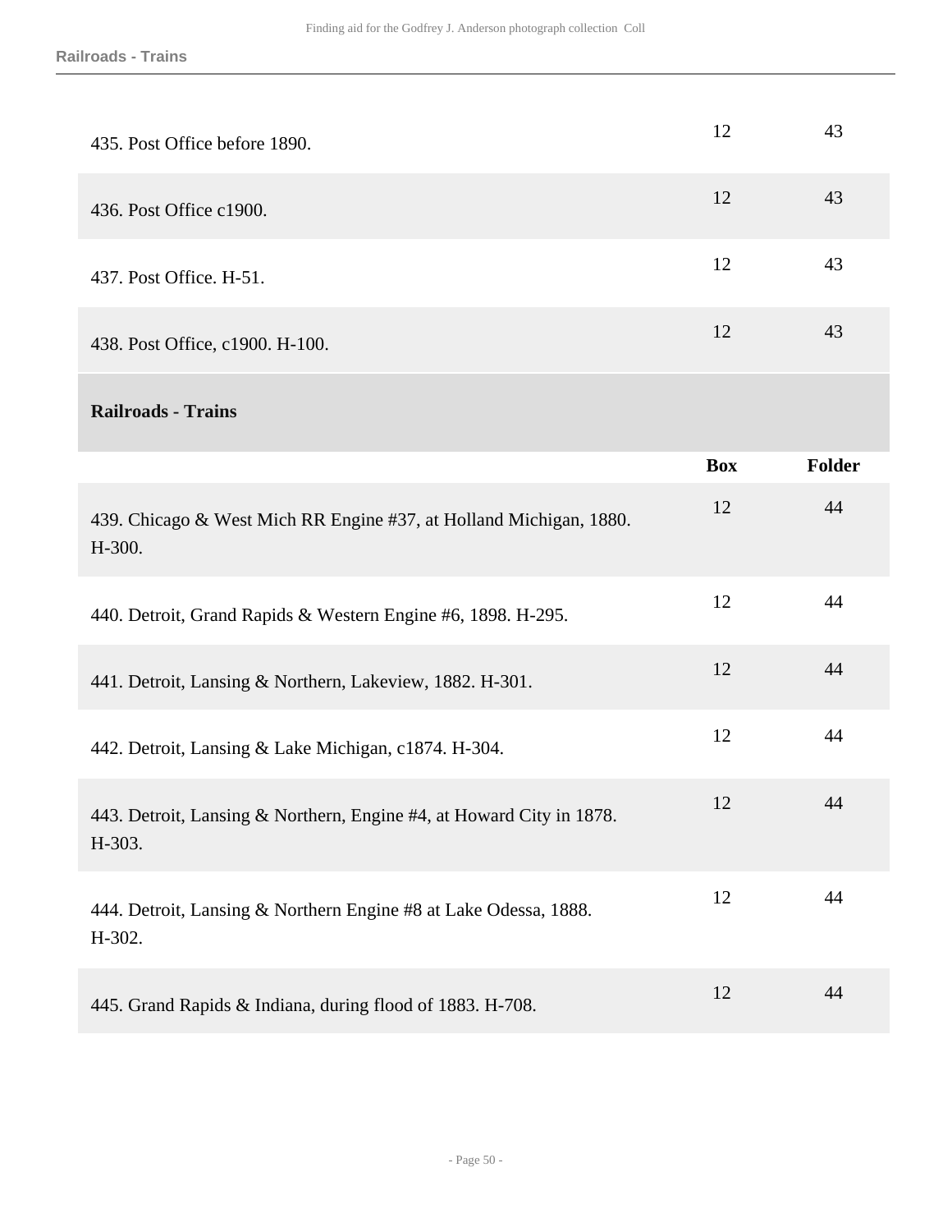| | Box | Folder |
|---|---|---|
| 435. Post Office before 1890. | 12 | 43 |
| 436. Post Office c1900. | 12 | 43 |
| 437. Post Office. H-51. | 12 | 43 |
| 438. Post Office, c1900. H-100. | 12 | 43 |

### Railroads - Trains

| | Box | Folder |
|---|---|---|
| 439. Chicago & West Mich RR Engine #37, at Holland Michigan, 1880. H-300. | 12 | 44 |
| 440. Detroit, Grand Rapids & Western Engine #6, 1898. H-295. | 12 | 44 |
| 441. Detroit, Lansing & Northern, Lakeview, 1882. H-301. | 12 | 44 |
| 442. Detroit, Lansing & Lake Michigan, c1874. H-304. | 12 | 44 |
| 443. Detroit, Lansing & Northern, Engine #4, at Howard City in 1878. H-303. | 12 | 44 |
| 444. Detroit, Lansing & Northern Engine #8 at Lake Odessa, 1888. H-302. | 12 | 44 |
| 445. Grand Rapids & Indiana, during flood of 1883. H-708. | 12 | 44 |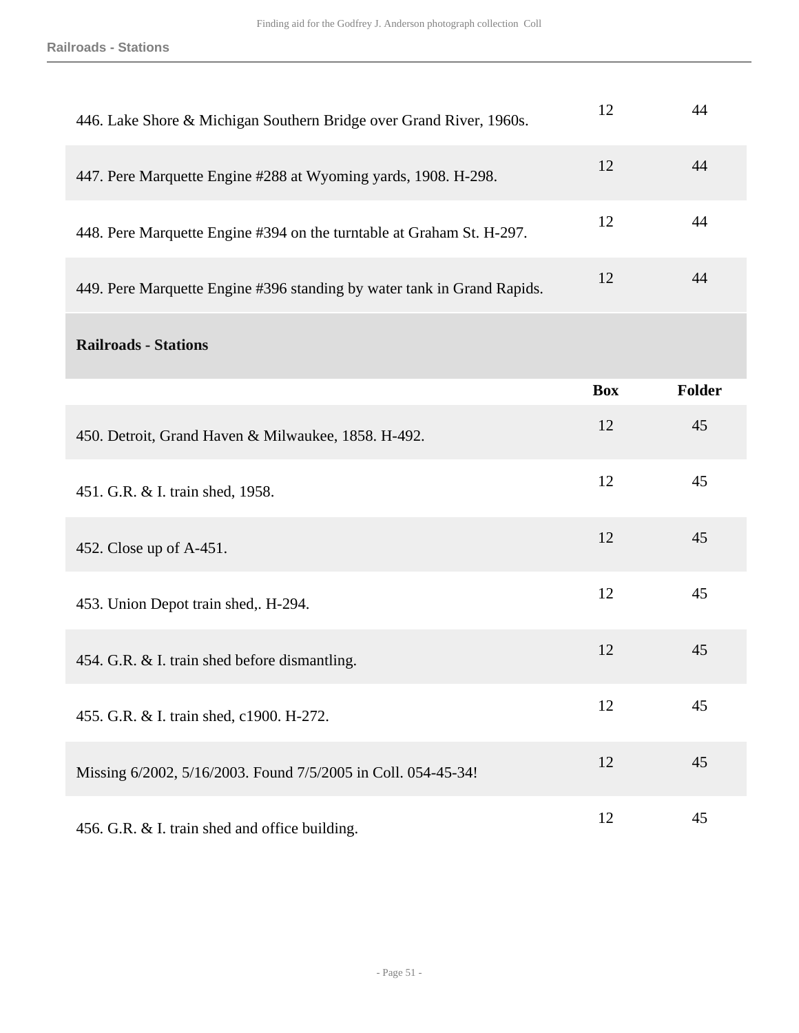| | | |
|---|---|---|
| 446. Lake Shore & Michigan Southern Bridge over Grand River, 1960s. | 12 | 44 |
| 447. Pere Marquette Engine #288 at Wyoming yards, 1908. H-298. | 12 | 44 |
| 448. Pere Marquette Engine #394 on the turntable at Graham St. H-297. | 12 | 44 |
| 449. Pere Marquette Engine #396 standing by water tank in Grand Rapids. | 12 | 44 |

### Railroads - Stations

| | Box | Folder |
|---|---|---|
| 450. Detroit, Grand Haven & Milwaukee, 1858. H-492. | 12 | 45 |
| 451. G.R. & I. train shed, 1958. | 12 | 45 |
| 452. Close up of A-451. | 12 | 45 |
| 453. Union Depot train shed,. H-294. | 12 | 45 |
| 454. G.R. & I. train shed before dismantling. | 12 | 45 |
| 455. G.R. & I. train shed, c1900. H-272. | 12 | 45 |
| Missing 6/2002, 5/16/2003. Found 7/5/2005 in Coll. 054-45-34! | 12 | 45 |
| 456. G.R. & I. train shed and office building. | 12 | 45 |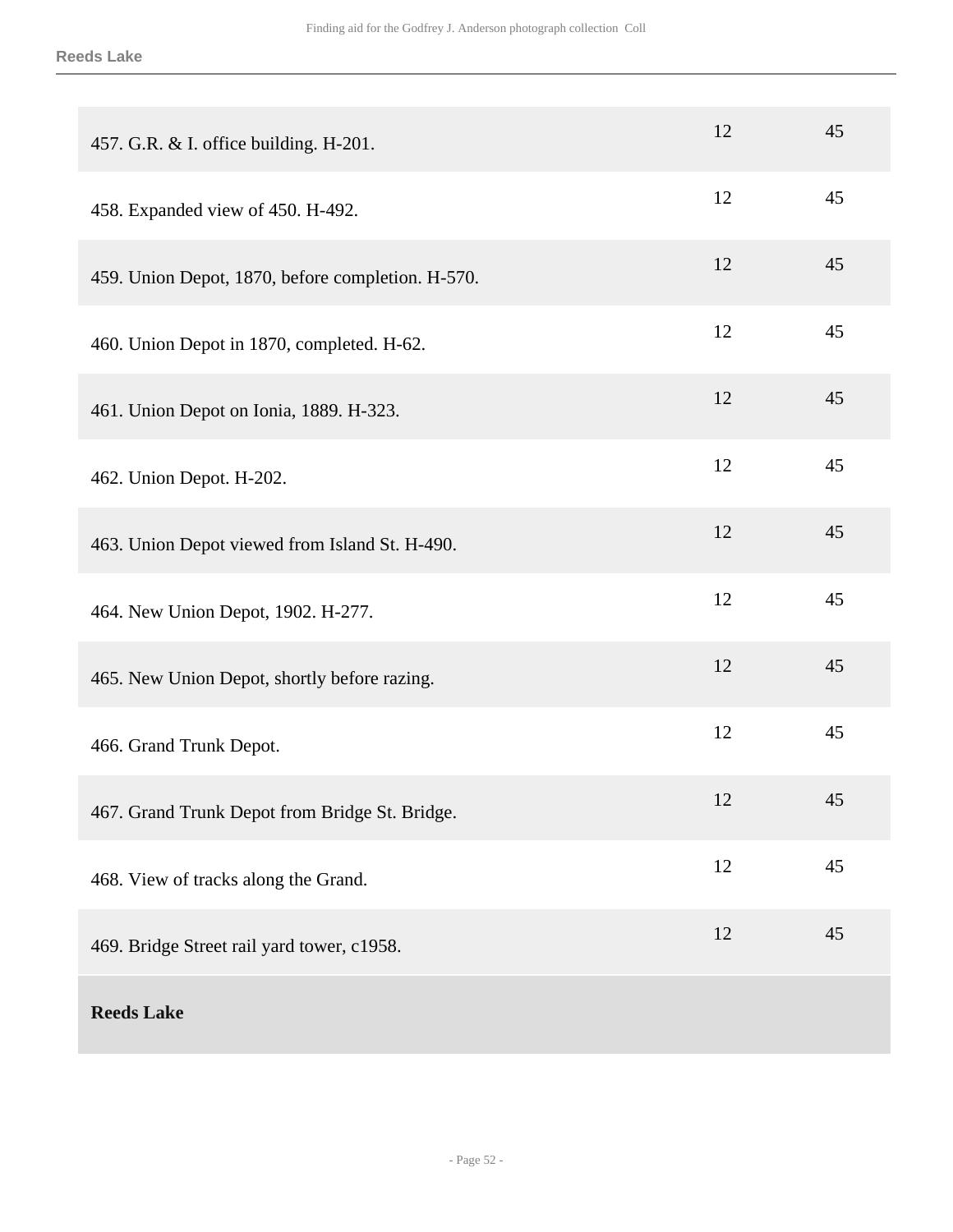| | | |
|---|---|---|
| 457. G.R. & I. office building. H-201. | 12 | 45 |
| 458. Expanded view of 450. H-492. | 12 | 45 |
| 459. Union Depot, 1870, before completion. H-570. | 12 | 45 |
| 460. Union Depot in 1870, completed. H-62. | 12 | 45 |
| 461. Union Depot on Ionia, 1889. H-323. | 12 | 45 |
| 462. Union Depot. H-202. | 12 | 45 |
| 463. Union Depot viewed from Island St. H-490. | 12 | 45 |
| 464. New Union Depot, 1902. H-277. | 12 | 45 |
| 465. New Union Depot, shortly before razing. | 12 | 45 |
| 466. Grand Trunk Depot. | 12 | 45 |
| 467. Grand Trunk Depot from Bridge St. Bridge. | 12 | 45 |
| 468. View of tracks along the Grand. | 12 | 45 |
| 469. Bridge Street rail yard tower, c1958. | 12 | 45 |

**Reeds Lake**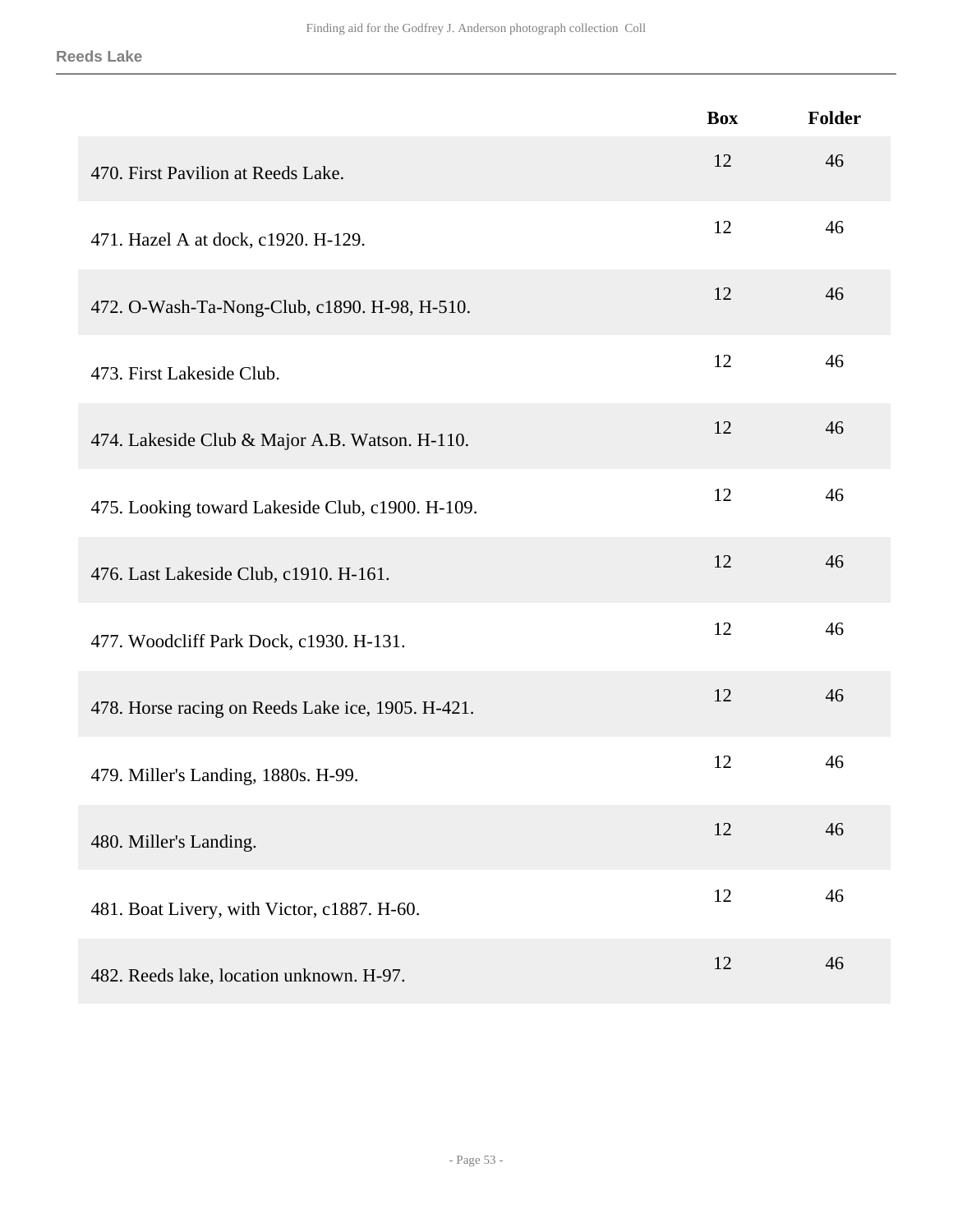| | Box | Folder |
|---|---|---|
| 470. First Pavilion at Reeds Lake. | 12 | 46 |
| 471. Hazel A at dock, c1920. H-129. | 12 | 46 |
| 472. O-Wash-Ta-Nong-Club, c1890. H-98, H-510. | 12 | 46 |
| 473. First Lakeside Club. | 12 | 46 |
| 474. Lakeside Club & Major A.B. Watson. H-110. | 12 | 46 |
| 475. Looking toward Lakeside Club, c1900. H-109. | 12 | 46 |
| 476. Last Lakeside Club, c1910. H-161. | 12 | 46 |
| 477. Woodcliff Park Dock, c1930. H-131. | 12 | 46 |
| 478. Horse racing on Reeds Lake ice, 1905. H-421. | 12 | 46 |
| 479. Miller's Landing, 1880s. H-99. | 12 | 46 |
| 480. Miller's Landing. | 12 | 46 |
| 481. Boat Livery, with Victor, c1887. H-60. | 12 | 46 |
| 482. Reeds lake, location unknown. H-97. | 12 | 46 |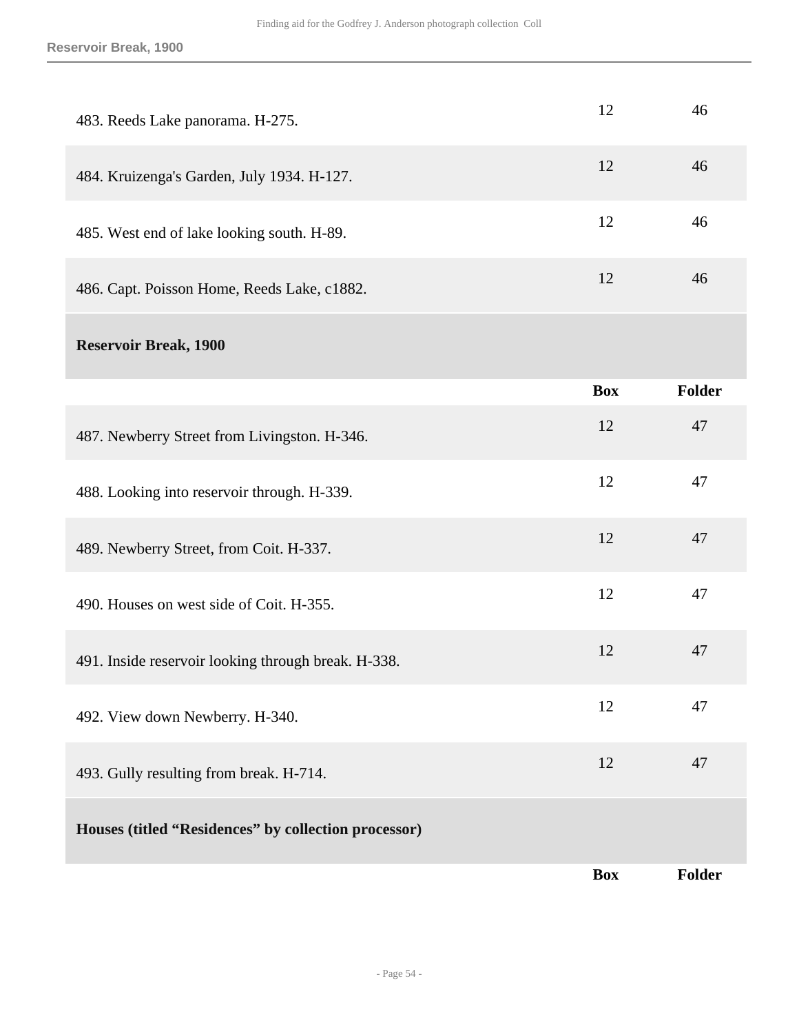| | | |
|---|---|---|
| 483. Reeds Lake panorama. H-275. | 12 | 46 |
| 484. Kruizenga's Garden, July 1934. H-127. | 12 | 46 |
| 485. West end of lake looking south. H-89. | 12 | 46 |
| 486. Capt. Poisson Home, Reeds Lake, c1882. | 12 | 46 |

**Reservoir Break, 1900**

| | Box | Folder |
|---|---|---|
| 487. Newberry Street from Livingston. H-346. | 12 | 47 |
| 488. Looking into reservoir through. H-339. | 12 | 47 |
| 489. Newberry Street, from Coit. H-337. | 12 | 47 |
| 490. Houses on west side of Coit. H-355. | 12 | 47 |
| 491. Inside reservoir looking through break. H-338. | 12 | 47 |
| 492. View down Newberry. H-340. | 12 | 47 |
| 493. Gully resulting from break. H-714. | 12 | 47 |

**Houses (titled “Residences” by collection processor)**

| | Box | Folder |
|---|---|---|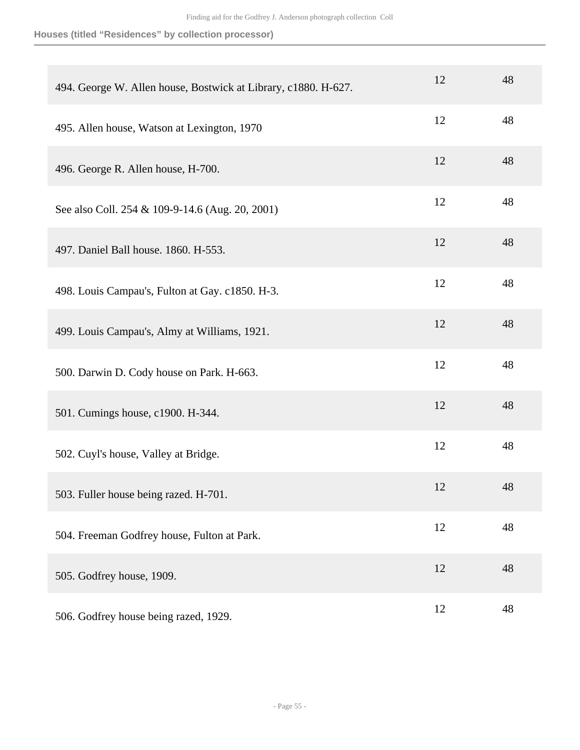**Houses (titled "Residences" by collection processor)**

| | | |
|---|---|---|
| 494. George W. Allen house, Bostwick at Library, c1880. H-627. | 12 | 48 |
| 495. Allen house, Watson at Lexington, 1970 | 12 | 48 |
| 496. George R. Allen house, H-700. | 12 | 48 |
| See also Coll. 254 & 109-9-14.6 (Aug. 20, 2001) | 12 | 48 |
| 497. Daniel Ball house. 1860. H-553. | 12 | 48 |
| 498. Louis Campau's, Fulton at Gay. c1850. H-3. | 12 | 48 |
| 499. Louis Campau's, Almy at Williams, 1921. | 12 | 48 |
| 500. Darwin D. Cody house on Park. H-663. | 12 | 48 |
| 501. Cumings house, c1900. H-344. | 12 | 48 |
| 502. Cuyl's house, Valley at Bridge. | 12 | 48 |
| 503. Fuller house being razed. H-701. | 12 | 48 |
| 504. Freeman Godfrey house, Fulton at Park. | 12 | 48 |
| 505. Godfrey house, 1909. | 12 | 48 |
| 506. Godfrey house being razed, 1929. | 12 | 48 |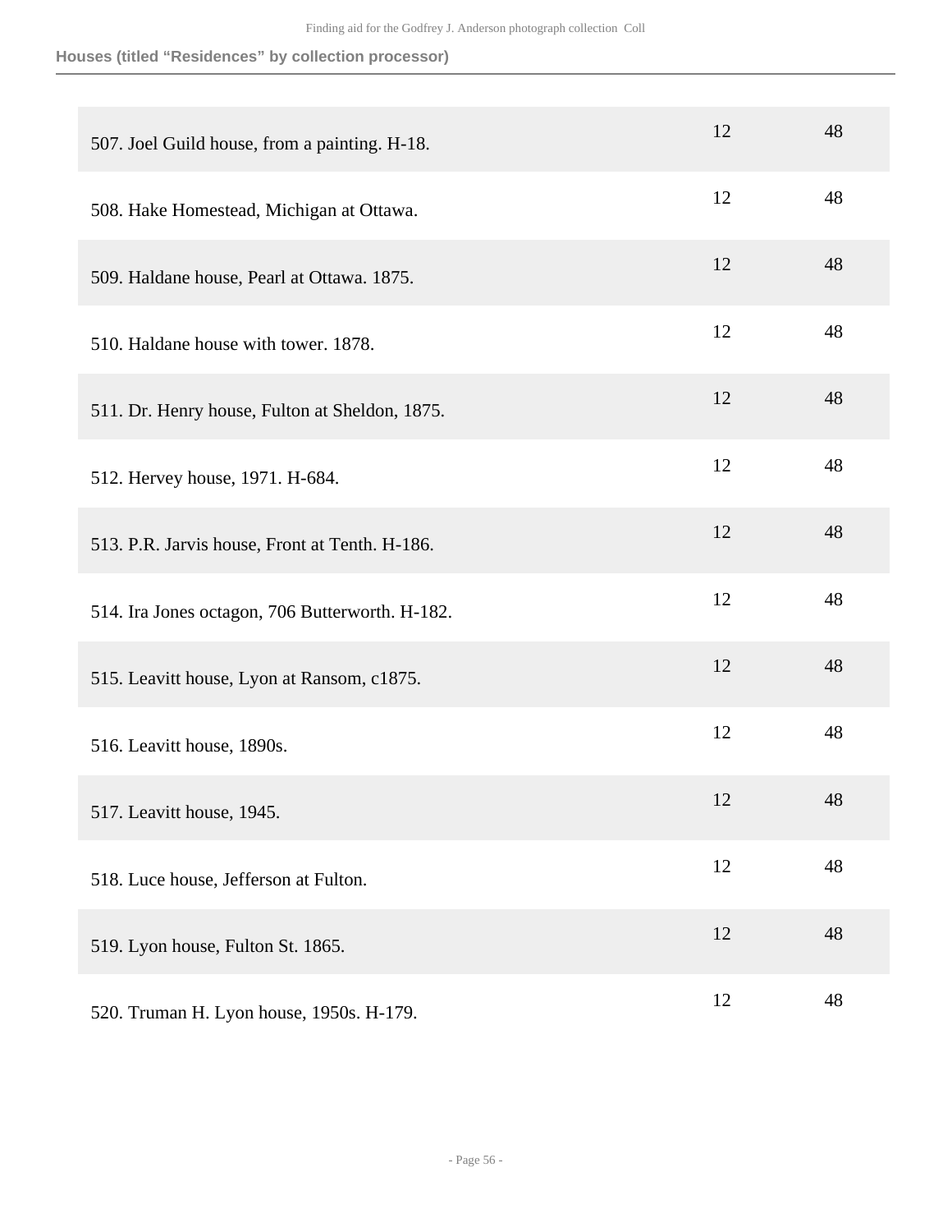### Houses (titled "Residences" by collection processor)

| | | |
|---|---|---|
| 507. Joel Guild house, from a painting. H-18. | 12 | 48 |
| 508. Hake Homestead, Michigan at Ottawa. | 12 | 48 |
| 509. Haldane house, Pearl at Ottawa. 1875. | 12 | 48 |
| 510. Haldane house with tower. 1878. | 12 | 48 |
| 511. Dr. Henry house, Fulton at Sheldon, 1875. | 12 | 48 |
| 512. Hervey house, 1971. H-684. | 12 | 48 |
| 513. P.R. Jarvis house, Front at Tenth. H-186. | 12 | 48 |
| 514. Ira Jones octagon, 706 Butterworth. H-182. | 12 | 48 |
| 515. Leavitt house, Lyon at Ransom, c1875. | 12 | 48 |
| 516. Leavitt house, 1890s. | 12 | 48 |
| 517. Leavitt house, 1945. | 12 | 48 |
| 518. Luce house, Jefferson at Fulton. | 12 | 48 |
| 519. Lyon house, Fulton St. 1865. | 12 | 48 |
| 520. Truman H. Lyon house, 1950s. H-179. | 12 | 48 |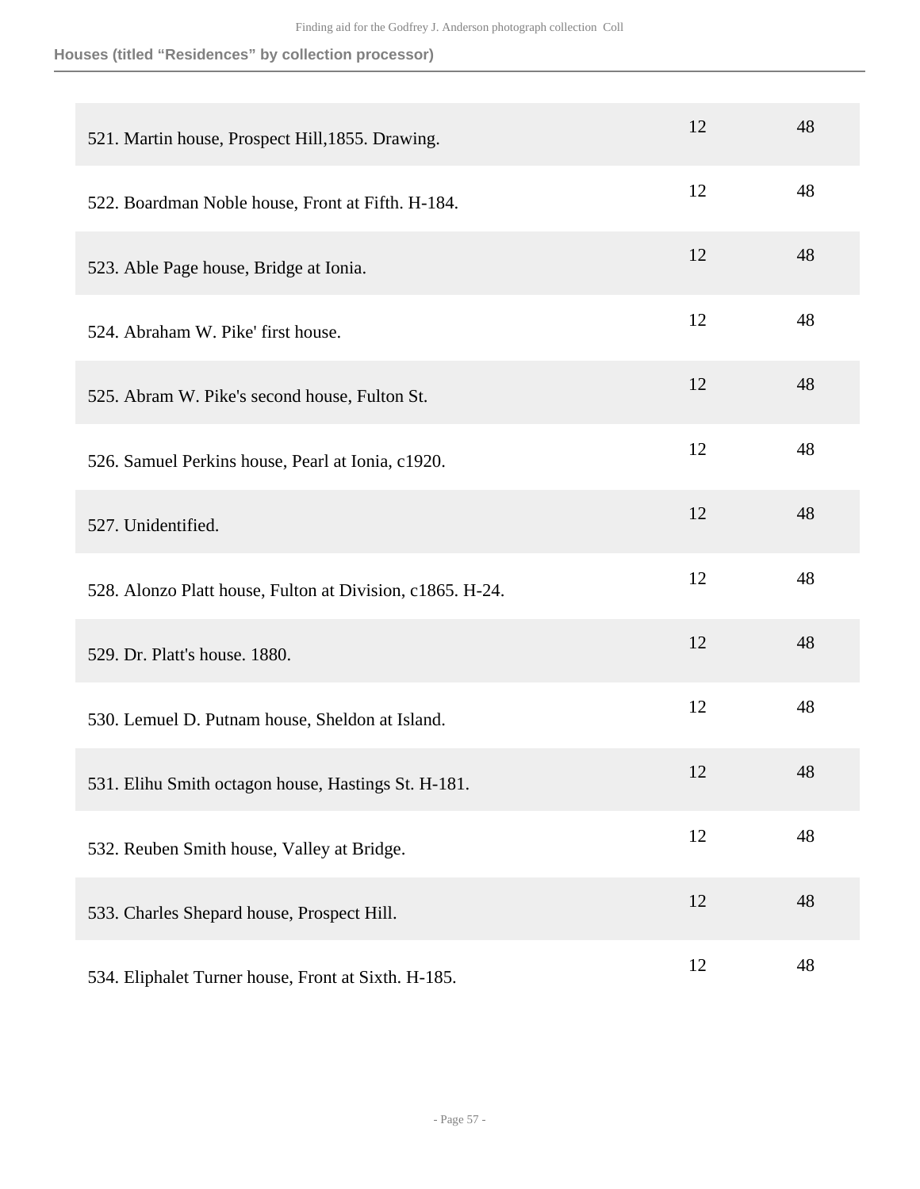### Houses (titled “Residences” by collection processor)

| | | |
|---|---|---|
| 521. Martin house, Prospect Hill,1855. Drawing. | 12 | 48 |
| 522. Boardman Noble house, Front at Fifth. H-184. | 12 | 48 |
| 523. Able Page house, Bridge at Ionia. | 12 | 48 |
| 524. Abraham W. Pike' first house. | 12 | 48 |
| 525. Abram W. Pike's second house, Fulton St. | 12 | 48 |
| 526. Samuel Perkins house, Pearl at Ionia, c1920. | 12 | 48 |
| 527. Unidentified. | 12 | 48 |
| 528. Alonzo Platt house, Fulton at Division, c1865. H-24. | 12 | 48 |
| 529. Dr. Platt's house. 1880. | 12 | 48 |
| 530. Lemuel D. Putnam house, Sheldon at Island. | 12 | 48 |
| 531. Elihu Smith octagon house, Hastings St. H-181. | 12 | 48 |
| 532. Reuben Smith house, Valley at Bridge. | 12 | 48 |
| 533. Charles Shepard house, Prospect Hill. | 12 | 48 |
| 534. Eliphalet Turner house, Front at Sixth. H-185. | 12 | 48 |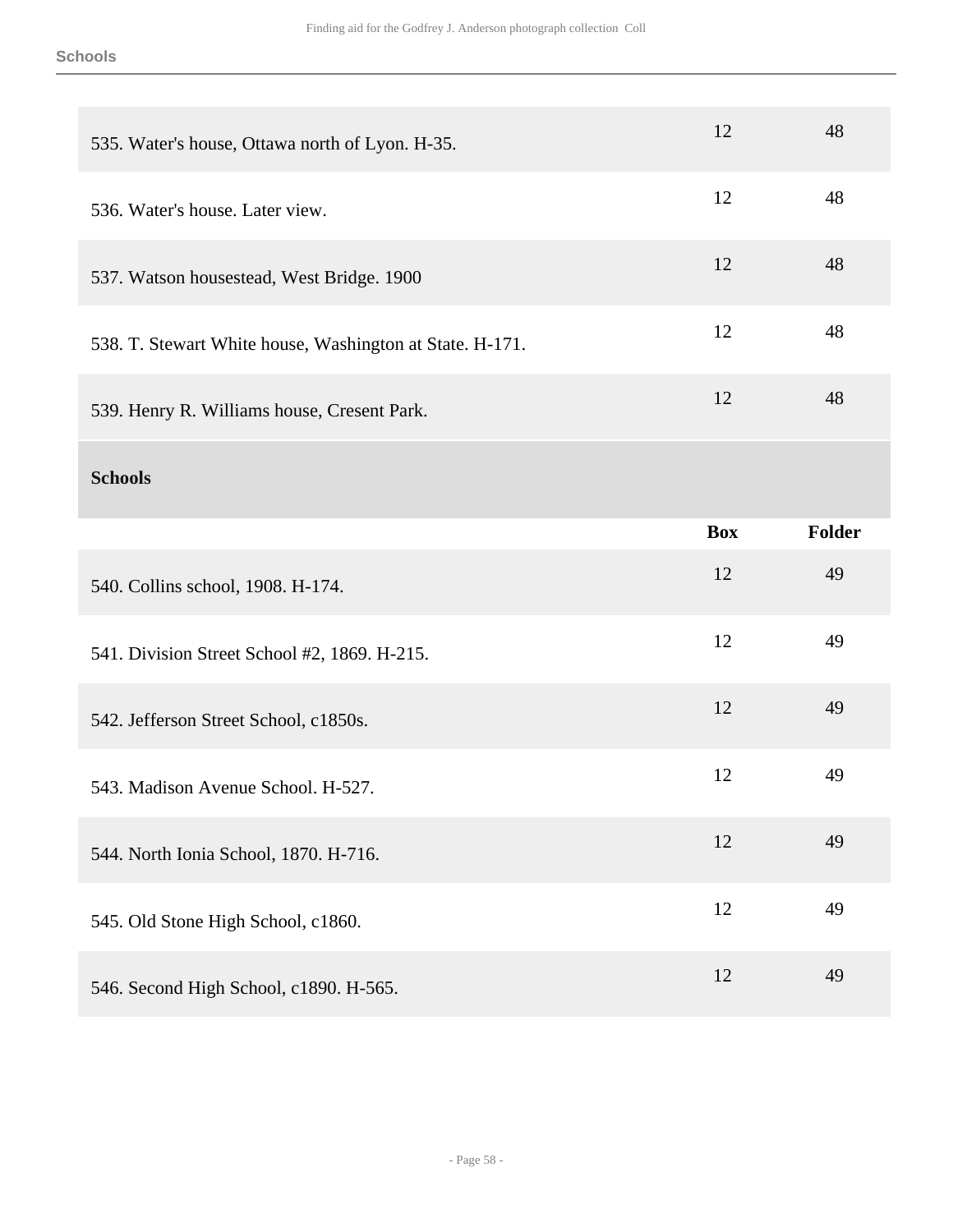| | | |
|---|---|---|
| 535. Water's house, Ottawa north of Lyon. H-35. | 12 | 48 |
| 536. Water's house. Later view. | 12 | 48 |
| 537. Watson housestead, West Bridge. 1900 | 12 | 48 |
| 538. T. Stewart White house, Washington at State. H-171. | 12 | 48 |
| 539. Henry R. Williams house, Cresent Park. | 12 | 48 |

## Schools

| | Box | Folder |
|---|---|---|
| 540. Collins school, 1908. H-174. | 12 | 49 |
| 541. Division Street School #2, 1869. H-215. | 12 | 49 |
| 542. Jefferson Street School, c1850s. | 12 | 49 |
| 543. Madison Avenue School. H-527. | 12 | 49 |
| 544. North Ionia School, 1870. H-716. | 12 | 49 |
| 545. Old Stone High School, c1860. | 12 | 49 |
| 546. Second High School, c1890. H-565. | 12 | 49 |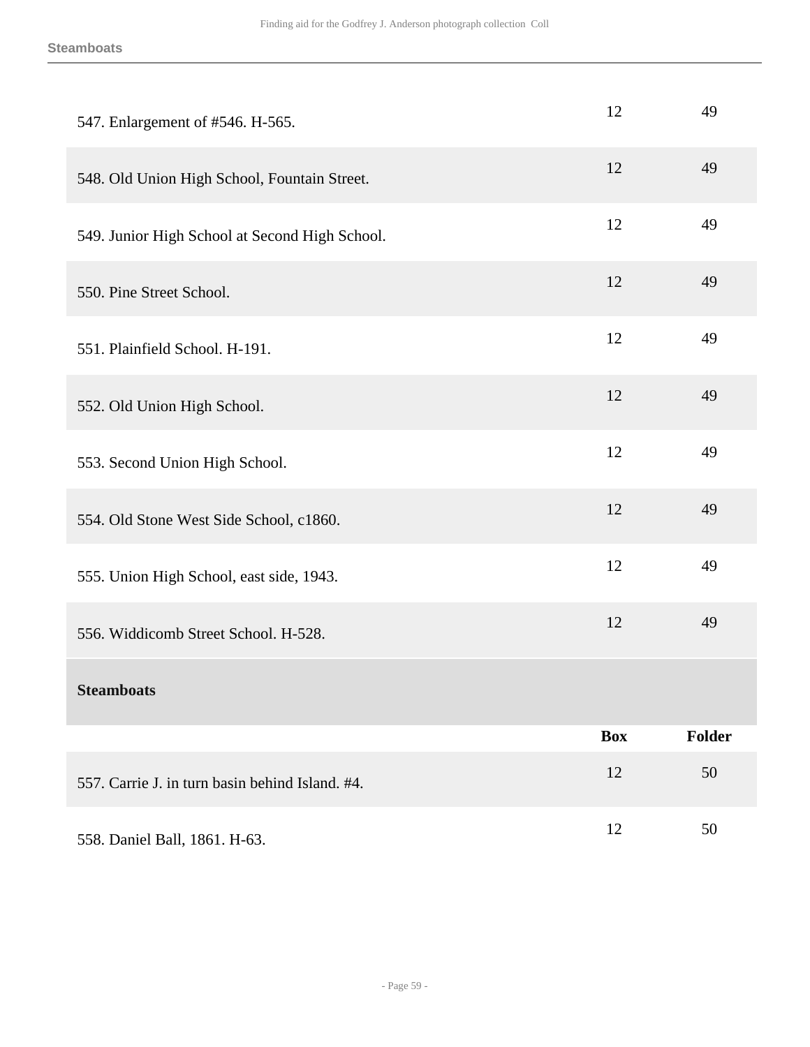| | Box | Folder |
|---|---|---|
| 547. Enlargement of #546. H-565. | 12 | 49 |
| 548. Old Union High School, Fountain Street. | 12 | 49 |
| 549. Junior High School at Second High School. | 12 | 49 |
| 550. Pine Street School. | 12 | 49 |
| 551. Plainfield School. H-191. | 12 | 49 |
| 552. Old Union High School. | 12 | 49 |
| 553. Second Union High School. | 12 | 49 |
| 554. Old Stone West Side School, c1860. | 12 | 49 |
| 555. Union High School, east side, 1943. | 12 | 49 |
| 556. Widdicomb Street School. H-528. | 12 | 49 |

**Steamboats**

| | Box | Folder |
|---|---|---|
| 557. Carrie J. in turn basin behind Island. #4. | 12 | 50 |
| 558. Daniel Ball, 1861. H-63. | 12 | 50 |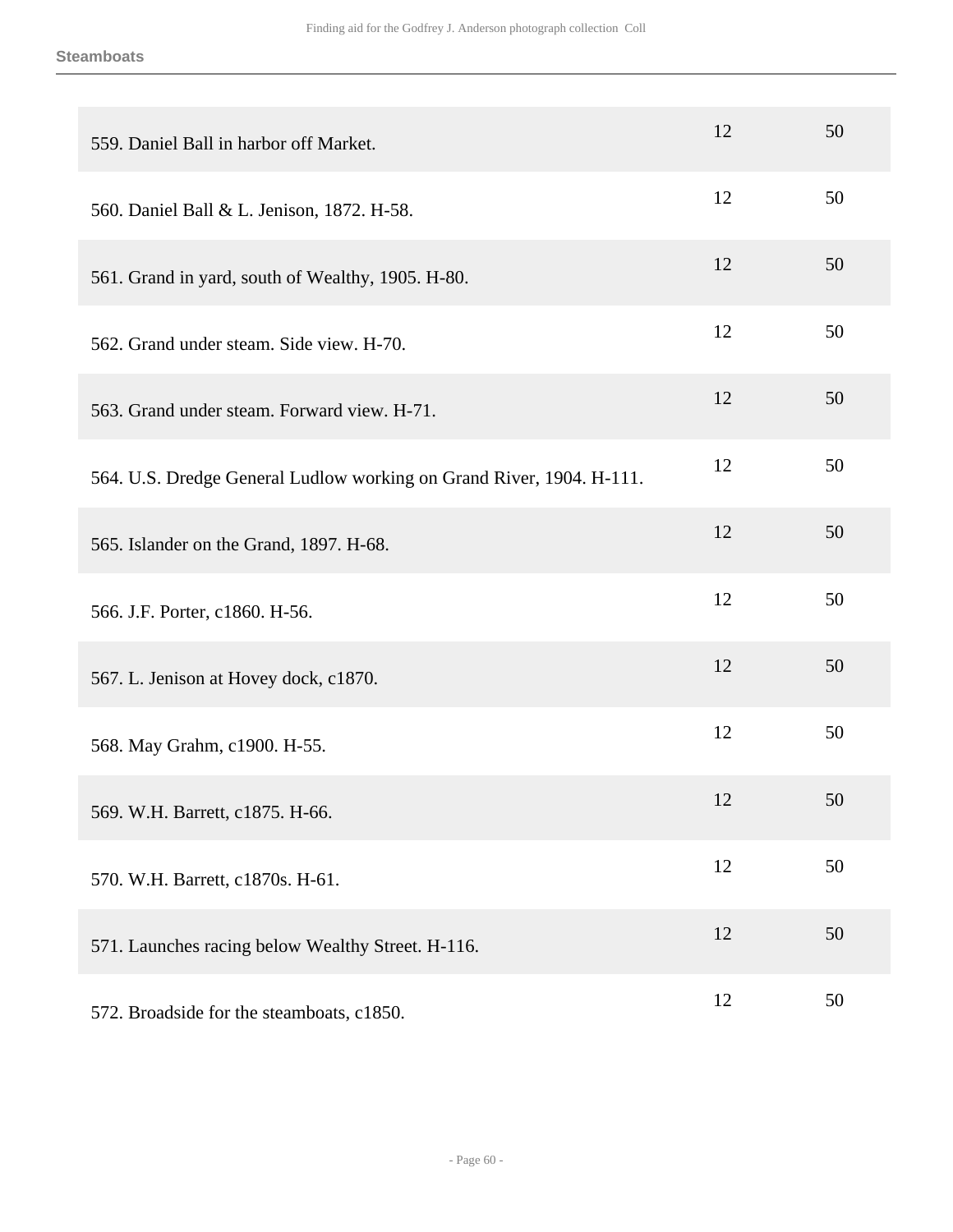| | | |
|---|---|---|
| 559. Daniel Ball in harbor off Market. | 12 | 50 |
| 560. Daniel Ball & L. Jenison, 1872. H-58. | 12 | 50 |
| 561. Grand in yard, south of Wealthy, 1905. H-80. | 12 | 50 |
| 562. Grand under steam. Side view. H-70. | 12 | 50 |
| 563. Grand under steam. Forward view. H-71. | 12 | 50 |
| 564. U.S. Dredge General Ludlow working on Grand River, 1904. H-111. | 12 | 50 |
| 565. Islander on the Grand, 1897. H-68. | 12 | 50 |
| 566. J.F. Porter, c1860. H-56. | 12 | 50 |
| 567. L. Jenison at Hovey dock, c1870. | 12 | 50 |
| 568. May Grahm, c1900. H-55. | 12 | 50 |
| 569. W.H. Barrett, c1875. H-66. | 12 | 50 |
| 570. W.H. Barrett, c1870s. H-61. | 12 | 50 |
| 571. Launches racing below Wealthy Street. H-116. | 12 | 50 |
| 572. Broadside for the steamboats, c1850. | 12 | 50 |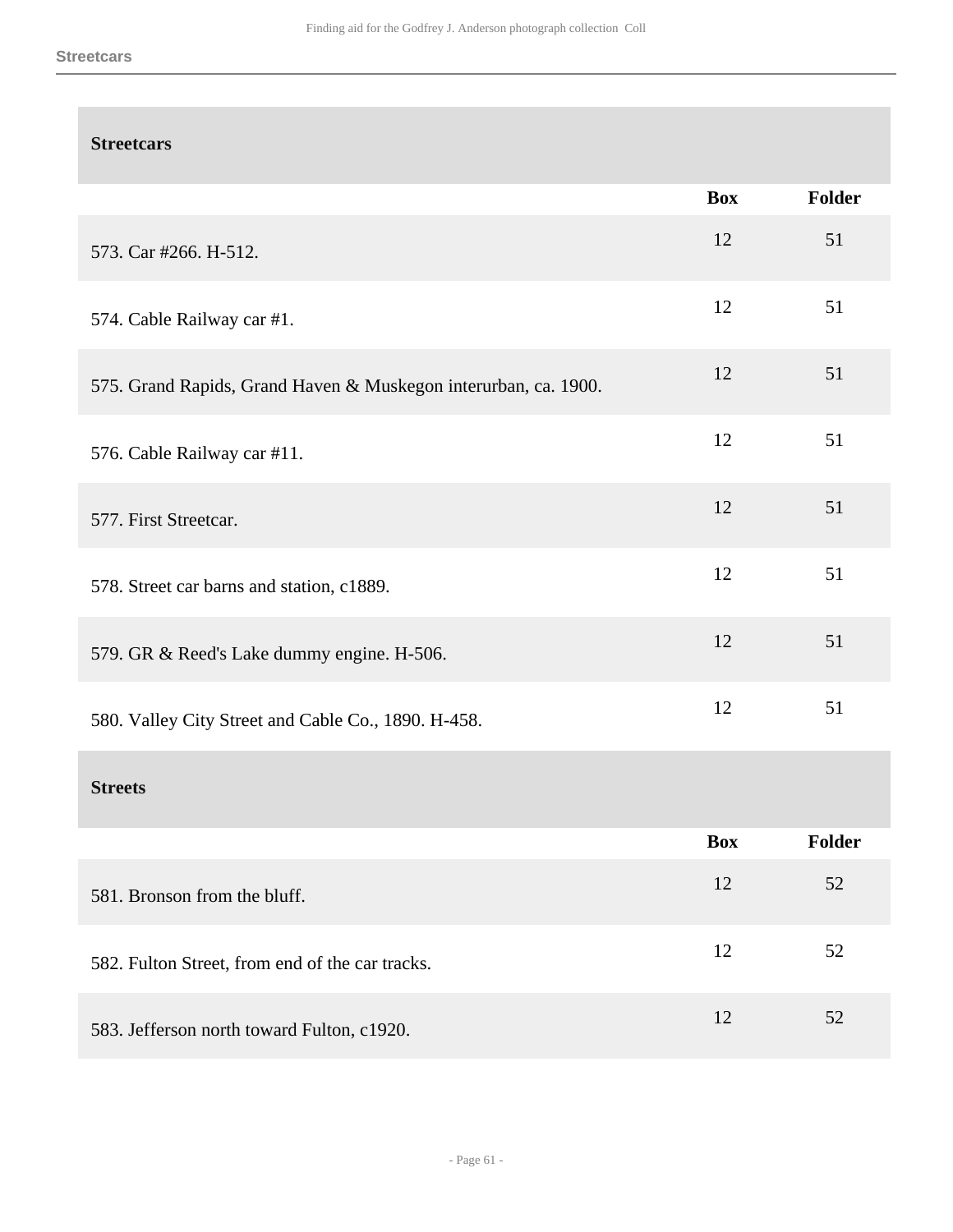## Streetcars

| | Box | Folder |
|---|---|---|
| 573. Car #266. H-512. | 12 | 51 |
| 574. Cable Railway car #1. | 12 | 51 |
| 575. Grand Rapids, Grand Haven & Muskegon interurban, ca. 1900. | 12 | 51 |
| 576. Cable Railway car #11. | 12 | 51 |
| 577. First Streetcar. | 12 | 51 |
| 578. Street car barns and station, c1889. | 12 | 51 |
| 579. GR & Reed's Lake dummy engine. H-506. | 12 | 51 |
| 580. Valley City Street and Cable Co., 1890. H-458. | 12 | 51 |

## Streets

| | Box | Folder |
|---|---|---|
| 581. Bronson from the bluff. | 12 | 52 |
| 582. Fulton Street, from end of the car tracks. | 12 | 52 |
| 583. Jefferson north toward Fulton, c1920. | 12 | 52 |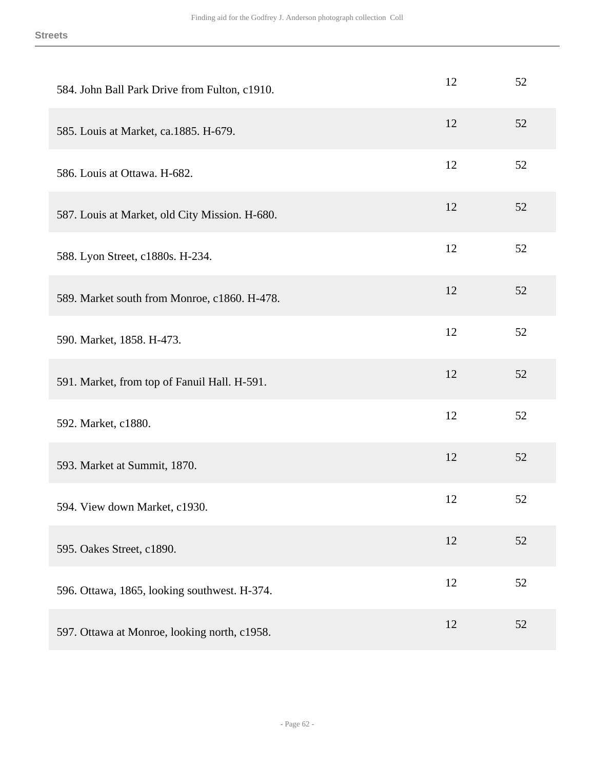| | | |
|---|---|---|
| 584. John Ball Park Drive from Fulton, c1910. | 12 | 52 |
| 585. Louis at Market, ca.1885. H-679. | 12 | 52 |
| 586. Louis at Ottawa. H-682. | 12 | 52 |
| 587. Louis at Market, old City Mission. H-680. | 12 | 52 |
| 588. Lyon Street, c1880s. H-234. | 12 | 52 |
| 589. Market south from Monroe, c1860. H-478. | 12 | 52 |
| 590. Market, 1858. H-473. | 12 | 52 |
| 591. Market, from top of Fanuil Hall. H-591. | 12 | 52 |
| 592. Market, c1880. | 12 | 52 |
| 593. Market at Summit, 1870. | 12 | 52 |
| 594. View down Market, c1930. | 12 | 52 |
| 595. Oakes Street, c1890. | 12 | 52 |
| 596. Ottawa, 1865, looking southwest. H-374. | 12 | 52 |
| 597. Ottawa at Monroe, looking north, c1958. | 12 | 52 |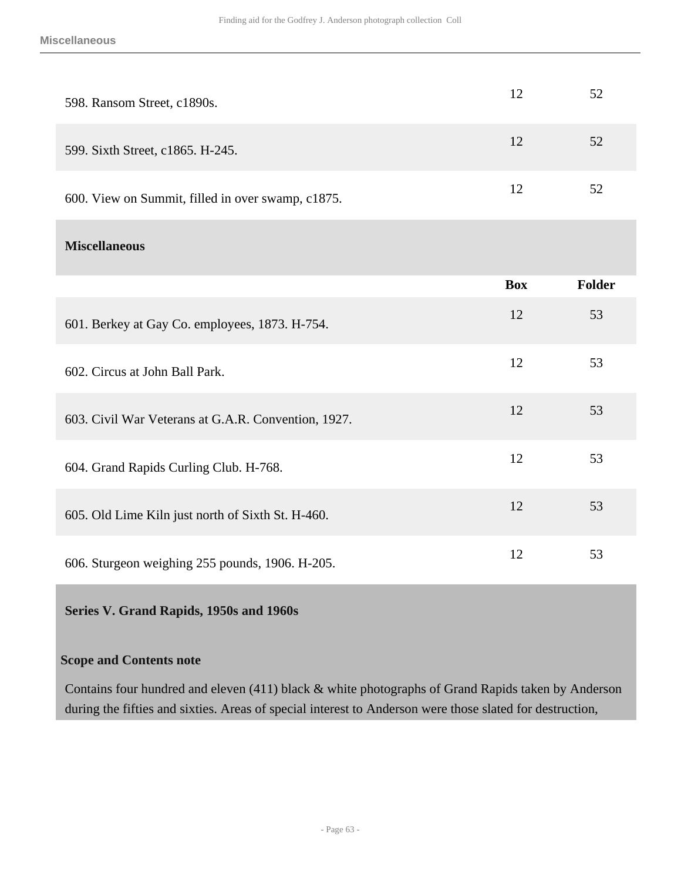| | Box | Folder |
|---|---|---|
| 598. Ransom Street, c1890s. | 12 | 52 |
| 599. Sixth Street, c1865. H-245. | 12 | 52 |
| 600. View on Summit, filled in over swamp, c1875. | 12 | 52 |

### Miscellaneous

| | Box | Folder |
|---|---|---|
| 601. Berkey at Gay Co. employees, 1873. H-754. | 12 | 53 |
| 602. Circus at John Ball Park. | 12 | 53 |
| 603. Civil War Veterans at G.A.R. Convention, 1927. | 12 | 53 |
| 604. Grand Rapids Curling Club. H-768. | 12 | 53 |
| 605. Old Lime Kiln just north of Sixth St. H-460. | 12 | 53 |
| 606. Sturgeon weighing 255 pounds, 1906. H-205. | 12 | 53 |

## Series V. Grand Rapids, 1950s and 1960s

**Scope and Contents note**

Contains four hundred and eleven (411) black & white photographs of Grand Rapids taken by Anderson during the fifties and sixties. Areas of special interest to Anderson were those slated for destruction,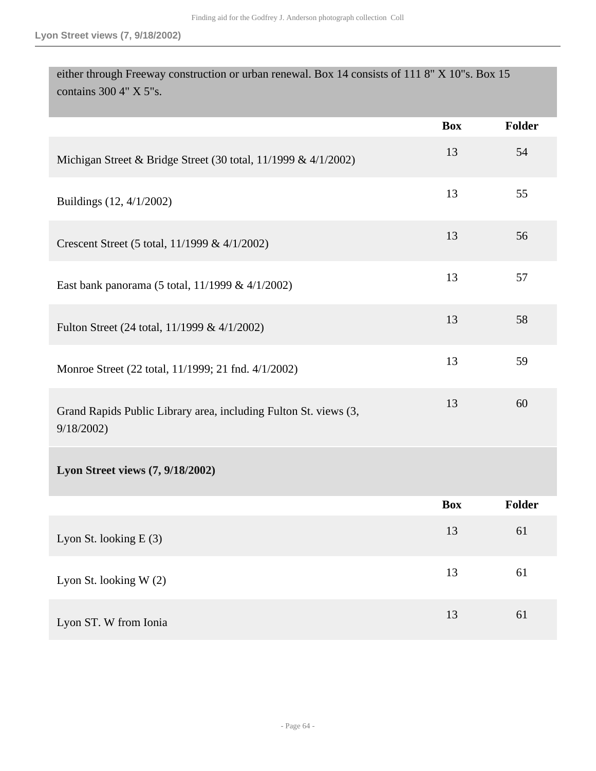either through Freeway construction or urban renewal. Box 14 consists of 111 8" X 10"s. Box 15 contains 300 4" X 5"s.

| | Box | Folder |
|---|---|---|
| Michigan Street & Bridge Street (30 total, 11/1999 & 4/1/2002) | 13 | 54 |
| Buildings (12, 4/1/2002) | 13 | 55 |
| Crescent Street (5 total, 11/1999 & 4/1/2002) | 13 | 56 |
| East bank panorama (5 total, 11/1999 & 4/1/2002) | 13 | 57 |
| Fulton Street (24 total, 11/1999 & 4/1/2002) | 13 | 58 |
| Monroe Street (22 total, 11/1999; 21 fnd. 4/1/2002) | 13 | 59 |
| Grand Rapids Public Library area, including Fulton St. views (3, 9/18/2002) | 13 | 60 |

**Lyon Street views (7, 9/18/2002)**

| | Box | Folder |
|---|---|---|
| Lyon St. looking E (3) | 13 | 61 |
| Lyon St. looking W (2) | 13 | 61 |
| Lyon ST. W from Ionia | 13 | 61 |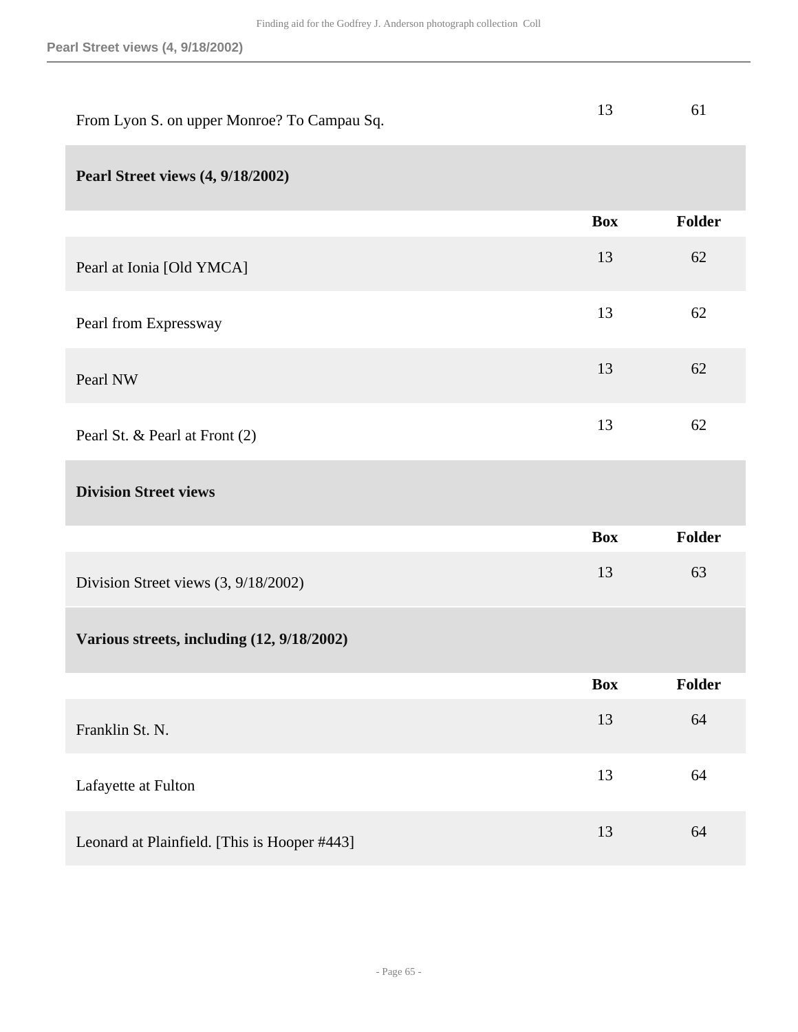| | Box | Folder |
|---|---|---|
| From Lyon S. on upper Monroe? To Campau Sq. | 13 | 61 |

**Pearl Street views (4, 9/18/2002)**

| | Box | Folder |
|---|---|---|
| Pearl at Ionia [Old YMCA] | 13 | 62 |
| Pearl from Expressway | 13 | 62 |
| Pearl NW | 13 | 62 |
| Pearl St. & Pearl at Front (2) | 13 | 62 |

**Division Street views**

| | Box | Folder |
|---|---|---|
| Division Street views (3, 9/18/2002) | 13 | 63 |

**Various streets, including (12, 9/18/2002)**

| | Box | Folder |
|---|---|---|
| Franklin St. N. | 13 | 64 |
| Lafayette at Fulton | 13 | 64 |
| Leonard at Plainfield. [This is Hooper #443] | 13 | 64 |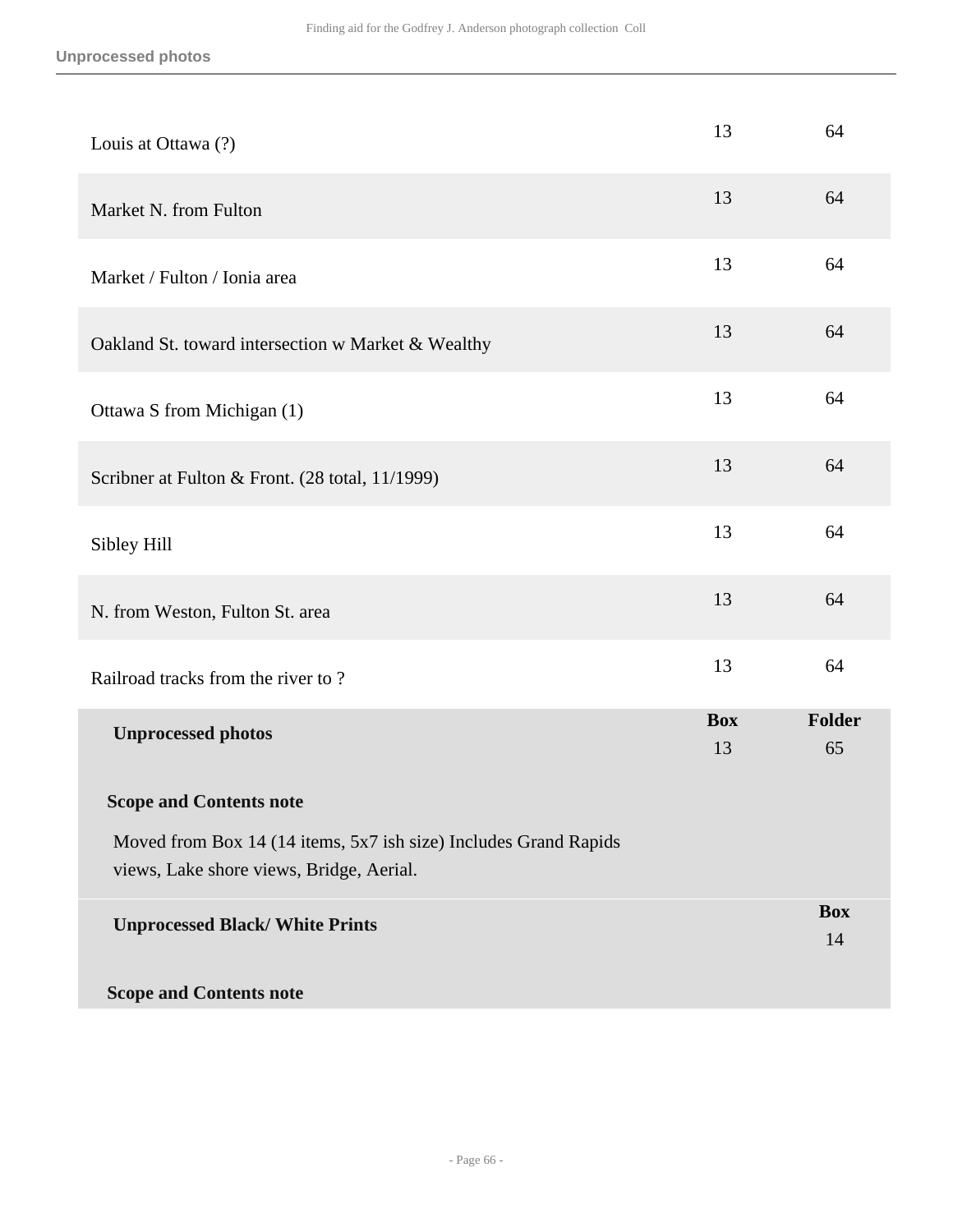**Unprocessed photos**

| | | |
|---|---|---|
| Louis at Ottawa (?) | 13 | 64 |
| Market N. from Fulton | 13 | 64 |
| Market / Fulton / Ionia area | 13 | 64 |
| Oakland St. toward intersection w Market & Wealthy | 13 | 64 |
| Ottawa S from Michigan (1) | 13 | 64 |
| Scribner at Fulton & Front. (28 total, 11/1999) | 13 | 64 |
| Sibley Hill | 13 | 64 |
| N. from Weston, Fulton St. area | 13 | 64 |
| Railroad tracks from the river to ? | 13 | 64 |

| | Box | Folder |
|---|---|---|
| **Unprocessed photos** | 13 | 65 |

**Scope and Contents note**

Moved from Box 14 (14 items, 5x7 ish size) Includes Grand Rapids views, Lake shore views, Bridge, Aerial.

| | Box |
|---|---|
| **Unprocessed Black/ White Prints** | 14 |

**Scope and Contents note**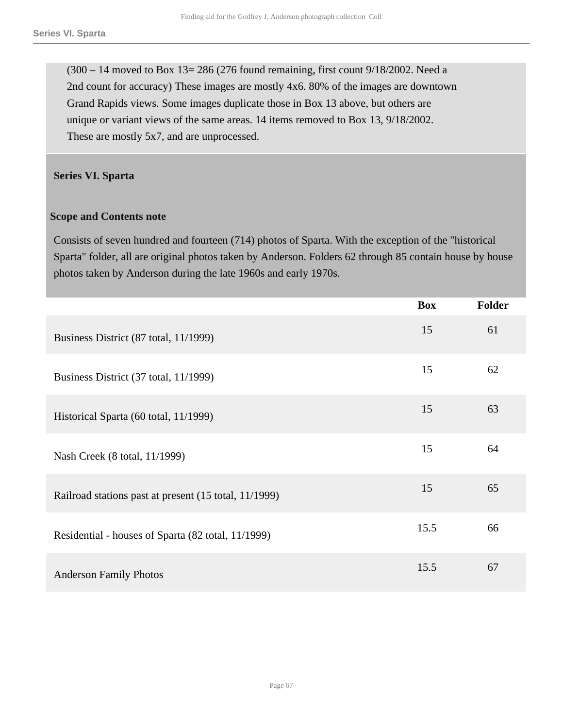(300 – 14 moved to Box 13= 286 (276 found remaining, first count 9/18/2002. Need a 2nd count for accuracy) These images are mostly 4x6. 80% of the images are downtown Grand Rapids views. Some images duplicate those in Box 13 above, but others are unique or variant views of the same areas. 14 items removed to Box 13, 9/18/2002. These are mostly 5x7, and are unprocessed.

## Series VI. Sparta

### Scope and Contents note

Consists of seven hundred and fourteen (714) photos of Sparta. With the exception of the "historical Sparta" folder, all are original photos taken by Anderson. Folders 62 through 85 contain house by house photos taken by Anderson during the late 1960s and early 1970s.

| | Box | Folder |
|---|---|---|
| Business District (87 total, 11/1999) | 15 | 61 |
| Business District (37 total, 11/1999) | 15 | 62 |
| Historical Sparta (60 total, 11/1999) | 15 | 63 |
| Nash Creek (8 total, 11/1999) | 15 | 64 |
| Railroad stations past at present (15 total, 11/1999) | 15 | 65 |
| Residential - houses of Sparta (82 total, 11/1999) | 15.5 | 66 |
| Anderson Family Photos | 15.5 | 67 |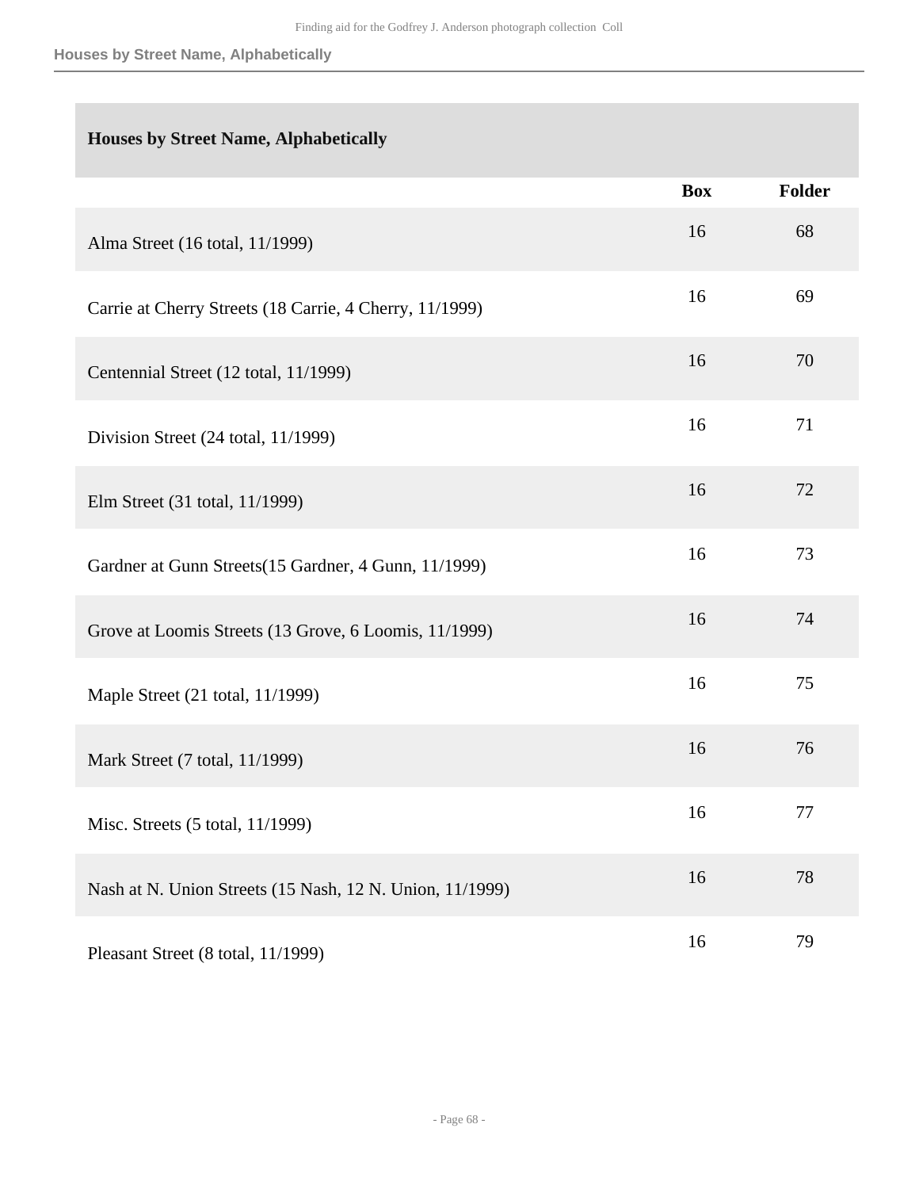## Houses by Street Name, Alphabetically

| | Box | Folder |
|---|---|---|
| Alma Street (16 total, 11/1999) | 16 | 68 |
| Carrie at Cherry Streets (18 Carrie, 4 Cherry, 11/1999) | 16 | 69 |
| Centennial Street (12 total, 11/1999) | 16 | 70 |
| Division Street (24 total, 11/1999) | 16 | 71 |
| Elm Street (31 total, 11/1999) | 16 | 72 |
| Gardner at Gunn Streets(15 Gardner, 4 Gunn, 11/1999) | 16 | 73 |
| Grove at Loomis Streets (13 Grove, 6 Loomis, 11/1999) | 16 | 74 |
| Maple Street (21 total, 11/1999) | 16 | 75 |
| Mark Street (7 total, 11/1999) | 16 | 76 |
| Misc. Streets (5 total, 11/1999) | 16 | 77 |
| Nash at N. Union Streets (15 Nash, 12 N. Union, 11/1999) | 16 | 78 |
| Pleasant Street (8 total, 11/1999) | 16 | 79 |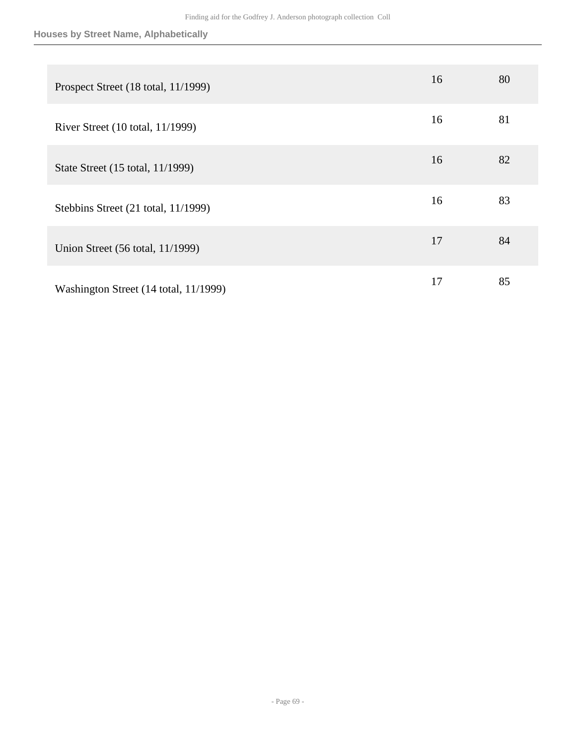| | | |
|---|---|---|
| Prospect Street (18 total, 11/1999) | 16 | 80 |
| River Street (10 total, 11/1999) | 16 | 81 |
| State Street (15 total, 11/1999) | 16 | 82 |
| Stebbins Street (21 total, 11/1999) | 16 | 83 |
| Union Street (56 total, 11/1999) | 17 | 84 |
| Washington Street (14 total, 11/1999) | 17 | 85 |